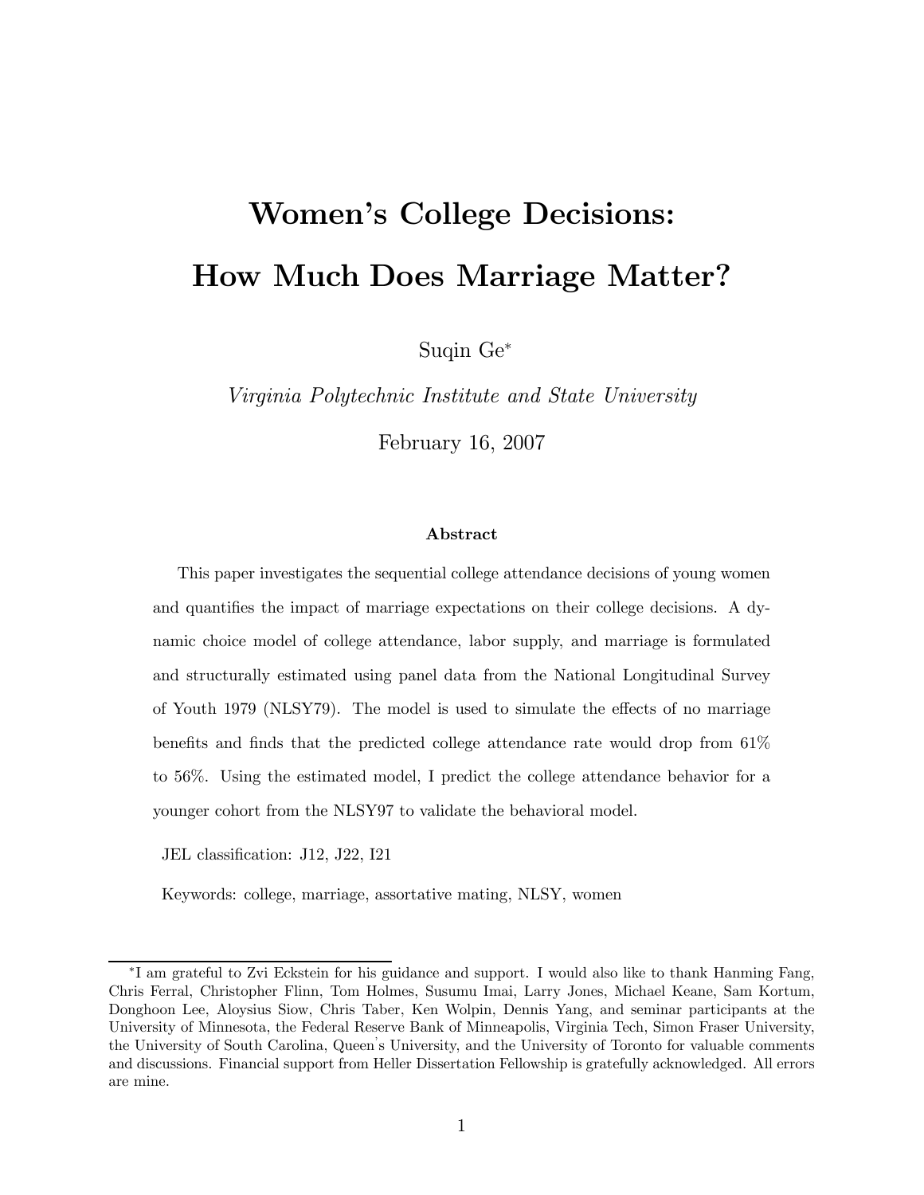# Women's College Decisions: How Much Does Marriage Matter?

Suqin Ge*

*Virginia Polytechnic Institute and State University*

February 16, 2007

### Abstract

This paper investigates the sequential college attendance decisions of young women and quantifies the impact of marriage expectations on their college decisions. A dynamic choice model of college attendance, labor supply, and marriage is formulated and structurally estimated using panel data from the National Longitudinal Survey of Youth 1979 (NLSY79). The model is used to simulate the effects of no marriage benefits and finds that the predicted college attendance rate would drop from 61% to 56%. Using the estimated model, I predict the college attendance behavior for a younger cohort from the NLSY97 to validate the behavioral model.

JEL classification: J12, J22, I21

Keywords: college, marriage, assortative mating, NLSY, women

---

*I am grateful to Zvi Eckstein for his guidance and support. I would also like to thank Hanming Fang, Chris Ferral, Christopher Flinn, Tom Holmes, Susumu Imai, Larry Jones, Michael Keane, Sam Kortum, Donghoon Lee, Aloysius Siow, Chris Taber, Ken Wolpin, Dennis Yang, and seminar participants at the University of Minnesota, the Federal Reserve Bank of Minneapolis, Virginia Tech, Simon Fraser University, the University of South Carolina, Queen's University, and the University of Toronto for valuable comments and discussions. Financial support from Heller Dissertation Fellowship is gratefully acknowledged. All errors are mine.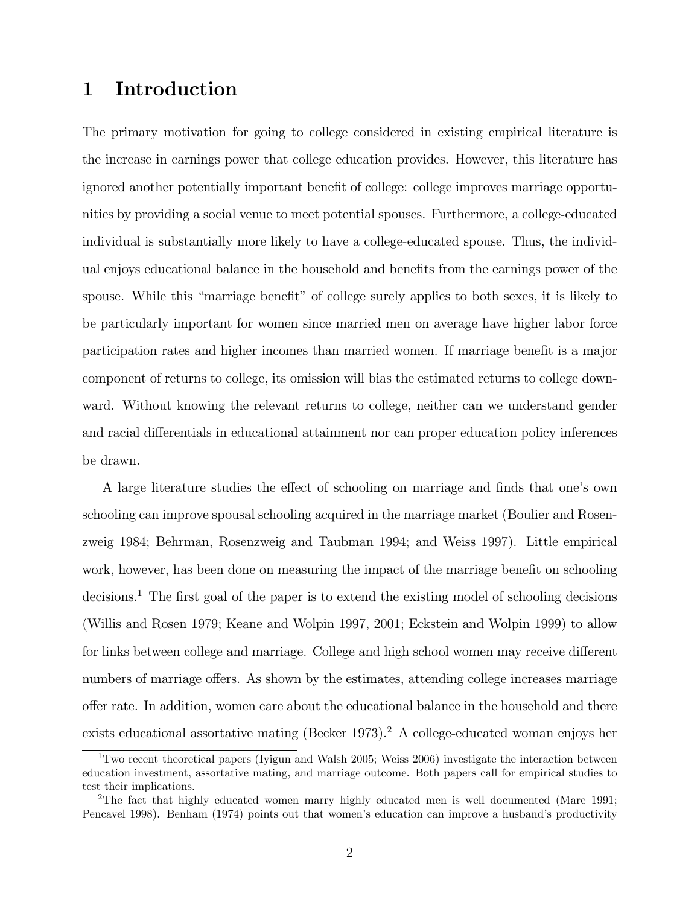# 1 Introduction

The primary motivation for going to college considered in existing empirical literature is the increase in earnings power that college education provides. However, this literature has ignored another potentially important benefit of college: college improves marriage opportunities by providing a social venue to meet potential spouses. Furthermore, a college-educated individual is substantially more likely to have a college-educated spouse. Thus, the individual enjoys educational balance in the household and benefits from the earnings power of the spouse. While this "marriage benefit" of college surely applies to both sexes, it is likely to be particularly important for women since married men on average have higher labor force participation rates and higher incomes than married women. If marriage benefit is a major component of returns to college, its omission will bias the estimated returns to college downward. Without knowing the relevant returns to college, neither can we understand gender and racial differentials in educational attainment nor can proper education policy inferences be drawn.

A large literature studies the effect of schooling on marriage and finds that one's own schooling can improve spousal schooling acquired in the marriage market (Boulier and Rosenzweig 1984; Behrman, Rosenzweig and Taubman 1994; and Weiss 1997). Little empirical work, however, has been done on measuring the impact of the marriage benefit on schooling decisions.[1] The first goal of the paper is to extend the existing model of schooling decisions (Willis and Rosen 1979; Keane and Wolpin 1997, 2001; Eckstein and Wolpin 1999) to allow for links between college and marriage. College and high school women may receive different numbers of marriage offers. As shown by the estimates, attending college increases marriage offer rate. In addition, women care about the educational balance in the household and there exists educational assortative mating (Becker 1973).[2] A college-educated woman enjoys her

[1] Two recent theoretical papers (Iyigun and Walsh 2005; Weiss 2006) investigate the interaction between education investment, assortative mating, and marriage outcome. Both papers call for empirical studies to test their implications.

[2] The fact that highly educated women marry highly educated men is well documented (Mare 1991; Pencavel 1998). Benham (1974) points out that women's education can improve a husband's productivity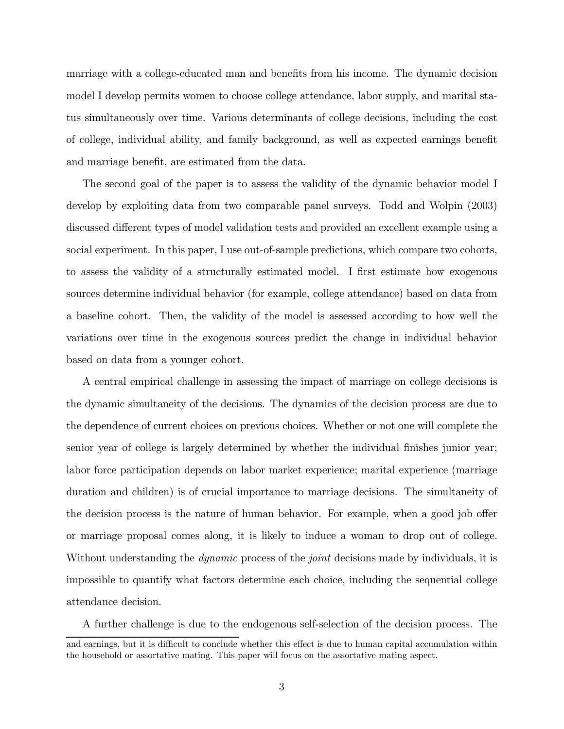marriage with a college-educated man and benefits from his income. The dynamic decision model I develop permits women to choose college attendance, labor supply, and marital status simultaneously over time. Various determinants of college decisions, including the cost of college, individual ability, and family background, as well as expected earnings benefit and marriage benefit, are estimated from the data.

The second goal of the paper is to assess the validity of the dynamic behavior model I develop by exploiting data from two comparable panel surveys. Todd and Wolpin (2003) discussed different types of model validation tests and provided an excellent example using a social experiment. In this paper, I use out-of-sample predictions, which compare two cohorts, to assess the validity of a structurally estimated model. I first estimate how exogenous sources determine individual behavior (for example, college attendance) based on data from a baseline cohort. Then, the validity of the model is assessed according to how well the variations over time in the exogenous sources predict the change in individual behavior based on data from a younger cohort.

A central empirical challenge in assessing the impact of marriage on college decisions is the dynamic simultaneity of the decisions. The dynamics of the decision process are due to the dependence of current choices on previous choices. Whether or not one will complete the senior year of college is largely determined by whether the individual finishes junior year; labor force participation depends on labor market experience; marital experience (marriage duration and children) is of crucial importance to marriage decisions. The simultaneity of the decision process is the nature of human behavior. For example, when a good job offer or marriage proposal comes along, it is likely to induce a woman to drop out of college. Without understanding the *dynamic* process of the *joint* decisions made by individuals, it is impossible to quantify what factors determine each choice, including the sequential college attendance decision.

A further challenge is due to the endogenous self-selection of the decision process. The

---

and earnings, but it is difficult to conclude whether this effect is due to human capital accumulation within the household or assortative mating. This paper will focus on the assortative mating aspect.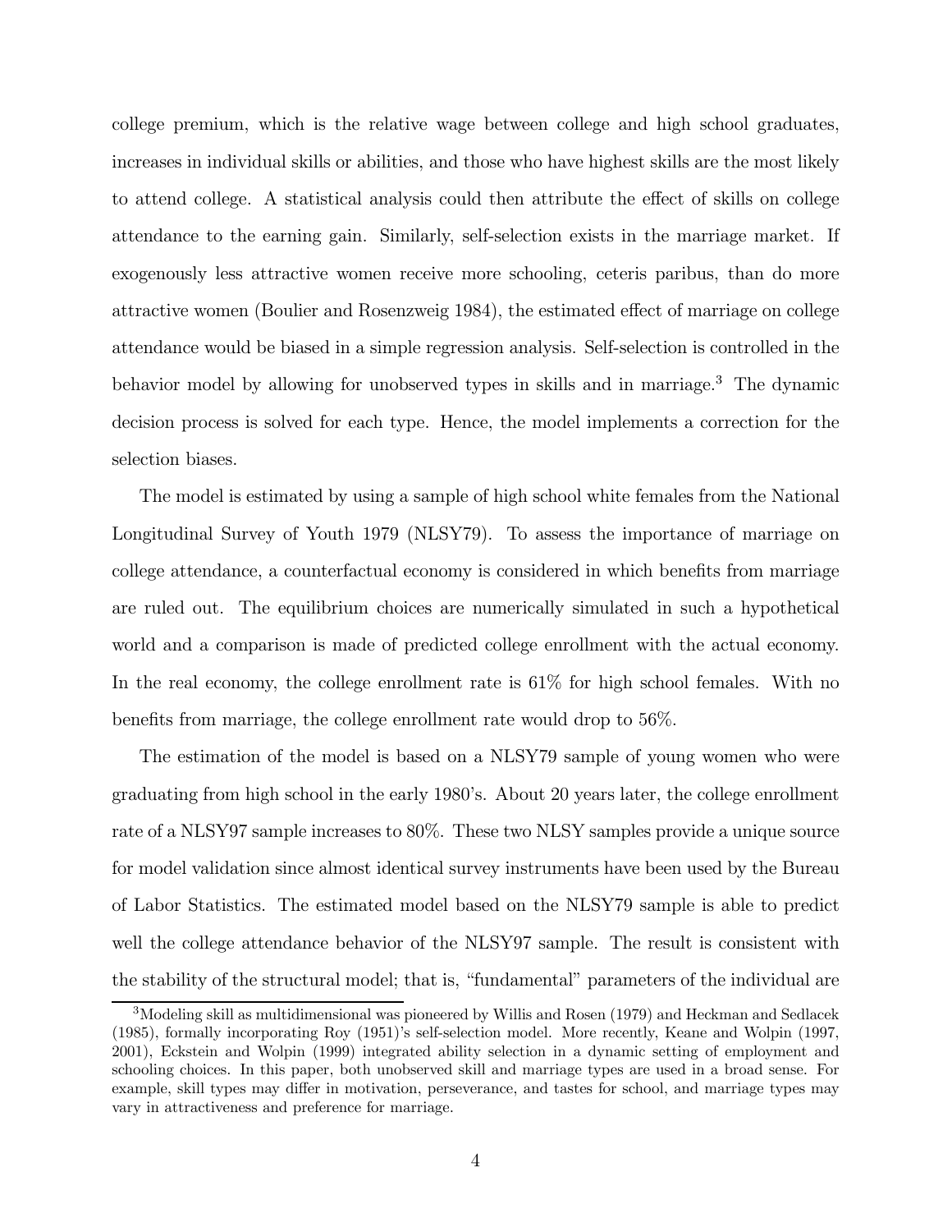college premium, which is the relative wage between college and high school graduates, increases in individual skills or abilities, and those who have highest skills are the most likely to attend college. A statistical analysis could then attribute the effect of skills on college attendance to the earning gain. Similarly, self-selection exists in the marriage market. If exogenously less attractive women receive more schooling, ceteris paribus, than do more attractive women (Boulier and Rosenzweig 1984), the estimated effect of marriage on college attendance would be biased in a simple regression analysis. Self-selection is controlled in the behavior model by allowing for unobserved types in skills and in marriage.[3] The dynamic decision process is solved for each type. Hence, the model implements a correction for the selection biases.

The model is estimated by using a sample of high school white females from the National Longitudinal Survey of Youth 1979 (NLSY79). To assess the importance of marriage on college attendance, a counterfactual economy is considered in which benefits from marriage are ruled out. The equilibrium choices are numerically simulated in such a hypothetical world and a comparison is made of predicted college enrollment with the actual economy. In the real economy, the college enrollment rate is 61% for high school females. With no benefits from marriage, the college enrollment rate would drop to 56%.

The estimation of the model is based on a NLSY79 sample of young women who were graduating from high school in the early 1980's. About 20 years later, the college enrollment rate of a NLSY97 sample increases to 80%. These two NLSY samples provide a unique source for model validation since almost identical survey instruments have been used by the Bureau of Labor Statistics. The estimated model based on the NLSY79 sample is able to predict well the college attendance behavior of the NLSY97 sample. The result is consistent with the stability of the structural model; that is, "fundamental" parameters of the individual are

[3] Modeling skill as multidimensional was pioneered by Willis and Rosen (1979) and Heckman and Sedlacek (1985), formally incorporating Roy (1951)'s self-selection model. More recently, Keane and Wolpin (1997, 2001), Eckstein and Wolpin (1999) integrated ability selection in a dynamic setting of employment and schooling choices. In this paper, both unobserved skill and marriage types are used in a broad sense. For example, skill types may differ in motivation, perseverance, and tastes for school, and marriage types may vary in attractiveness and preference for marriage.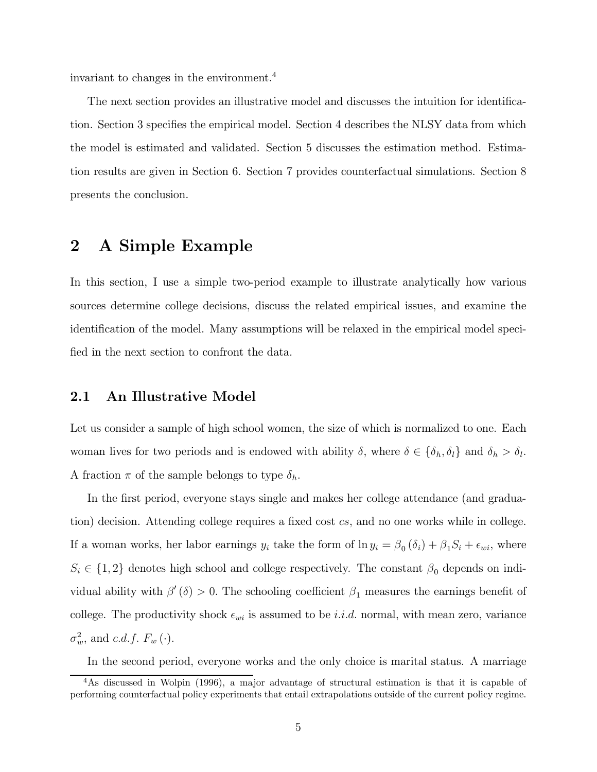invariant to changes in the environment.[4]

The next section provides an illustrative model and discusses the intuition for identification. Section 3 specifies the empirical model. Section 4 describes the NLSY data from which the model is estimated and validated. Section 5 discusses the estimation method. Estimation results are given in Section 6. Section 7 provides counterfactual simulations. Section 8 presents the conclusion.

# 2 A Simple Example

In this section, I use a simple two-period example to illustrate analytically how various sources determine college decisions, discuss the related empirical issues, and examine the identification of the model. Many assumptions will be relaxed in the empirical model specified in the next section to confront the data.

## 2.1 An Illustrative Model

Let us consider a sample of high school women, the size of which is normalized to one. Each woman lives for two periods and is endowed with ability $\delta$, where $\delta \in \{\delta_h, \delta_l\}$ and $\delta_h > \delta_l$. A fraction $\pi$ of the sample belongs to type $\delta_h$.

In the first period, everyone stays single and makes her college attendance (and graduation) decision. Attending college requires a fixed cost $cs$, and no one works while in college. If a woman works, her labor earnings $y_i$ take the form of $\ln y_i = \beta_0(\delta_i) + \beta_1 S_i + \epsilon_{wi}$, where $S_i \in \{1, 2\}$ denotes high school and college respectively. The constant $\beta_0$ depends on individual ability with $\beta'(\delta) > 0$. The schooling coefficient $\beta_1$ measures the earnings benefit of college. The productivity shock $\epsilon_{wi}$ is assumed to be *i.i.d.* normal, with mean zero, variance $\sigma_w^2$, and *c.d.f.* $F_w(\cdot)$.

In the second period, everyone works and the only choice is marital status. A marriage

[4] As discussed in Wolpin (1996), a major advantage of structural estimation is that it is capable of performing counterfactual policy experiments that entail extrapolations outside of the current policy regime.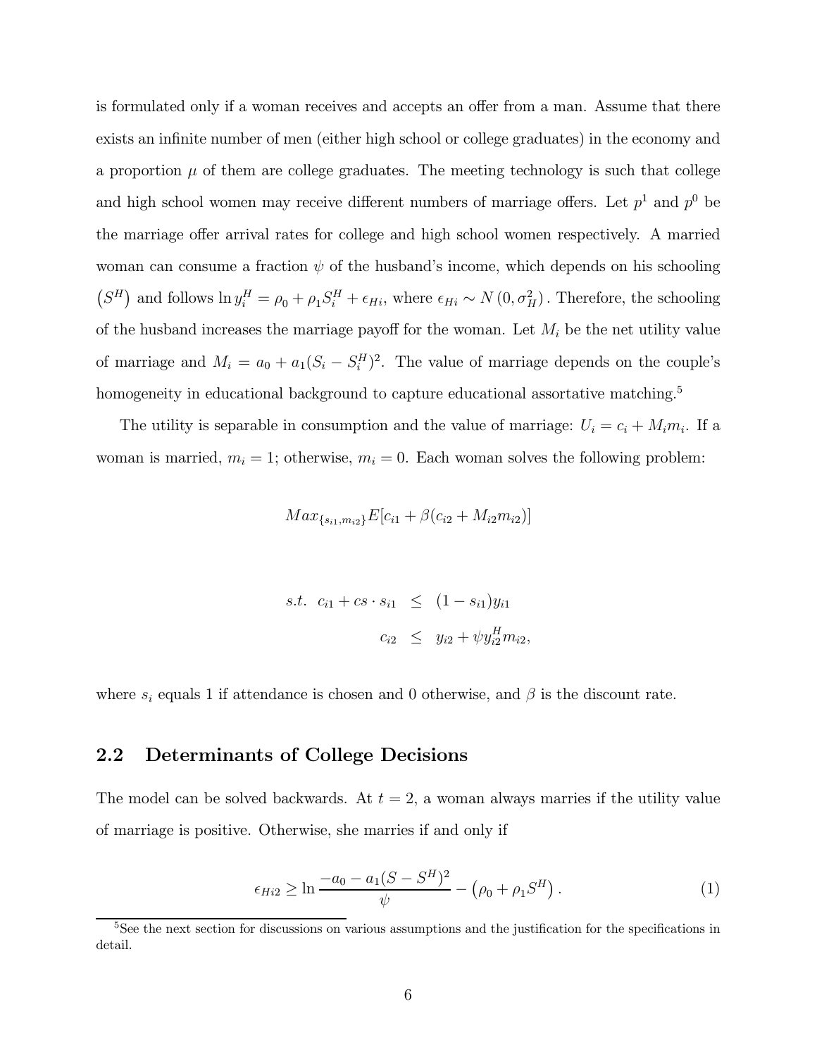is formulated only if a woman receives and accepts an offer from a man. Assume that there exists an infinite number of men (either high school or college graduates) in the economy and a proportion $\mu$ of them are college graduates. The meeting technology is such that college and high school women may receive different numbers of marriage offers. Let $p^1$ and $p^0$ be the marriage offer arrival rates for college and high school women respectively. A married woman can consume a fraction $\psi$ of the husband's income, which depends on his schooling $\left(S^H\right)$ and follows $\ln y_i^H = \rho_0 + \rho_1 S_i^H + \epsilon_{Hi}$, where $\epsilon_{Hi} \sim N\left(0, \sigma_H^2\right)$. Therefore, the schooling of the husband increases the marriage payoff for the woman. Let $M_i$ be the net utility value of marriage and $M_i = a_0 + a_1(S_i - S_i^H)^2$. The value of marriage depends on the couple's homogeneity in educational background to capture educational assortative matching.[5]

The utility is separable in consumption and the value of marriage: $U_i = c_i + M_i m_i$. If a woman is married, $m_i = 1$; otherwise, $m_i = 0$. Each woman solves the following problem:

$$Max_{\{s_{i1}, m_{i2}\}} E[c_{i1} + \beta(c_{i2} + M_{i2} m_{i2})]$$

$$\begin{aligned} s.t. \;\; c_{i1} + cs \cdot s_{i1} &\leq (1 - s_{i1}) y_{i1} \\ c_{i2} &\leq y_{i2} + \psi y_{i2}^H m_{i2}, \end{aligned}$$

where $s_i$ equals 1 if attendance is chosen and 0 otherwise, and $\beta$ is the discount rate.

## 2.2 Determinants of College Decisions

The model can be solved backwards. At $t = 2$, a woman always marries if the utility value of marriage is positive. Otherwise, she marries if and only if

$$\epsilon_{Hi2} \geq \ln \frac{-a_0 - a_1(S - S^H)^2}{\psi} - \left(\rho_0 + \rho_1 S^H\right). \tag{1}$$

[5] See the next section for discussions on various assumptions and the justification for the specifications in detail.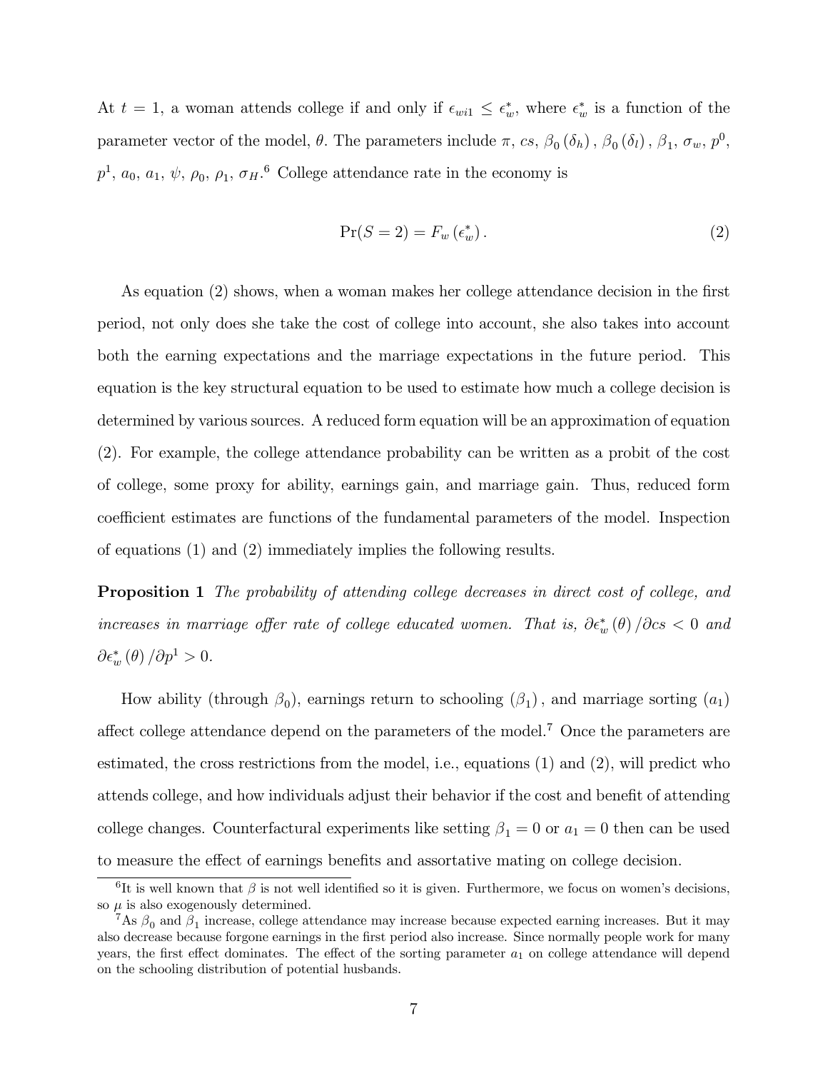At $t = 1$, a woman attends college if and only if $\epsilon_{wi1} \leq \epsilon_w^*$, where $\epsilon_w^*$ is a function of the parameter vector of the model, $\theta$. The parameters include $\pi$, $cs$, $\beta_0(\delta_h)$, $\beta_0(\delta_l)$, $\beta_1$, $\sigma_w$, $p^0$, $p^1$, $a_0$, $a_1$, $\psi$, $\rho_0$, $\rho_1$, $\sigma_H$.[6] College attendance rate in the economy is

$$\Pr(S = 2) = F_w(\epsilon_w^*). \tag{2}$$

As equation (2) shows, when a woman makes her college attendance decision in the first period, not only does she take the cost of college into account, she also takes into account both the earning expectations and the marriage expectations in the future period. This equation is the key structural equation to be used to estimate how much a college decision is determined by various sources. A reduced form equation will be an approximation of equation (2). For example, the college attendance probability can be written as a probit of the cost of college, some proxy for ability, earnings gain, and marriage gain. Thus, reduced form coefficient estimates are functions of the fundamental parameters of the model. Inspection of equations (1) and (2) immediately implies the following results.

**Proposition 1** *The probability of attending college decreases in direct cost of college, and increases in marriage offer rate of college educated women. That is,* $\partial \epsilon_w^*(\theta)/\partial cs < 0$ *and* $\partial \epsilon_w^*(\theta)/\partial p^1 > 0$.

How ability (through $\beta_0$), earnings return to schooling $(\beta_1)$, and marriage sorting $(a_1)$ affect college attendance depend on the parameters of the model.[7] Once the parameters are estimated, the cross restrictions from the model, i.e., equations (1) and (2), will predict who attends college, and how individuals adjust their behavior if the cost and benefit of attending college changes. Counterfactual experiments like setting $\beta_1 = 0$ or $a_1 = 0$ then can be used to measure the effect of earnings benefits and assortative mating on college decision.

---

[6] It is well known that $\beta$ is not well identified so it is given. Furthermore, we focus on women's decisions, so $\mu$ is also exogenously determined.

[7] As $\beta_0$ and $\beta_1$ increase, college attendance may increase because expected earning increases. But it may also decrease because forgone earnings in the first period also increase. Since normally people work for many years, the first effect dominates. The effect of the sorting parameter $a_1$ on college attendance will depend on the schooling distribution of potential husbands.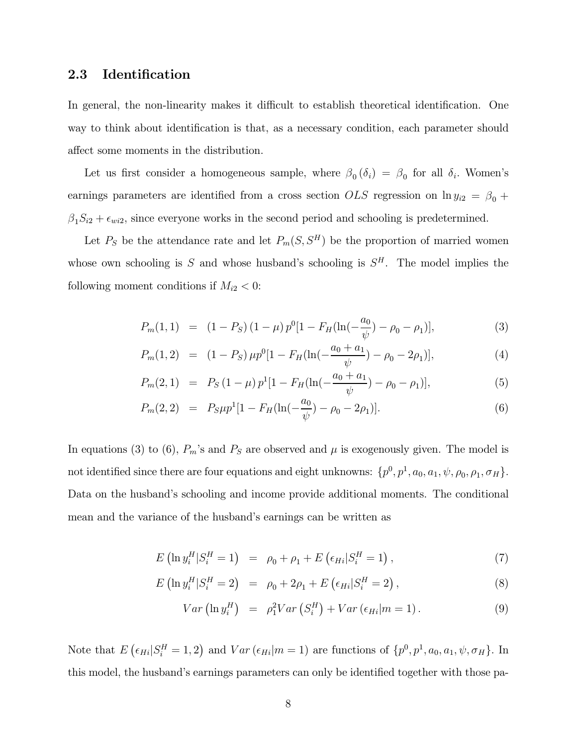### 2.3 Identification

In general, the non-linearity makes it difficult to establish theoretical identification. One way to think about identification is that, as a necessary condition, each parameter should affect some moments in the distribution.

Let us first consider a homogeneous sample, where $\beta_0(\delta_i) = \beta_0$ for all $\delta_i$. Women's earnings parameters are identified from a cross section $OLS$ regression on $\ln y_{i2} = \beta_0 + \beta_1 S_{i2} + \epsilon_{wi2}$, since everyone works in the second period and schooling is predetermined.

Let $P_S$ be the attendance rate and let $P_m(S, S^H)$ be the proportion of married women whose own schooling is $S$ and whose husband's schooling is $S^H$. The model implies the following moment conditions if $M_{i2} < 0$:

$$
\begin{aligned}
P_m(1,1) &= (1-P_S)(1-\mu)\, p^0[1 - F_H(\ln(-\frac{a_0}{\psi}) - \rho_0 - \rho_1)], \qquad (3)\\
P_m(1,2) &= (1-P_S)\,\mu p^0[1 - F_H(\ln(-\frac{a_0+a_1}{\psi}) - \rho_0 - 2\rho_1)], \qquad (4)\\
P_m(2,1) &= P_S(1-\mu)\, p^1[1 - F_H(\ln(-\frac{a_0+a_1}{\psi}) - \rho_0 - \rho_1)], \qquad (5)\\
P_m(2,2) &= P_S \mu p^1[1 - F_H(\ln(-\frac{a_0}{\psi}) - \rho_0 - 2\rho_1)]. \qquad (6)
\end{aligned}
$$

In equations (3) to (6), $P_m$'s and $P_S$ are observed and $\mu$ is exogenously given. The model is not identified since there are four equations and eight unknowns: $\{p^0, p^1, a_0, a_1, \psi, \rho_0, \rho_1, \sigma_H\}$. Data on the husband's schooling and income provide additional moments. The conditional mean and the variance of the husband's earnings can be written as

$$
\begin{aligned}
E\left(\ln y_i^H | S_i^H = 1\right) &= \rho_0 + \rho_1 + E\left(\epsilon_{Hi} | S_i^H = 1\right), \qquad (7)\\
E\left(\ln y_i^H | S_i^H = 2\right) &= \rho_0 + 2\rho_1 + E\left(\epsilon_{Hi} | S_i^H = 2\right), \qquad (8)\\
Var\left(\ln y_i^H\right) &= \rho_1^2 Var\left(S_i^H\right) + Var\left(\epsilon_{Hi} | m = 1\right). \qquad (9)
\end{aligned}
$$

Note that $E\left(\epsilon_{Hi} | S_i^H = 1, 2\right)$ and $Var\left(\epsilon_{Hi} | m = 1\right)$ are functions of $\{p^0, p^1, a_0, a_1, \psi, \sigma_H\}$. In this model, the husband's earnings parameters can only be identified together with those pa-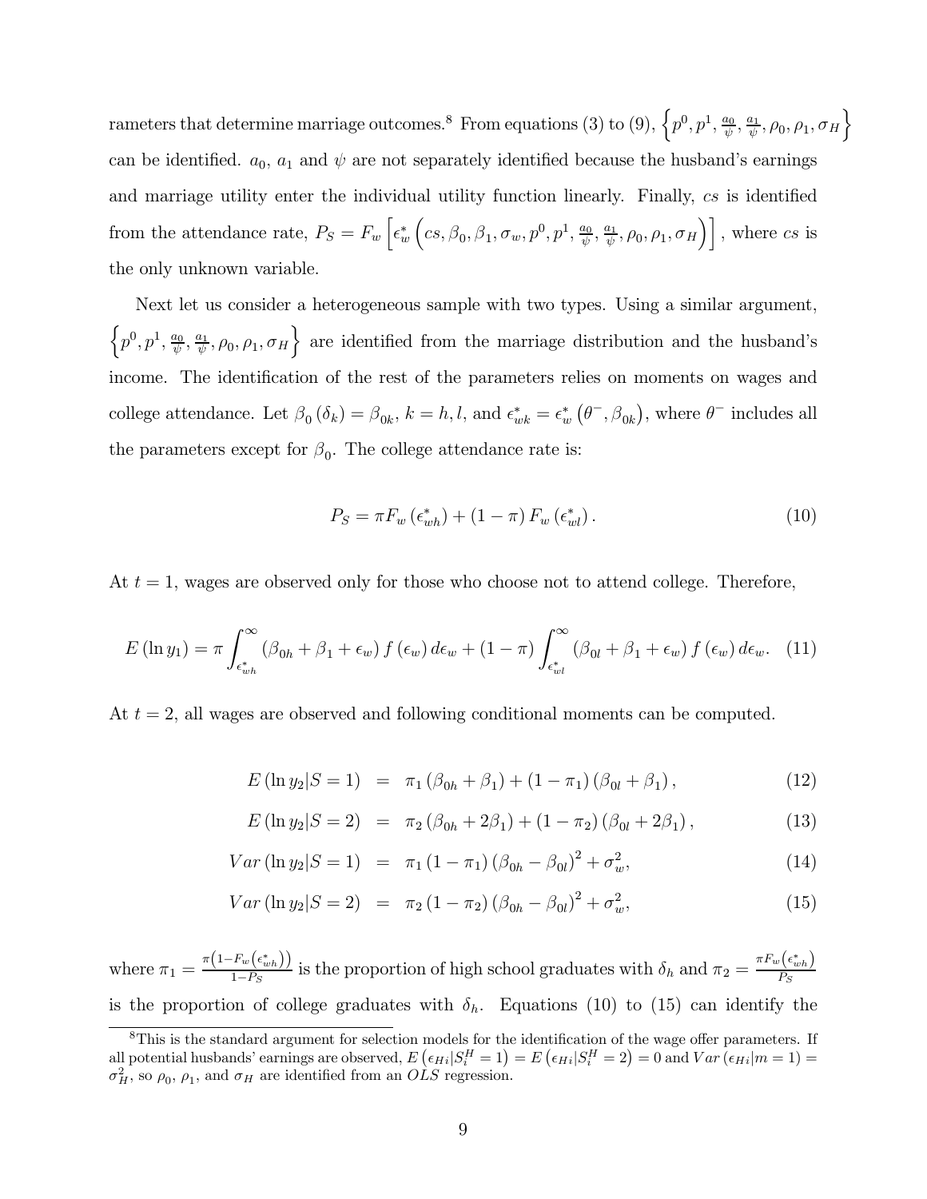rameters that determine marriage outcomes.[8] From equations (3) to (9), $\left\{p^0, p^1, \frac{a_0}{\psi}, \frac{a_1}{\psi}, \rho_0, \rho_1, \sigma_H\right\}$ can be identified. $a_0$, $a_1$ and $\psi$ are not separately identified because the husband's earnings and marriage utility enter the individual utility function linearly. Finally, $cs$ is identified from the attendance rate, $P_S = F_w\left[\epsilon_w^*\left(cs, \beta_0, \beta_1, \sigma_w, p^0, p^1, \frac{a_0}{\psi}, \frac{a_1}{\psi}, \rho_0, \rho_1, \sigma_H\right)\right]$, where $cs$ is the only unknown variable.

Next let us consider a heterogeneous sample with two types. Using a similar argument, $\left\{p^0, p^1, \frac{a_0}{\psi}, \frac{a_1}{\psi}, \rho_0, \rho_1, \sigma_H\right\}$ are identified from the marriage distribution and the husband's income. The identification of the rest of the parameters relies on moments on wages and college attendance. Let $\beta_0(\delta_k) = \beta_{0k}$, $k = h, l$, and $\epsilon_{wk}^* = \epsilon_w^*\left(\theta^-, \beta_{0k}\right)$, where $\theta^-$ includes all the parameters except for $\beta_0$. The college attendance rate is:

$$P_S = \pi F_w\left(\epsilon_{wh}^*\right) + (1 - \pi) F_w\left(\epsilon_{wl}^*\right). \tag{10}$$

At $t = 1$, wages are observed only for those who choose not to attend college. Therefore,

$$E(\ln y_1) = \pi \int_{\epsilon_{wh}^*}^{\infty} \left(\beta_{0h} + \beta_1 + \epsilon_w\right) f(\epsilon_w)\, d\epsilon_w + (1 - \pi) \int_{\epsilon_{wl}^*}^{\infty} \left(\beta_{0l} + \beta_1 + \epsilon_w\right) f(\epsilon_w)\, d\epsilon_w. \tag{11}$$

At $t = 2$, all wages are observed and following conditional moments can be computed.

$$E(\ln y_2 | S = 1) = \pi_1\left(\beta_{0h} + \beta_1\right) + (1 - \pi_1)\left(\beta_{0l} + \beta_1\right), \tag{12}$$

$$E(\ln y_2 | S = 2) = \pi_2\left(\beta_{0h} + 2\beta_1\right) + (1 - \pi_2)\left(\beta_{0l} + 2\beta_1\right), \tag{13}$$

$$Var(\ln y_2 | S = 1) = \pi_1(1 - \pi_1)\left(\beta_{0h} - \beta_{0l}\right)^2 + \sigma_w^2, \tag{14}$$

$$Var(\ln y_2 | S = 2) = \pi_2(1 - \pi_2)\left(\beta_{0h} - \beta_{0l}\right)^2 + \sigma_w^2, \tag{15}$$

where $\pi_1 = \frac{\pi\left(1 - F_w\left(\epsilon_{wh}^*\right)\right)}{1 - P_S}$ is the proportion of high school graduates with $\delta_h$ and $\pi_2 = \frac{\pi F_w\left(\epsilon_{wh}^*\right)}{P_S}$ is the proportion of college graduates with $\delta_h$. Equations (10) to (15) can identify the

[8] This is the standard argument for selection models for the identification of the wage offer parameters. If all potential husbands' earnings are observed, $E\left(\epsilon_{Hi} | S_i^H = 1\right) = E\left(\epsilon_{Hi} | S_i^H = 2\right) = 0$ and $Var\left(\epsilon_{Hi} | m = 1\right) = \sigma_H^2$, so $\rho_0$, $\rho_1$, and $\sigma_H$ are identified from an $OLS$ regression.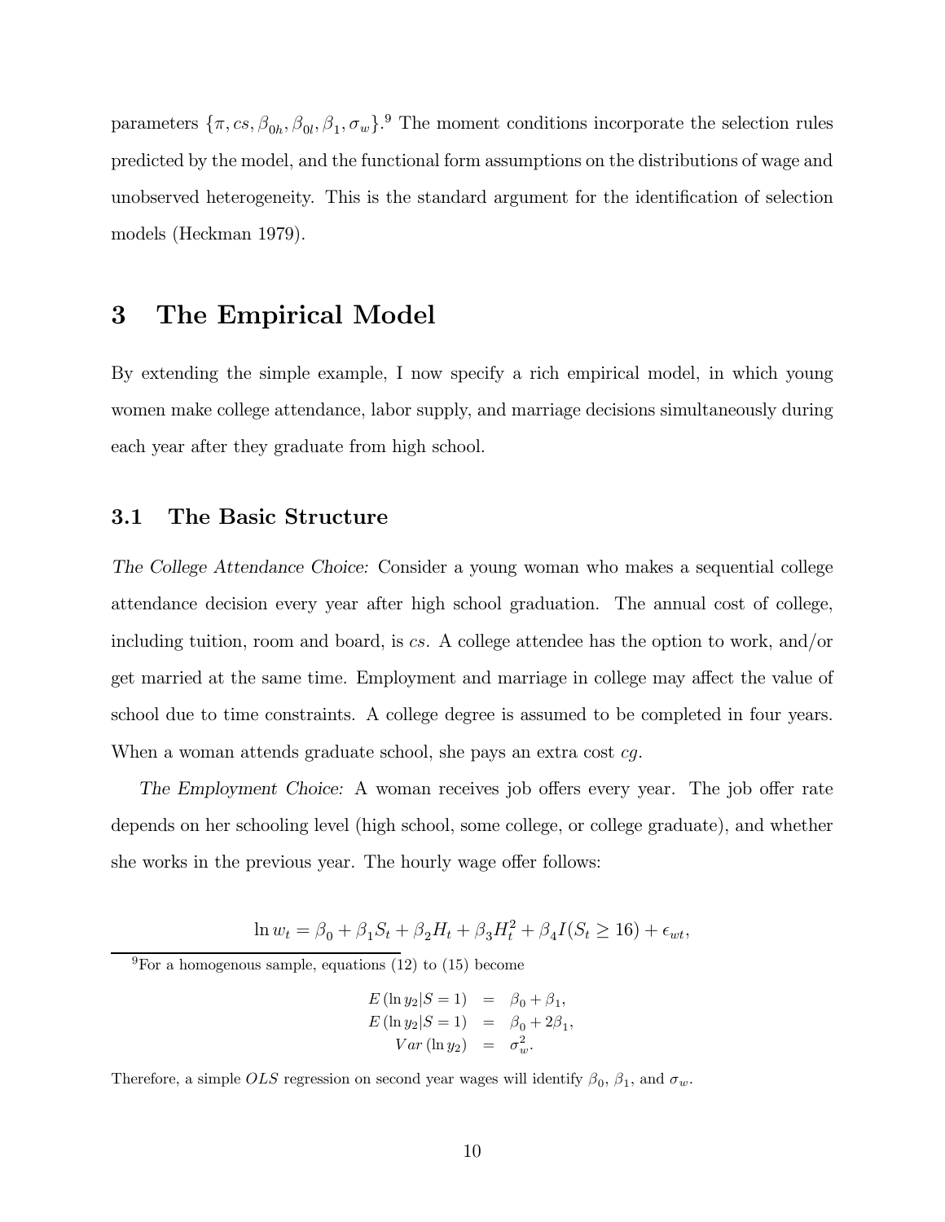parameters $\{\pi, cs, \beta_{0h}, \beta_{0l}, \beta_1, \sigma_w\}$.[9] The moment conditions incorporate the selection rules predicted by the model, and the functional form assumptions on the distributions of wage and unobserved heterogeneity. This is the standard argument for the identification of selection models (Heckman 1979).

# 3 The Empirical Model

By extending the simple example, I now specify a rich empirical model, in which young women make college attendance, labor supply, and marriage decisions simultaneously during each year after they graduate from high school.

## 3.1 The Basic Structure

*The College Attendance Choice:* Consider a young woman who makes a sequential college attendance decision every year after high school graduation. The annual cost of college, including tuition, room and board, is $cs$. A college attendee has the option to work, and/or get married at the same time. Employment and marriage in college may affect the value of school due to time constraints. A college degree is assumed to be completed in four years. When a woman attends graduate school, she pays an extra cost $cg$.

*The Employment Choice:* A woman receives job offers every year. The job offer rate depends on her schooling level (high school, some college, or college graduate), and whether she works in the previous year. The hourly wage offer follows:

$$\ln w_t = \beta_0 + \beta_1 S_t + \beta_2 H_t + \beta_3 H_t^2 + \beta_4 I(S_t \geq 16) + \epsilon_{wt},$$

---

[9] For a homogenous sample, equations (12) to (15) become

$$\begin{aligned} E(\ln y_2 | S = 1) &= \beta_0 + \beta_1, \\ E(\ln y_2 | S = 1) &= \beta_0 + 2\beta_1, \\ Var(\ln y_2) &= \sigma_w^2. \end{aligned}$$

Therefore, a simple $OLS$ regression on second year wages will identify $\beta_0$, $\beta_1$, and $\sigma_w$.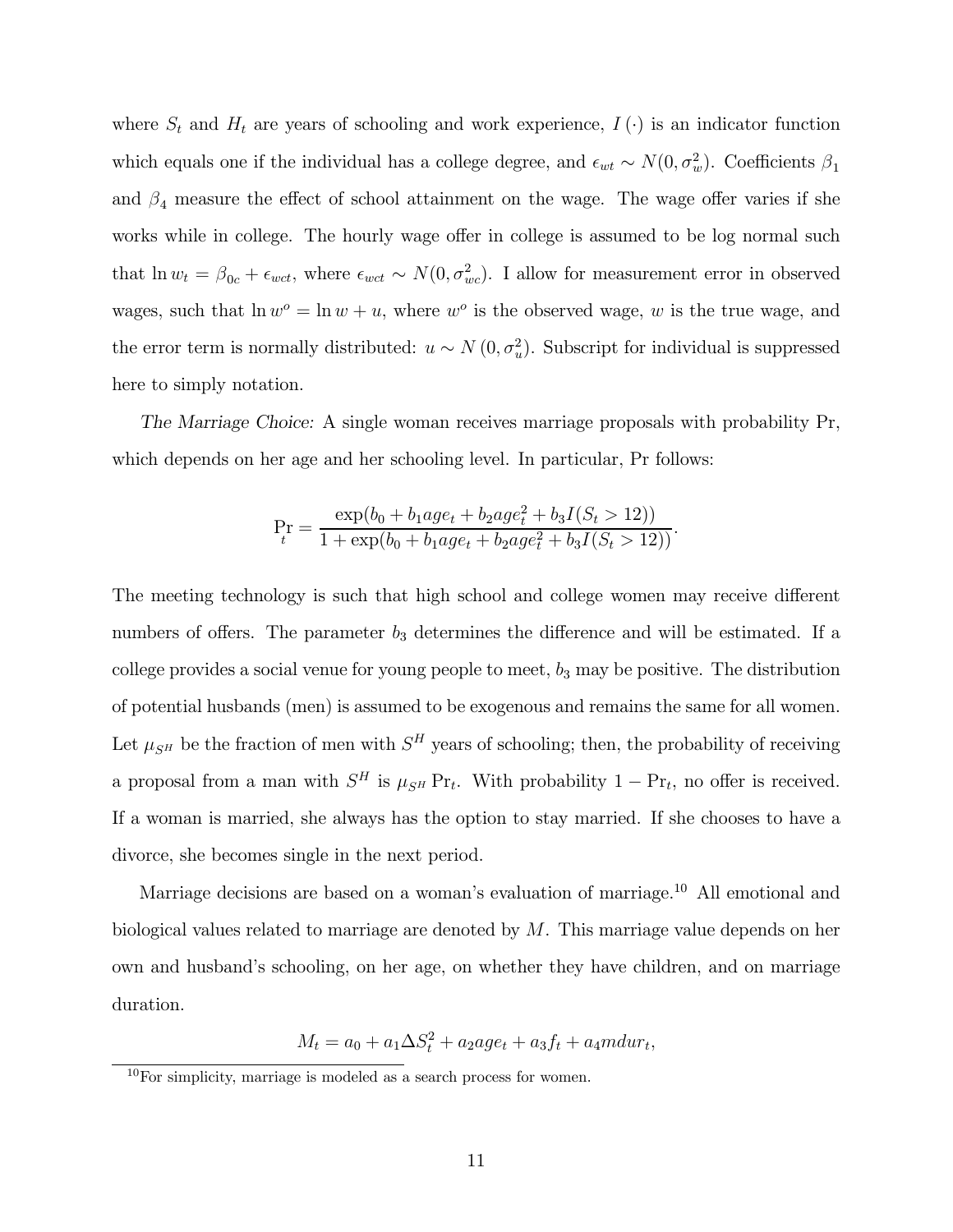where $S_t$ and $H_t$ are years of schooling and work experience, $I(\cdot)$ is an indicator function which equals one if the individual has a college degree, and $\epsilon_{wt} \sim N(0, \sigma_w^2)$. Coefficients $\beta_1$ and $\beta_4$ measure the effect of school attainment on the wage. The wage offer varies if she works while in college. The hourly wage offer in college is assumed to be log normal such that $\ln w_t = \beta_{0c} + \epsilon_{wct}$, where $\epsilon_{wct} \sim N(0, \sigma_{wc}^2)$. I allow for measurement error in observed wages, such that $\ln w^o = \ln w + u$, where $w^o$ is the observed wage, $w$ is the true wage, and the error term is normally distributed: $u \sim N(0, \sigma_u^2)$. Subscript for individual is suppressed here to simply notation.

*The Marriage Choice:* A single woman receives marriage proposals with probability Pr, which depends on her age and her schooling level. In particular, Pr follows:

$$\Pr_t = \frac{\exp(b_0 + b_1 age_t + b_2 age_t^2 + b_3 I(S_t > 12))}{1 + \exp(b_0 + b_1 age_t + b_2 age_t^2 + b_3 I(S_t > 12))}.$$

The meeting technology is such that high school and college women may receive different numbers of offers. The parameter $b_3$ determines the difference and will be estimated. If a college provides a social venue for young people to meet, $b_3$ may be positive. The distribution of potential husbands (men) is assumed to be exogenous and remains the same for all women. Let $\mu_{S^H}$ be the fraction of men with $S^H$ years of schooling; then, the probability of receiving a proposal from a man with $S^H$ is $\mu_{S^H} \Pr_t$. With probability $1 - \Pr_t$, no offer is received. If a woman is married, she always has the option to stay married. If she chooses to have a divorce, she becomes single in the next period.

Marriage decisions are based on a woman's evaluation of marriage.[10] All emotional and biological values related to marriage are denoted by $M$. This marriage value depends on her own and husband's schooling, on her age, on whether they have children, and on marriage duration.

$$M_t = a_0 + a_1 \Delta S_t^2 + a_2 age_t + a_3 f_t + a_4 mdur_t,$$

[10] For simplicity, marriage is modeled as a search process for women.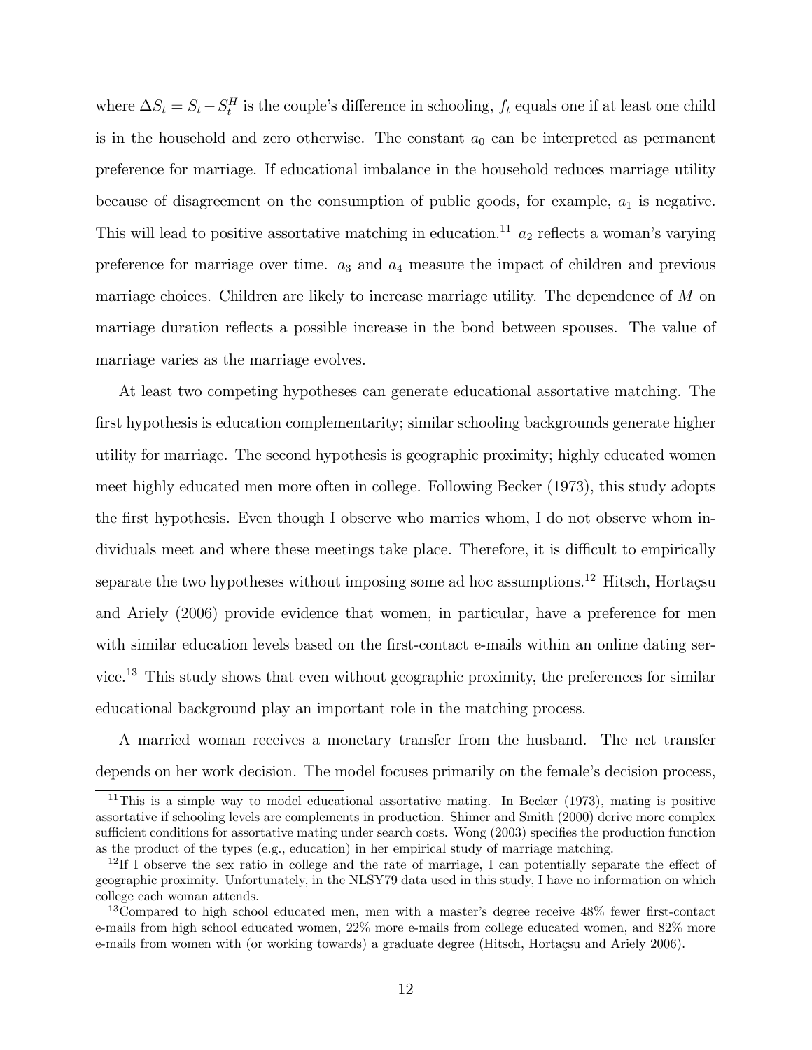where $\Delta S_t = S_t - S_t^H$ is the couple's difference in schooling, $f_t$ equals one if at least one child is in the household and zero otherwise. The constant $a_0$ can be interpreted as permanent preference for marriage. If educational imbalance in the household reduces marriage utility because of disagreement on the consumption of public goods, for example, $a_1$ is negative. This will lead to positive assortative matching in education.[11] $a_2$ reflects a woman's varying preference for marriage over time. $a_3$ and $a_4$ measure the impact of children and previous marriage choices. Children are likely to increase marriage utility. The dependence of $M$ on marriage duration reflects a possible increase in the bond between spouses. The value of marriage varies as the marriage evolves.

At least two competing hypotheses can generate educational assortative matching. The first hypothesis is education complementarity; similar schooling backgrounds generate higher utility for marriage. The second hypothesis is geographic proximity; highly educated women meet highly educated men more often in college. Following Becker (1973), this study adopts the first hypothesis. Even though I observe who marries whom, I do not observe whom individuals meet and where these meetings take place. Therefore, it is difficult to empirically separate the two hypotheses without imposing some ad hoc assumptions.[12] Hitsch, Hortaçsu and Ariely (2006) provide evidence that women, in particular, have a preference for men with similar education levels based on the first-contact e-mails within an online dating service.[13] This study shows that even without geographic proximity, the preferences for similar educational background play an important role in the matching process.

A married woman receives a monetary transfer from the husband. The net transfer depends on her work decision. The model focuses primarily on the female's decision process,

[11] This is a simple way to model educational assortative mating. In Becker (1973), mating is positive assortative if schooling levels are complements in production. Shimer and Smith (2000) derive more complex sufficient conditions for assortative mating under search costs. Wong (2003) specifies the production function as the product of the types (e.g., education) in her empirical study of marriage matching.

[12] If I observe the sex ratio in college and the rate of marriage, I can potentially separate the effect of geographic proximity. Unfortunately, in the NLSY79 data used in this study, I have no information on which college each woman attends.

[13] Compared to high school educated men, men with a master's degree receive 48% fewer first-contact e-mails from high school educated women, 22% more e-mails from college educated women, and 82% more e-mails from women with (or working towards) a graduate degree (Hitsch, Hortaçsu and Ariely 2006).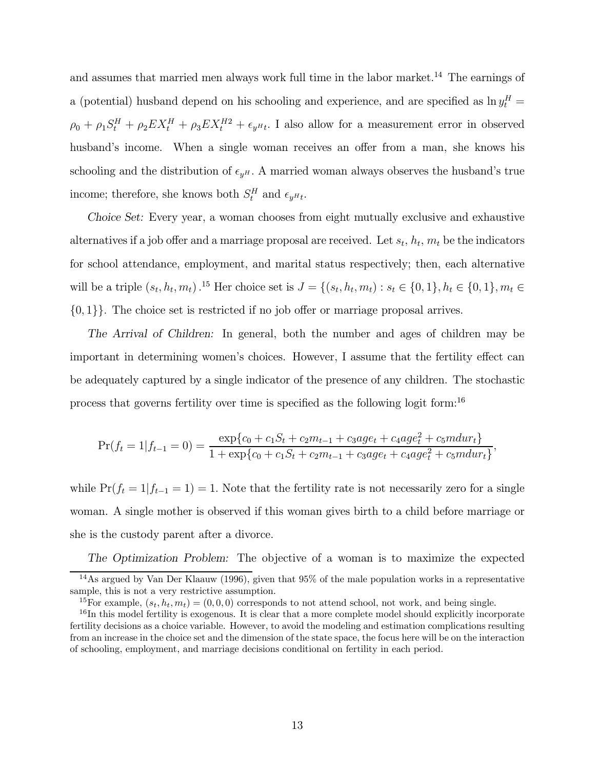and assumes that married men always work full time in the labor market.[14] The earnings of a (potential) husband depend on his schooling and experience, and are specified as $\ln y_t^H = \rho_0 + \rho_1 S_t^H + \rho_2 EX_t^H + \rho_3 EX_t^{H2} + \epsilon_{y^H t}$. I also allow for a measurement error in observed husband's income. When a single woman receives an offer from a man, she knows his schooling and the distribution of $\epsilon_{y^H}$. A married woman always observes the husband's true income; therefore, she knows both $S_t^H$ and $\epsilon_{y^H t}$.

*Choice Set:* Every year, a woman chooses from eight mutually exclusive and exhaustive alternatives if a job offer and a marriage proposal are received. Let $s_t$, $h_t$, $m_t$ be the indicators for school attendance, employment, and marital status respectively; then, each alternative will be a triple $(s_t, h_t, m_t)$.[15] Her choice set is $J = \{(s_t, h_t, m_t) : s_t \in \{0, 1\}, h_t \in \{0, 1\}, m_t \in \{0, 1\}\}$. The choice set is restricted if no job offer or marriage proposal arrives.

*The Arrival of Children:* In general, both the number and ages of children may be important in determining women's choices. However, I assume that the fertility effect can be adequately captured by a single indicator of the presence of any children. The stochastic process that governs fertility over time is specified as the following logit form:[16]

$$\Pr(f_t = 1 | f_{t-1} = 0) = \frac{\exp\{c_0 + c_1 S_t + c_2 m_{t-1} + c_3 age_t + c_4 age_t^2 + c_5 mdur_t\}}{1 + \exp\{c_0 + c_1 S_t + c_2 m_{t-1} + c_3 age_t + c_4 age_t^2 + c_5 mdur_t\}},$$

while $\Pr(f_t = 1 | f_{t-1} = 1) = 1$. Note that the fertility rate is not necessarily zero for a single woman. A single mother is observed if this woman gives birth to a child before marriage or she is the custody parent after a divorce.

*The Optimization Problem:* The objective of a woman is to maximize the expected

[14] As argued by Van Der Klaauw (1996), given that 95% of the male population works in a representative sample, this is not a very restrictive assumption.

[15] For example, $(s_t, h_t, m_t) = (0, 0, 0)$ corresponds to not attend school, not work, and being single.

[16] In this model fertility is exogenous. It is clear that a more complete model should explicitly incorporate fertility decisions as a choice variable. However, to avoid the modeling and estimation complications resulting from an increase in the choice set and the dimension of the state space, the focus here will be on the interaction of schooling, employment, and marriage decisions conditional on fertility in each period.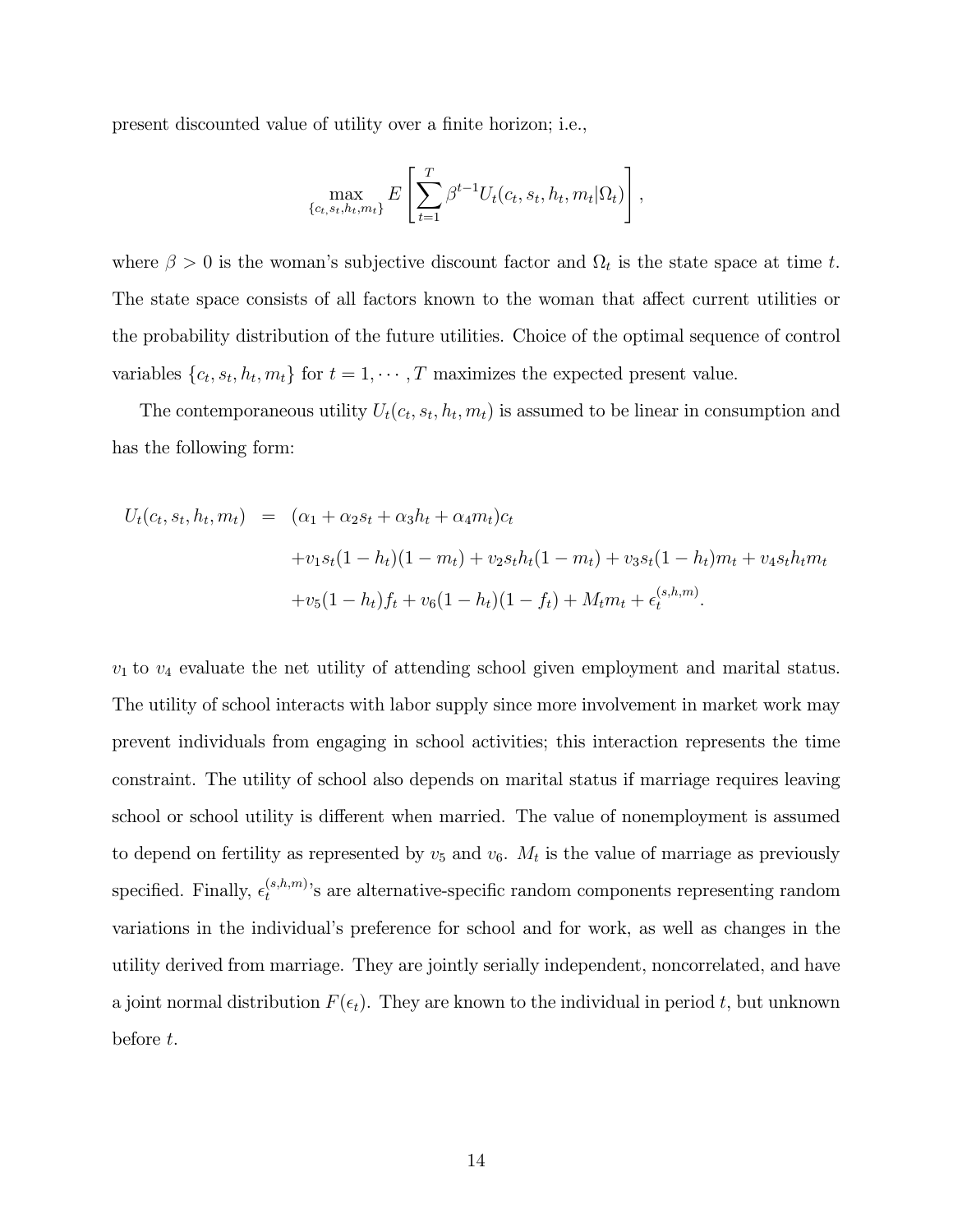present discounted value of utility over a finite horizon; i.e.,

$$\max_{\{c_t, s_t, h_t, m_t\}} E\left[\sum_{t=1}^{T} \beta^{t-1} U_t(c_t, s_t, h_t, m_t | \Omega_t)\right],$$

where $\beta > 0$ is the woman's subjective discount factor and $\Omega_t$ is the state space at time $t$. The state space consists of all factors known to the woman that affect current utilities or the probability distribution of the future utilities. Choice of the optimal sequence of control variables $\{c_t, s_t, h_t, m_t\}$ for $t = 1, \cdots, T$ maximizes the expected present value.

The contemporaneous utility $U_t(c_t, s_t, h_t, m_t)$ is assumed to be linear in consumption and has the following form:

$$\begin{aligned}
U_t(c_t, s_t, h_t, m_t) &= (\alpha_1 + \alpha_2 s_t + \alpha_3 h_t + \alpha_4 m_t) c_t \\
&\quad + v_1 s_t (1 - h_t)(1 - m_t) + v_2 s_t h_t (1 - m_t) + v_3 s_t (1 - h_t) m_t + v_4 s_t h_t m_t \\
&\quad + v_5 (1 - h_t) f_t + v_6 (1 - h_t)(1 - f_t) + M_t m_t + \epsilon_t^{(s,h,m)}.
\end{aligned}$$

$v_1$ to $v_4$ evaluate the net utility of attending school given employment and marital status. The utility of school interacts with labor supply since more involvement in market work may prevent individuals from engaging in school activities; this interaction represents the time constraint. The utility of school also depends on marital status if marriage requires leaving school or school utility is different when married. The value of nonemployment is assumed to depend on fertility as represented by $v_5$ and $v_6$. $M_t$ is the value of marriage as previously specified. Finally, $\epsilon_t^{(s,h,m)}$'s are alternative-specific random components representing random variations in the individual's preference for school and for work, as well as changes in the utility derived from marriage. They are jointly serially independent, noncorrelated, and have a joint normal distribution $F(\epsilon_t)$. They are known to the individual in period $t$, but unknown before $t$.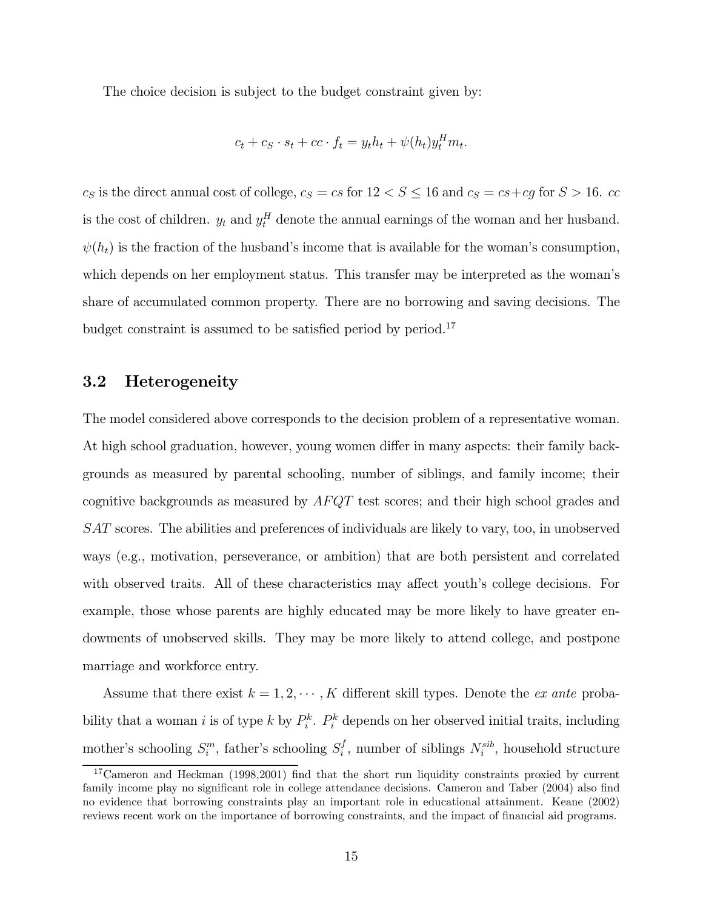The choice decision is subject to the budget constraint given by:

$$c_t + c_S \cdot s_t + cc \cdot f_t = y_t h_t + \psi(h_t) y_t^H m_t.$$

$c_S$ is the direct annual cost of college, $c_S = cs$ for $12 < S \leq 16$ and $c_S = cs + cg$ for $S > 16$. $cc$ is the cost of children. $y_t$ and $y_t^H$ denote the annual earnings of the woman and her husband. $\psi(h_t)$ is the fraction of the husband's income that is available for the woman's consumption, which depends on her employment status. This transfer may be interpreted as the woman's share of accumulated common property. There are no borrowing and saving decisions. The budget constraint is assumed to be satisfied period by period.[17]

## 3.2 Heterogeneity

The model considered above corresponds to the decision problem of a representative woman. At high school graduation, however, young women differ in many aspects: their family backgrounds as measured by parental schooling, number of siblings, and family income; their cognitive backgrounds as measured by $AFQT$ test scores; and their high school grades and $SAT$ scores. The abilities and preferences of individuals are likely to vary, too, in unobserved ways (e.g., motivation, perseverance, or ambition) that are both persistent and correlated with observed traits. All of these characteristics may affect youth's college decisions. For example, those whose parents are highly educated may be more likely to have greater endowments of unobserved skills. They may be more likely to attend college, and postpone marriage and workforce entry.

Assume that there exist $k = 1, 2, \cdots, K$ different skill types. Denote the *ex ante* probability that a woman $i$ is of type $k$ by $P_i^k$. $P_i^k$ depends on her observed initial traits, including mother's schooling $S_i^m$, father's schooling $S_i^f$, number of siblings $N_i^{sib}$, household structure

[17] Cameron and Heckman (1998,2001) find that the short run liquidity constraints proxied by current family income play no significant role in college attendance decisions. Cameron and Taber (2004) also find no evidence that borrowing constraints play an important role in educational attainment. Keane (2002) reviews recent work on the importance of borrowing constraints, and the impact of financial aid programs.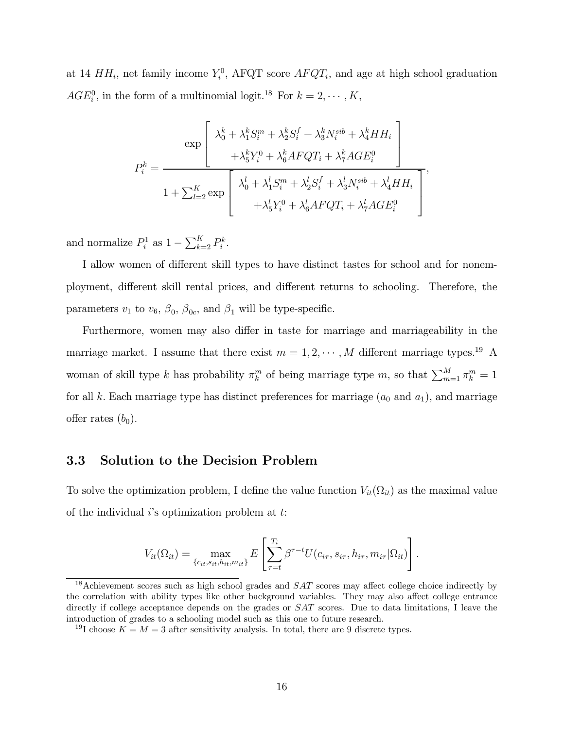at 14 $HH_i$, net family income $Y_i^0$, AFQT score $AFQT_i$, and age at high school graduation $AGE_i^0$, in the form of a multinomial logit.[18] For $k = 2, \cdots, K$,

$$
P_i^k = \frac{\exp\left[\begin{array}{c} \lambda_0^k + \lambda_1^k S_i^m + \lambda_2^k S_i^f + \lambda_3^k N_i^{sib} + \lambda_4^k HH_i \\ +\lambda_5^k Y_i^0 + \lambda_6^k AFQT_i + \lambda_7^k AGE_i^0 \end{array}\right]}{1 + \sum_{l=2}^K \exp\left[\begin{array}{c} \lambda_0^l + \lambda_1^l S_i^m + \lambda_2^l S_i^f + \lambda_3^l N_i^{sib} + \lambda_4^l HH_i \\ +\lambda_5^l Y_i^0 + \lambda_6^l AFQT_i + \lambda_7^l AGE_i^0 \end{array}\right]},
$$

and normalize $P_i^1$ as $1 - \sum_{k=2}^K P_i^k$.

I allow women of different skill types to have distinct tastes for school and for nonemployment, different skill rental prices, and different returns to schooling. Therefore, the parameters $v_1$ to $v_6$, $\beta_0$, $\beta_{0c}$, and $\beta_1$ will be type-specific.

Furthermore, women may also differ in taste for marriage and marriageability in the marriage market. I assume that there exist $m = 1, 2, \cdots, M$ different marriage types.[19] A woman of skill type $k$ has probability $\pi_k^m$ of being marriage type $m$, so that $\sum_{m=1}^M \pi_k^m = 1$ for all $k$. Each marriage type has distinct preferences for marriage ($a_0$ and $a_1$), and marriage offer rates ($b_0$).

### 3.3 Solution to the Decision Problem

To solve the optimization problem, I define the value function $V_{it}(\Omega_{it})$ as the maximal value of the individual $i$'s optimization problem at $t$:

$$
V_{it}(\Omega_{it}) = \max_{\{c_{it}, s_{it}, h_{it}, m_{it}\}} E\left[\sum_{\tau=t}^{T_i} \beta^{\tau - t} U(c_{i\tau}, s_{i\tau}, h_{i\tau}, m_{i\tau} | \Omega_{it})\right].
$$

---

[18] Achievement scores such as high school grades and *SAT* scores may affect college choice indirectly by the correlation with ability types like other background variables. They may also affect college entrance directly if college acceptance depends on the grades or *SAT* scores. Due to data limitations, I leave the introduction of grades to a schooling model such as this one to future research.

[19] I choose $K = M = 3$ after sensitivity analysis. In total, there are 9 discrete types.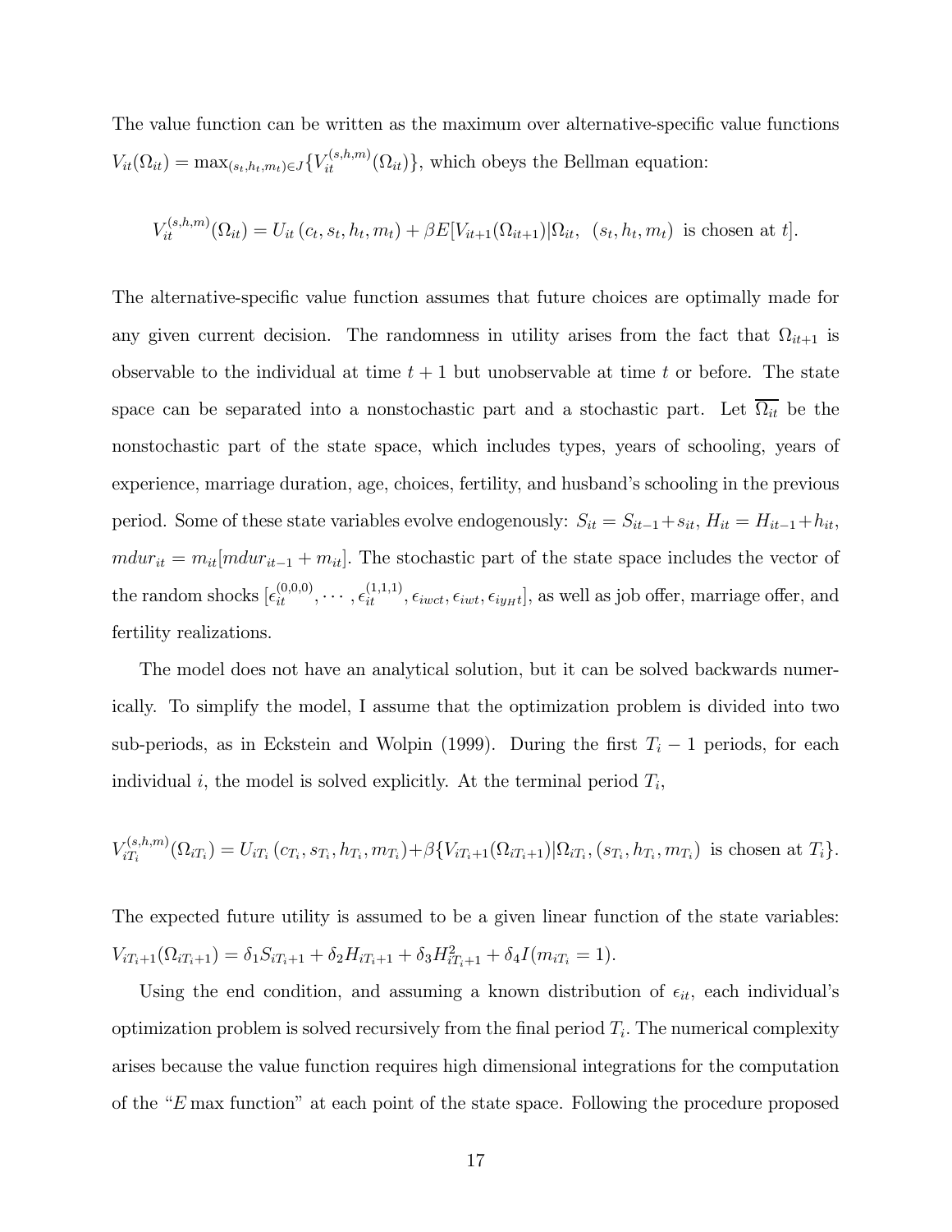The value function can be written as the maximum over alternative-specific value functions $V_{it}(\Omega_{it}) = \max_{(s_t,h_t,m_t)\in J}\{V_{it}^{(s,h,m)}(\Omega_{it})\}$, which obeys the Bellman equation:

$$V_{it}^{(s,h,m)}(\Omega_{it}) = U_{it}\left(c_t, s_t, h_t, m_t\right) + \beta E[V_{it+1}(\Omega_{it+1})|\Omega_{it},\ (s_t, h_t, m_t) \text{ is chosen at } t].$$

The alternative-specific value function assumes that future choices are optimally made for any given current decision. The randomness in utility arises from the fact that $\Omega_{it+1}$ is observable to the individual at time $t+1$ but unobservable at time $t$ or before. The state space can be separated into a nonstochastic part and a stochastic part. Let $\overline{\Omega_{it}}$ be the nonstochastic part of the state space, which includes types, years of schooling, years of experience, marriage duration, age, choices, fertility, and husband's schooling in the previous period. Some of these state variables evolve endogenously: $S_{it} = S_{it-1} + s_{it}$, $H_{it} = H_{it-1} + h_{it}$, $mdur_{it} = m_{it}[mdur_{it-1} + m_{it}]$. The stochastic part of the state space includes the vector of the random shocks $[\epsilon_{it}^{(0,0,0)}, \cdots, \epsilon_{it}^{(1,1,1)}, \epsilon_{iwct}, \epsilon_{iwt}, \epsilon_{iy_Ht}]$, as well as job offer, marriage offer, and fertility realizations.

The model does not have an analytical solution, but it can be solved backwards numerically. To simplify the model, I assume that the optimization problem is divided into two sub-periods, as in Eckstein and Wolpin (1999). During the first $T_i - 1$ periods, for each individual $i$, the model is solved explicitly. At the terminal period $T_i$,

$$V_{iT_i}^{(s,h,m)}(\Omega_{iT_i}) = U_{iT_i}\left(c_{T_i}, s_{T_i}, h_{T_i}, m_{T_i}\right) + \beta\{V_{iT_i+1}(\Omega_{iT_i+1})|\Omega_{iT_i}, (s_{T_i}, h_{T_i}, m_{T_i}) \text{ is chosen at } T_i\}.$$

The expected future utility is assumed to be a given linear function of the state variables: $V_{iT_i+1}(\Omega_{iT_i+1}) = \delta_1 S_{iT_i+1} + \delta_2 H_{iT_i+1} + \delta_3 H_{iT_i+1}^2 + \delta_4 I(m_{iT_i} = 1)$.

Using the end condition, and assuming a known distribution of $\epsilon_{it}$, each individual's optimization problem is solved recursively from the final period $T_i$. The numerical complexity arises because the value function requires high dimensional integrations for the computation of the "$E\max$ function" at each point of the state space. Following the procedure proposed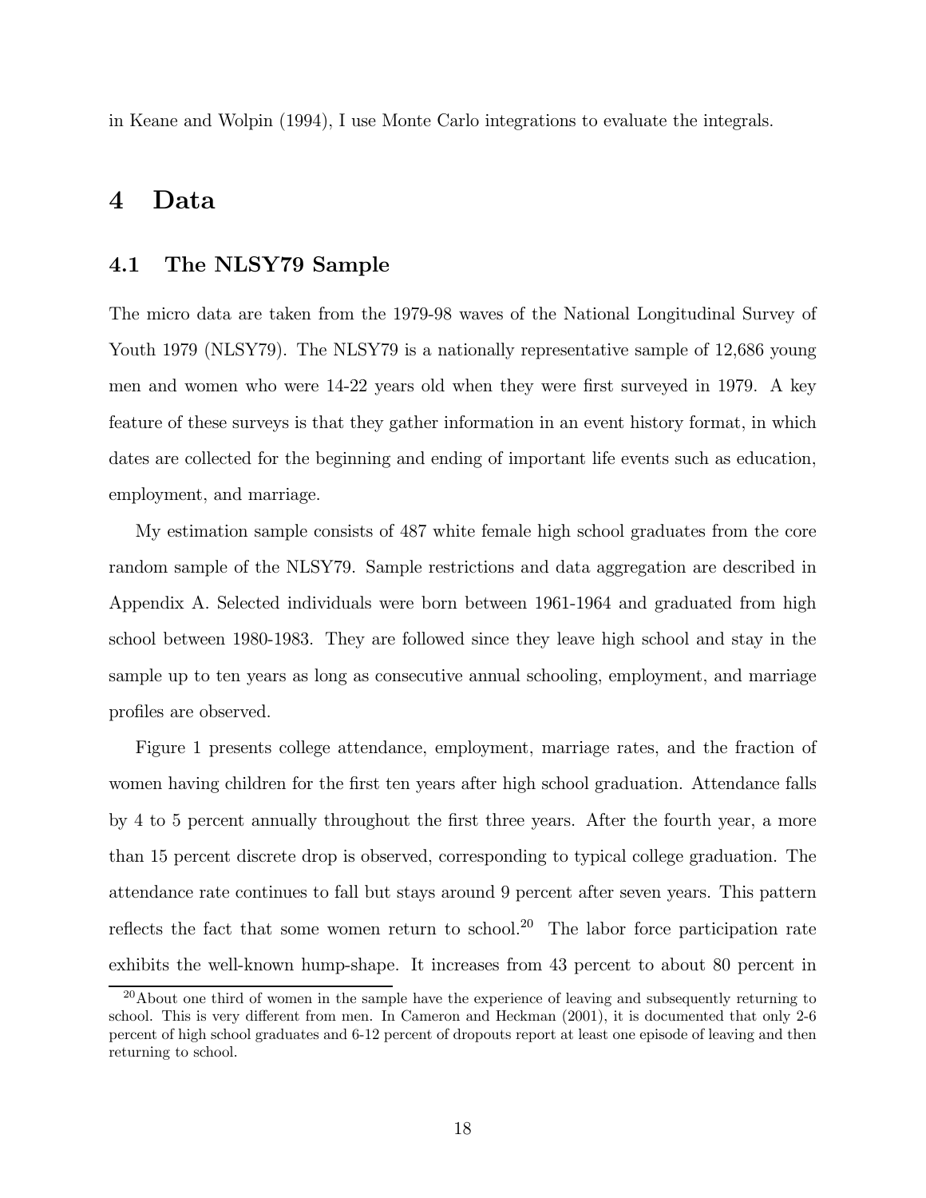in Keane and Wolpin (1994), I use Monte Carlo integrations to evaluate the integrals.

# 4 Data

## 4.1 The NLSY79 Sample

The micro data are taken from the 1979-98 waves of the National Longitudinal Survey of Youth 1979 (NLSY79). The NLSY79 is a nationally representative sample of 12,686 young men and women who were 14-22 years old when they were first surveyed in 1979. A key feature of these surveys is that they gather information in an event history format, in which dates are collected for the beginning and ending of important life events such as education, employment, and marriage.

My estimation sample consists of 487 white female high school graduates from the core random sample of the NLSY79. Sample restrictions and data aggregation are described in Appendix A. Selected individuals were born between 1961-1964 and graduated from high school between 1980-1983. They are followed since they leave high school and stay in the sample up to ten years as long as consecutive annual schooling, employment, and marriage profiles are observed.

Figure 1 presents college attendance, employment, marriage rates, and the fraction of women having children for the first ten years after high school graduation. Attendance falls by 4 to 5 percent annually throughout the first three years. After the fourth year, a more than 15 percent discrete drop is observed, corresponding to typical college graduation. The attendance rate continues to fall but stays around 9 percent after seven years. This pattern reflects the fact that some women return to school.[20] The labor force participation rate exhibits the well-known hump-shape. It increases from 43 percent to about 80 percent in

[20] About one third of women in the sample have the experience of leaving and subsequently returning to school. This is very different from men. In Cameron and Heckman (2001), it is documented that only 2-6 percent of high school graduates and 6-12 percent of dropouts report at least one episode of leaving and then returning to school.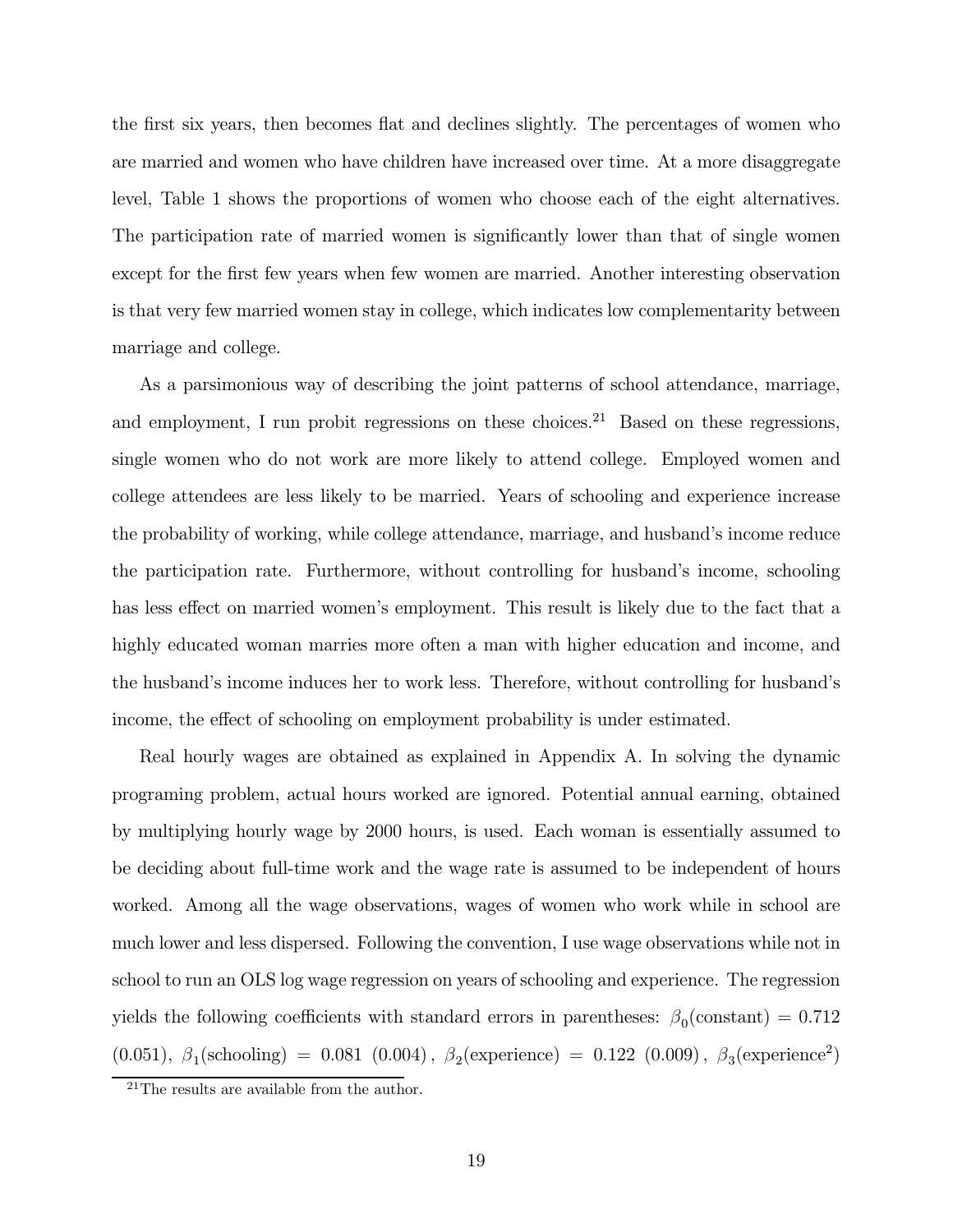the first six years, then becomes flat and declines slightly. The percentages of women who are married and women who have children have increased over time. At a more disaggregate level, Table 1 shows the proportions of women who choose each of the eight alternatives. The participation rate of married women is significantly lower than that of single women except for the first few years when few women are married. Another interesting observation is that very few married women stay in college, which indicates low complementarity between marriage and college.

As a parsimonious way of describing the joint patterns of school attendance, marriage, and employment, I run probit regressions on these choices.[21] Based on these regressions, single women who do not work are more likely to attend college. Employed women and college attendees are less likely to be married. Years of schooling and experience increase the probability of working, while college attendance, marriage, and husband's income reduce the participation rate. Furthermore, without controlling for husband's income, schooling has less effect on married women's employment. This result is likely due to the fact that a highly educated woman marries more often a man with higher education and income, and the husband's income induces her to work less. Therefore, without controlling for husband's income, the effect of schooling on employment probability is under estimated.

Real hourly wages are obtained as explained in Appendix A. In solving the dynamic programing problem, actual hours worked are ignored. Potential annual earning, obtained by multiplying hourly wage by 2000 hours, is used. Each woman is essentially assumed to be deciding about full-time work and the wage rate is assumed to be independent of hours worked. Among all the wage observations, wages of women who work while in school are much lower and less dispersed. Following the convention, I use wage observations while not in school to run an OLS log wage regression on years of schooling and experience. The regression yields the following coefficients with standard errors in parentheses: $\beta_0$(constant) $= 0.712$ (0.051), $\beta_1$(schooling) $= 0.081$ (0.004), $\beta_2$(experience) $= 0.122$ (0.009), $\beta_3$(experience$^2$)

[21] The results are available from the author.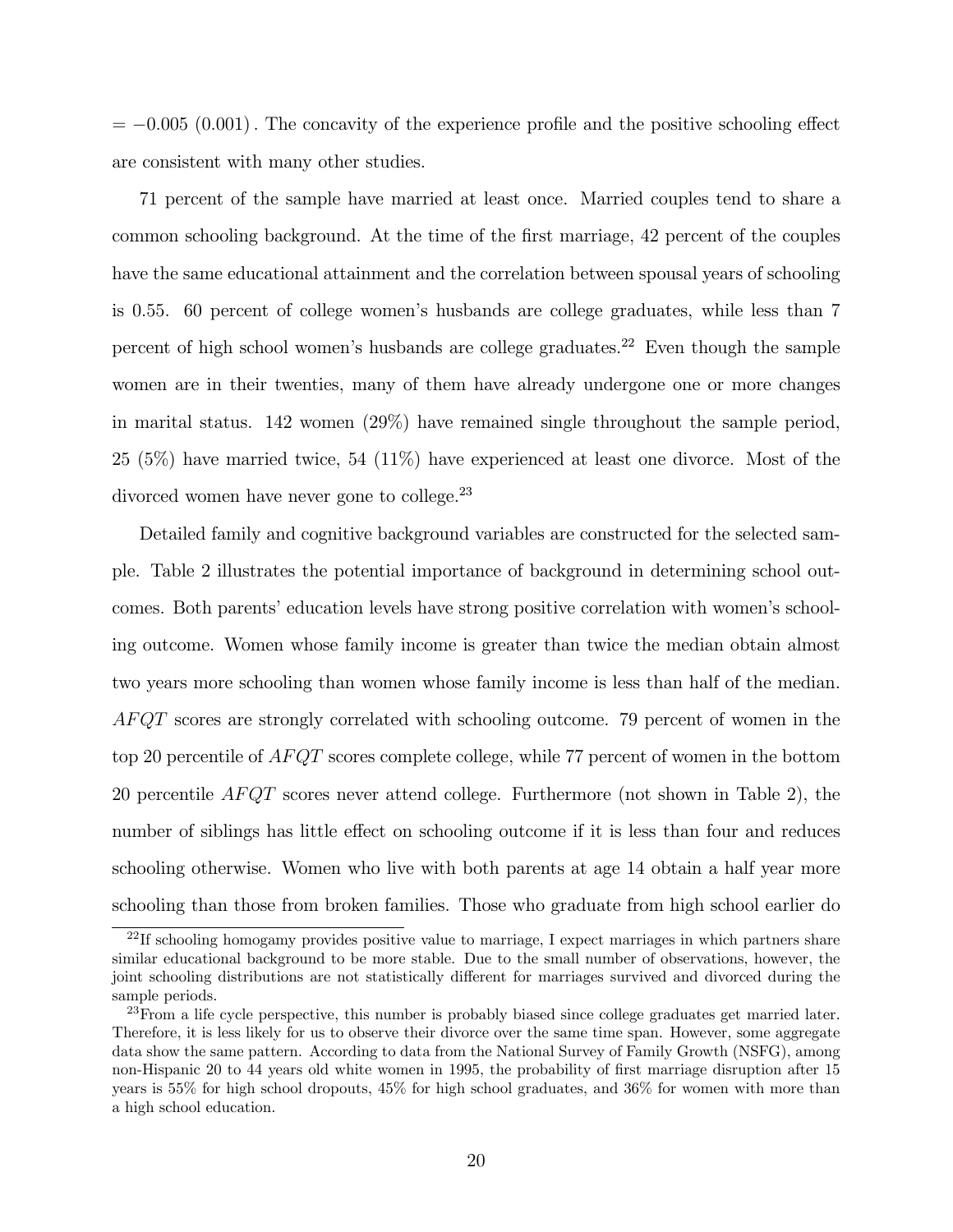$= -0.005$ $(0.001)$. The concavity of the experience profile and the positive schooling effect are consistent with many other studies.

71 percent of the sample have married at least once. Married couples tend to share a common schooling background. At the time of the first marriage, 42 percent of the couples have the same educational attainment and the correlation between spousal years of schooling is 0.55. 60 percent of college women's husbands are college graduates, while less than 7 percent of high school women's husbands are college graduates.[22] Even though the sample women are in their twenties, many of them have already undergone one or more changes in marital status. 142 women (29%) have remained single throughout the sample period, 25 (5%) have married twice, 54 (11%) have experienced at least one divorce. Most of the divorced women have never gone to college.[23]

Detailed family and cognitive background variables are constructed for the selected sample. Table 2 illustrates the potential importance of background in determining school outcomes. Both parents' education levels have strong positive correlation with women's schooling outcome. Women whose family income is greater than twice the median obtain almost two years more schooling than women whose family income is less than half of the median. *AFQT* scores are strongly correlated with schooling outcome. 79 percent of women in the top 20 percentile of *AFQT* scores complete college, while 77 percent of women in the bottom 20 percentile *AFQT* scores never attend college. Furthermore (not shown in Table 2), the number of siblings has little effect on schooling outcome if it is less than four and reduces schooling otherwise. Women who live with both parents at age 14 obtain a half year more schooling than those from broken families. Those who graduate from high school earlier do

[22] If schooling homogamy provides positive value to marriage, I expect marriages in which partners share similar educational background to be more stable. Due to the small number of observations, however, the joint schooling distributions are not statistically different for marriages survived and divorced during the sample periods.

[23] From a life cycle perspective, this number is probably biased since college graduates get married later. Therefore, it is less likely for us to observe their divorce over the same time span. However, some aggregate data show the same pattern. According to data from the National Survey of Family Growth (NSFG), among non-Hispanic 20 to 44 years old white women in 1995, the probability of first marriage disruption after 15 years is 55% for high school dropouts, 45% for high school graduates, and 36% for women with more than a high school education.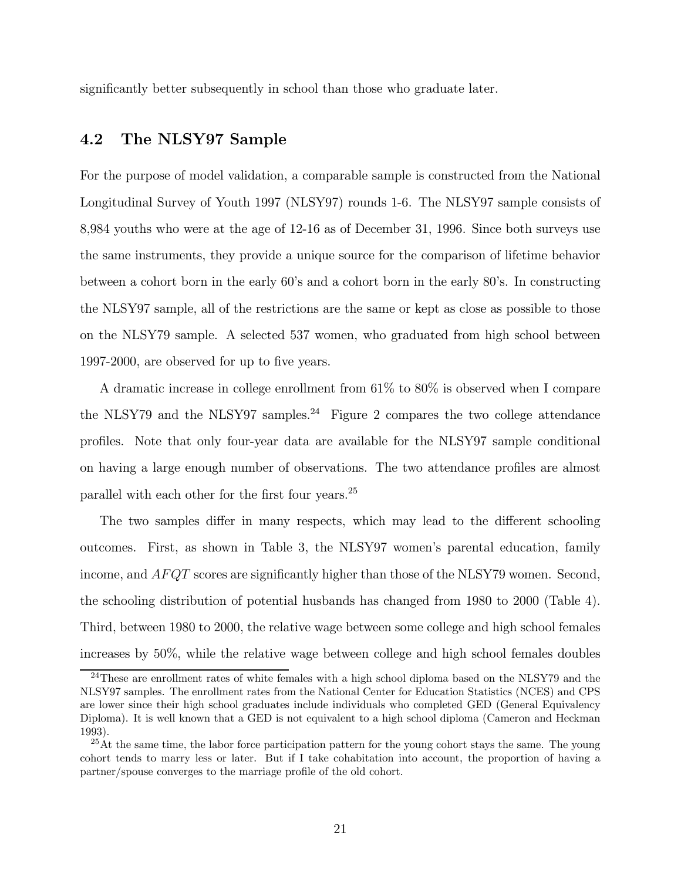significantly better subsequently in school than those who graduate later.

## 4.2 The NLSY97 Sample

For the purpose of model validation, a comparable sample is constructed from the National Longitudinal Survey of Youth 1997 (NLSY97) rounds 1-6. The NLSY97 sample consists of 8,984 youths who were at the age of 12-16 as of December 31, 1996. Since both surveys use the same instruments, they provide a unique source for the comparison of lifetime behavior between a cohort born in the early 60's and a cohort born in the early 80's. In constructing the NLSY97 sample, all of the restrictions are the same or kept as close as possible to those on the NLSY79 sample. A selected 537 women, who graduated from high school between 1997-2000, are observed for up to five years.

A dramatic increase in college enrollment from 61% to 80% is observed when I compare the NLSY79 and the NLSY97 samples.[24] Figure 2 compares the two college attendance profiles. Note that only four-year data are available for the NLSY97 sample conditional on having a large enough number of observations. The two attendance profiles are almost parallel with each other for the first four years.[25]

The two samples differ in many respects, which may lead to the different schooling outcomes. First, as shown in Table 3, the NLSY97 women's parental education, family income, and $AFQT$ scores are significantly higher than those of the NLSY79 women. Second, the schooling distribution of potential husbands has changed from 1980 to 2000 (Table 4). Third, between 1980 to 2000, the relative wage between some college and high school females increases by 50%, while the relative wage between college and high school females doubles

[24] These are enrollment rates of white females with a high school diploma based on the NLSY79 and the NLSY97 samples. The enrollment rates from the National Center for Education Statistics (NCES) and CPS are lower since their high school graduates include individuals who completed GED (General Equivalency Diploma). It is well known that a GED is not equivalent to a high school diploma (Cameron and Heckman 1993).

[25] At the same time, the labor force participation pattern for the young cohort stays the same. The young cohort tends to marry less or later. But if I take cohabitation into account, the proportion of having a partner/spouse converges to the marriage profile of the old cohort.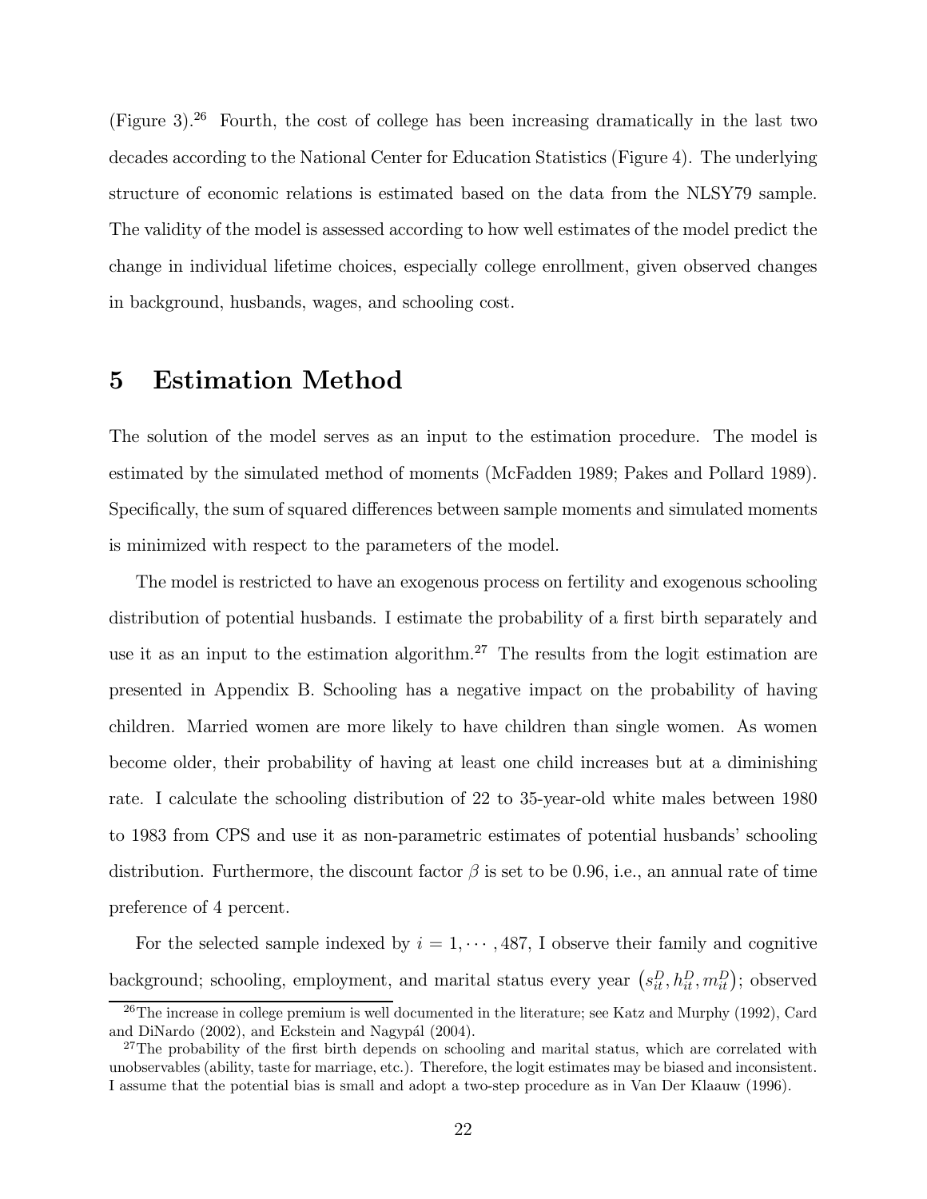(Figure 3).[26] Fourth, the cost of college has been increasing dramatically in the last two decades according to the National Center for Education Statistics (Figure 4). The underlying structure of economic relations is estimated based on the data from the NLSY79 sample. The validity of the model is assessed according to how well estimates of the model predict the change in individual lifetime choices, especially college enrollment, given observed changes in background, husbands, wages, and schooling cost.

# 5 Estimation Method

The solution of the model serves as an input to the estimation procedure. The model is estimated by the simulated method of moments (McFadden 1989; Pakes and Pollard 1989). Specifically, the sum of squared differences between sample moments and simulated moments is minimized with respect to the parameters of the model.

The model is restricted to have an exogenous process on fertility and exogenous schooling distribution of potential husbands. I estimate the probability of a first birth separately and use it as an input to the estimation algorithm.[27] The results from the logit estimation are presented in Appendix B. Schooling has a negative impact on the probability of having children. Married women are more likely to have children than single women. As women become older, their probability of having at least one child increases but at a diminishing rate. I calculate the schooling distribution of 22 to 35-year-old white males between 1980 to 1983 from CPS and use it as non-parametric estimates of potential husbands' schooling distribution. Furthermore, the discount factor $\beta$ is set to be 0.96, i.e., an annual rate of time preference of 4 percent.

For the selected sample indexed by $i = 1, \cdots, 487$, I observe their family and cognitive background; schooling, employment, and marital status every year $\left(s_{it}^D, h_{it}^D, m_{it}^D\right)$; observed

[26] The increase in college premium is well documented in the literature; see Katz and Murphy (1992), Card and DiNardo (2002), and Eckstein and Nagypál (2004).

[27] The probability of the first birth depends on schooling and marital status, which are correlated with unobservables (ability, taste for marriage, etc.). Therefore, the logit estimates may be biased and inconsistent. I assume that the potential bias is small and adopt a two-step procedure as in Van Der Klaauw (1996).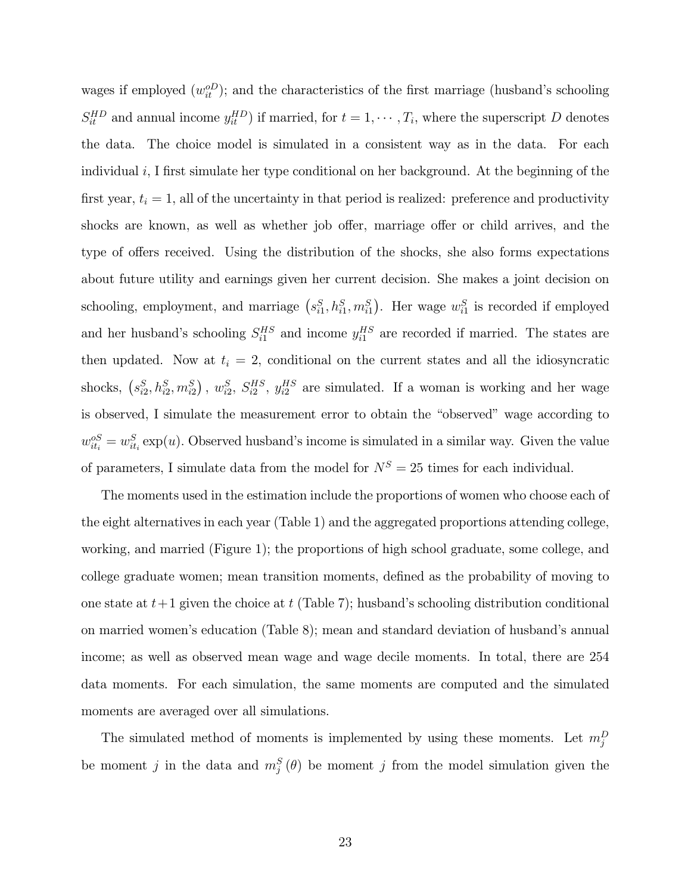wages if employed ($w_{it}^{oD}$); and the characteristics of the first marriage (husband's schooling $S_{it}^{HD}$ and annual income $y_{it}^{HD}$) if married, for $t = 1, \cdots, T_i$, where the superscript $D$ denotes the data. The choice model is simulated in a consistent way as in the data. For each individual $i$, I first simulate her type conditional on her background. At the beginning of the first year, $t_i = 1$, all of the uncertainty in that period is realized: preference and productivity shocks are known, as well as whether job offer, marriage offer or child arrives, and the type of offers received. Using the distribution of the shocks, she also forms expectations about future utility and earnings given her current decision. She makes a joint decision on schooling, employment, and marriage $\left(s_{i1}^S, h_{i1}^S, m_{i1}^S\right)$. Her wage $w_{i1}^S$ is recorded if employed and her husband's schooling $S_{i1}^{HS}$ and income $y_{i1}^{HS}$ are recorded if married. The states are then updated. Now at $t_i = 2$, conditional on the current states and all the idiosyncratic shocks, $\left(s_{i2}^S, h_{i2}^S, m_{i2}^S\right)$, $w_{i2}^S$, $S_{i2}^{HS}$, $y_{i2}^{HS}$ are simulated. If a woman is working and her wage is observed, I simulate the measurement error to obtain the "observed" wage according to $w_{it_i}^{oS} = w_{it_i}^S \exp(u)$. Observed husband's income is simulated in a similar way. Given the value of parameters, I simulate data from the model for $N^S = 25$ times for each individual.

The moments used in the estimation include the proportions of women who choose each of the eight alternatives in each year (Table 1) and the aggregated proportions attending college, working, and married (Figure 1); the proportions of high school graduate, some college, and college graduate women; mean transition moments, defined as the probability of moving to one state at $t+1$ given the choice at $t$ (Table 7); husband's schooling distribution conditional on married women's education (Table 8); mean and standard deviation of husband's annual income; as well as observed mean wage and wage decile moments. In total, there are 254 data moments. For each simulation, the same moments are computed and the simulated moments are averaged over all simulations.

The simulated method of moments is implemented by using these moments. Let $m_j^D$ be moment $j$ in the data and $m_j^S(\theta)$ be moment $j$ from the model simulation given the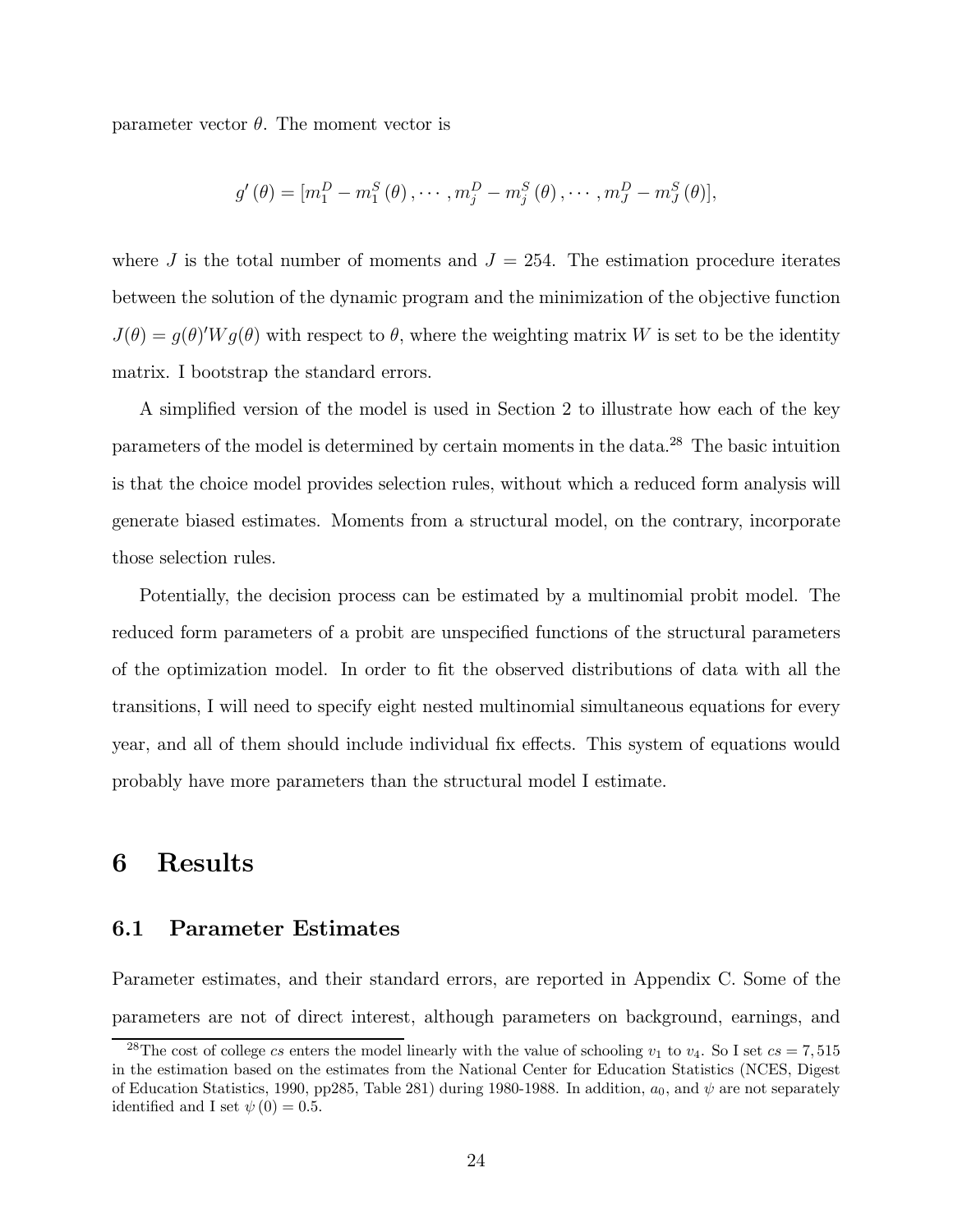parameter vector $\theta$. The moment vector is

$$g'(\theta) = [m_1^D - m_1^S(\theta), \cdots, m_j^D - m_j^S(\theta), \cdots, m_J^D - m_J^S(\theta)],$$

where $J$ is the total number of moments and $J = 254$. The estimation procedure iterates between the solution of the dynamic program and the minimization of the objective function $J(\theta) = g(\theta)'Wg(\theta)$ with respect to $\theta$, where the weighting matrix $W$ is set to be the identity matrix. I bootstrap the standard errors.

A simplified version of the model is used in Section 2 to illustrate how each of the key parameters of the model is determined by certain moments in the data.[28] The basic intuition is that the choice model provides selection rules, without which a reduced form analysis will generate biased estimates. Moments from a structural model, on the contrary, incorporate those selection rules.

Potentially, the decision process can be estimated by a multinomial probit model. The reduced form parameters of a probit are unspecified functions of the structural parameters of the optimization model. In order to fit the observed distributions of data with all the transitions, I will need to specify eight nested multinomial simultaneous equations for every year, and all of them should include individual fix effects. This system of equations would probably have more parameters than the structural model I estimate.

# 6 Results

## 6.1 Parameter Estimates

Parameter estimates, and their standard errors, are reported in Appendix C. Some of the parameters are not of direct interest, although parameters on background, earnings, and

[28] The cost of college $cs$ enters the model linearly with the value of schooling $v_1$ to $v_4$. So I set $cs = 7,515$ in the estimation based on the estimates from the National Center for Education Statistics (NCES, Digest of Education Statistics, 1990, pp285, Table 281) during 1980-1988. In addition, $a_0$, and $\psi$ are not separately identified and I set $\psi(0) = 0.5$.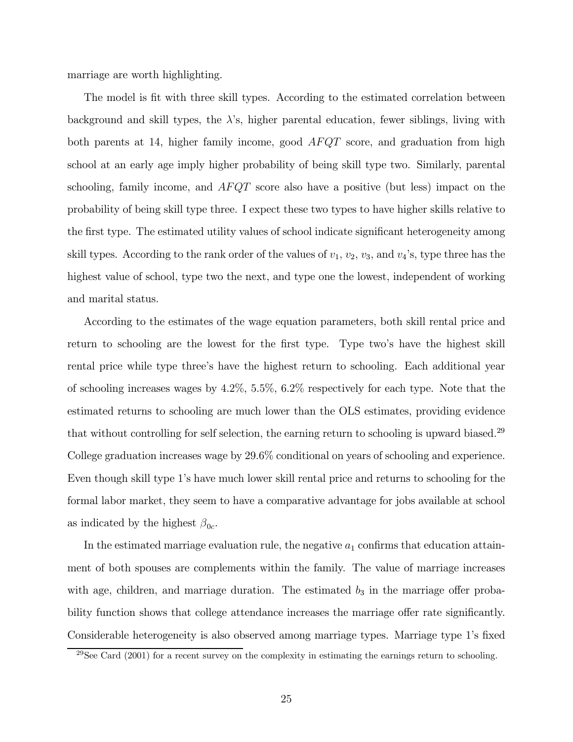marriage are worth highlighting.

The model is fit with three skill types. According to the estimated correlation between background and skill types, the $\lambda$'s, higher parental education, fewer siblings, living with both parents at 14, higher family income, good $AFQT$ score, and graduation from high school at an early age imply higher probability of being skill type two. Similarly, parental schooling, family income, and $AFQT$ score also have a positive (but less) impact on the probability of being skill type three. I expect these two types to have higher skills relative to the first type. The estimated utility values of school indicate significant heterogeneity among skill types. According to the rank order of the values of $v_1$, $v_2$, $v_3$, and $v_4$'s, type three has the highest value of school, type two the next, and type one the lowest, independent of working and marital status.

According to the estimates of the wage equation parameters, both skill rental price and return to schooling are the lowest for the first type. Type two's have the highest skill rental price while type three's have the highest return to schooling. Each additional year of schooling increases wages by 4.2%, 5.5%, 6.2% respectively for each type. Note that the estimated returns to schooling are much lower than the OLS estimates, providing evidence that without controlling for self selection, the earning return to schooling is upward biased.[29] College graduation increases wage by 29.6% conditional on years of schooling and experience. Even though skill type 1's have much lower skill rental price and returns to schooling for the formal labor market, they seem to have a comparative advantage for jobs available at school as indicated by the highest $\beta_{0c}$.

In the estimated marriage evaluation rule, the negative $a_1$ confirms that education attainment of both spouses are complements within the family. The value of marriage increases with age, children, and marriage duration. The estimated $b_3$ in the marriage offer probability function shows that college attendance increases the marriage offer rate significantly. Considerable heterogeneity is also observed among marriage types. Marriage type 1's fixed

[29] See Card (2001) for a recent survey on the complexity in estimating the earnings return to schooling.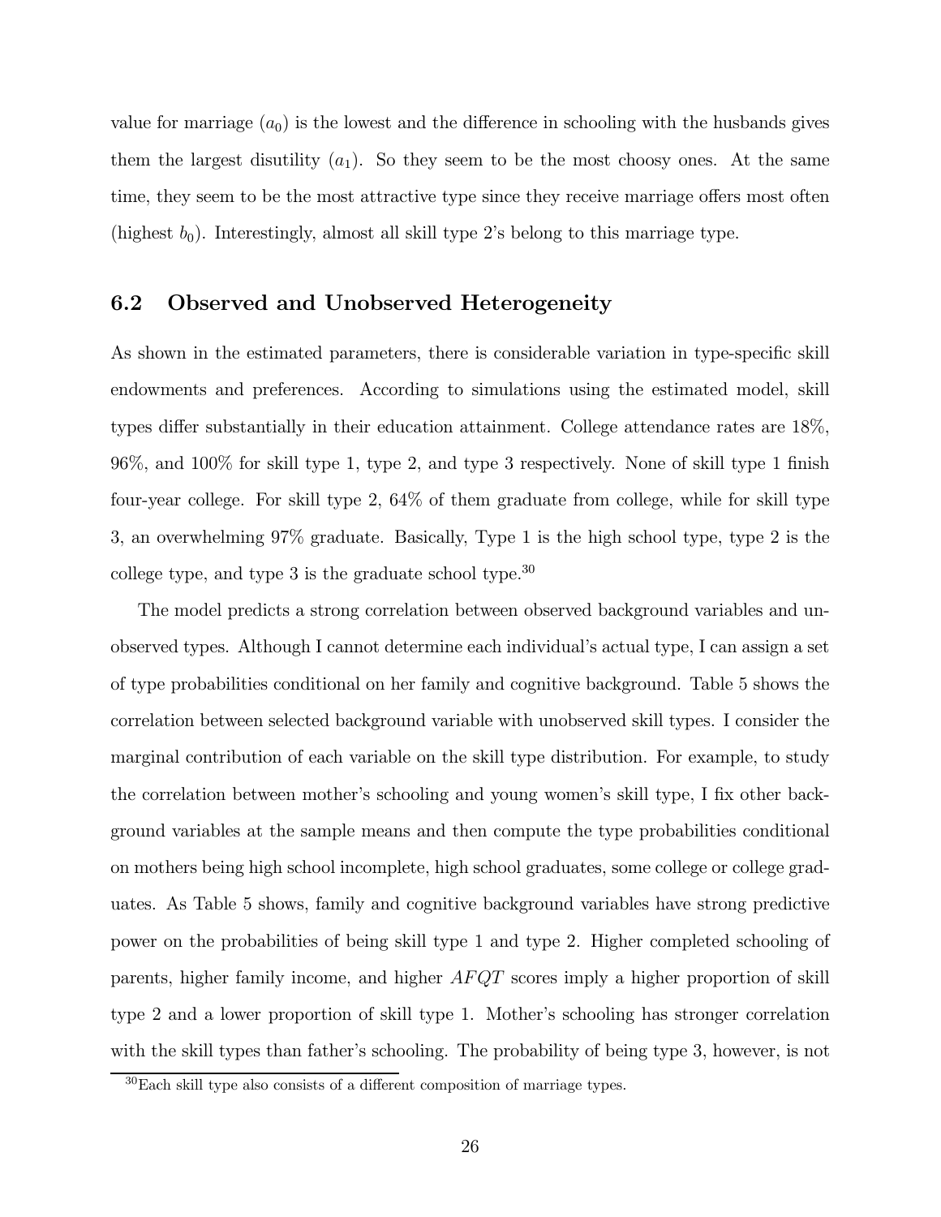value for marriage ($a_0$) is the lowest and the difference in schooling with the husbands gives them the largest disutility ($a_1$). So they seem to be the most choosy ones. At the same time, they seem to be the most attractive type since they receive marriage offers most often (highest $b_0$). Interestingly, almost all skill type 2's belong to this marriage type.

## 6.2 Observed and Unobserved Heterogeneity

As shown in the estimated parameters, there is considerable variation in type-specific skill endowments and preferences. According to simulations using the estimated model, skill types differ substantially in their education attainment. College attendance rates are 18%, 96%, and 100% for skill type 1, type 2, and type 3 respectively. None of skill type 1 finish four-year college. For skill type 2, 64% of them graduate from college, while for skill type 3, an overwhelming 97% graduate. Basically, Type 1 is the high school type, type 2 is the college type, and type 3 is the graduate school type.[30]

The model predicts a strong correlation between observed background variables and unobserved types. Although I cannot determine each individual's actual type, I can assign a set of type probabilities conditional on her family and cognitive background. Table 5 shows the correlation between selected background variable with unobserved skill types. I consider the marginal contribution of each variable on the skill type distribution. For example, to study the correlation between mother's schooling and young women's skill type, I fix other background variables at the sample means and then compute the type probabilities conditional on mothers being high school incomplete, high school graduates, some college or college graduates. As Table 5 shows, family and cognitive background variables have strong predictive power on the probabilities of being skill type 1 and type 2. Higher completed schooling of parents, higher family income, and higher $AFQT$ scores imply a higher proportion of skill type 2 and a lower proportion of skill type 1. Mother's schooling has stronger correlation with the skill types than father's schooling. The probability of being type 3, however, is not

[30] Each skill type also consists of a different composition of marriage types.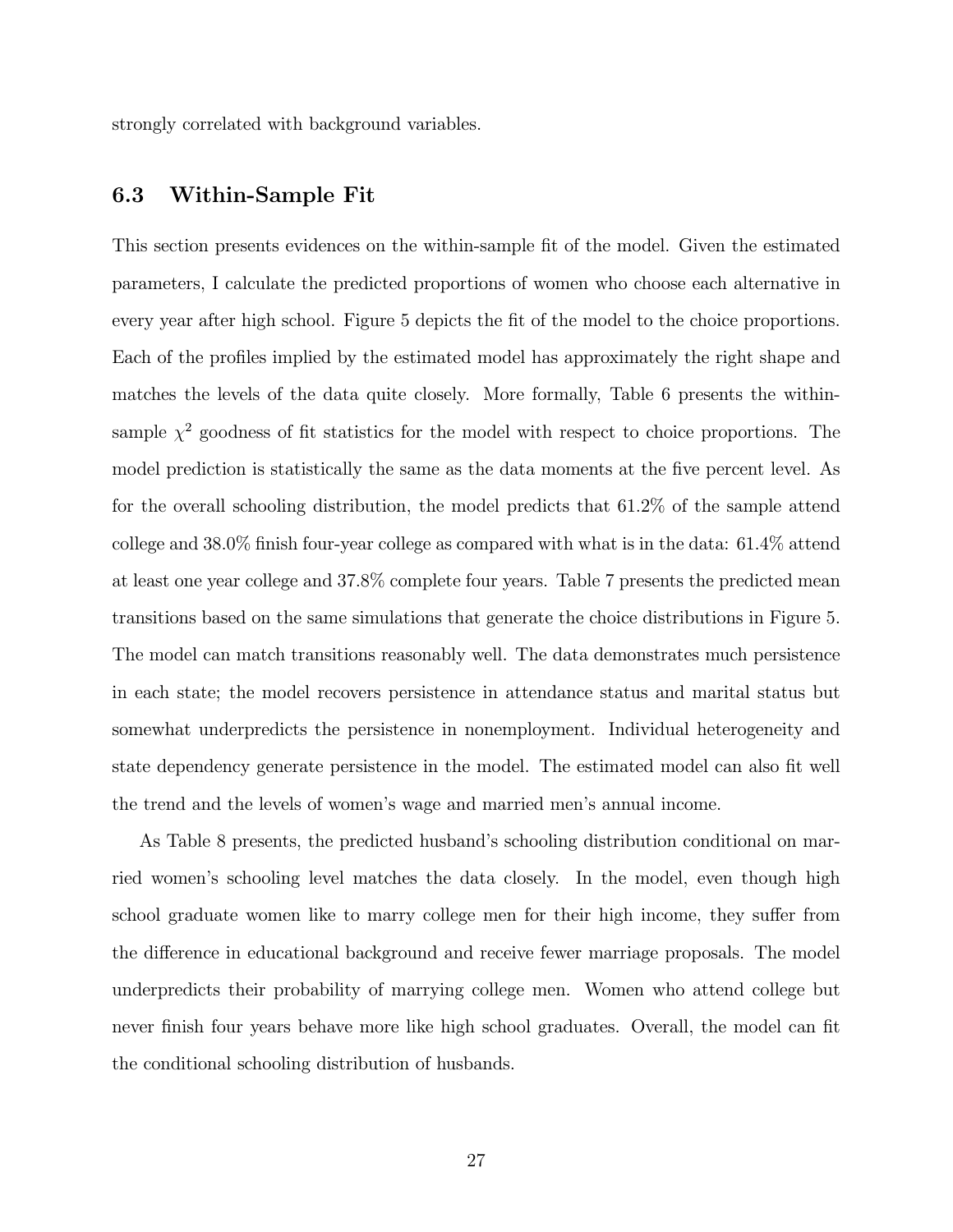strongly correlated with background variables.

### 6.3 Within-Sample Fit

This section presents evidences on the within-sample fit of the model. Given the estimated parameters, I calculate the predicted proportions of women who choose each alternative in every year after high school. Figure 5 depicts the fit of the model to the choice proportions. Each of the profiles implied by the estimated model has approximately the right shape and matches the levels of the data quite closely. More formally, Table 6 presents the within-sample $\chi^2$ goodness of fit statistics for the model with respect to choice proportions. The model prediction is statistically the same as the data moments at the five percent level. As for the overall schooling distribution, the model predicts that 61.2% of the sample attend college and 38.0% finish four-year college as compared with what is in the data: 61.4% attend at least one year college and 37.8% complete four years. Table 7 presents the predicted mean transitions based on the same simulations that generate the choice distributions in Figure 5. The model can match transitions reasonably well. The data demonstrates much persistence in each state; the model recovers persistence in attendance status and marital status but somewhat underpredicts the persistence in nonemployment. Individual heterogeneity and state dependency generate persistence in the model. The estimated model can also fit well the trend and the levels of women's wage and married men's annual income.

As Table 8 presents, the predicted husband's schooling distribution conditional on married women's schooling level matches the data closely. In the model, even though high school graduate women like to marry college men for their high income, they suffer from the difference in educational background and receive fewer marriage proposals. The model underpredicts their probability of marrying college men. Women who attend college but never finish four years behave more like high school graduates. Overall, the model can fit the conditional schooling distribution of husbands.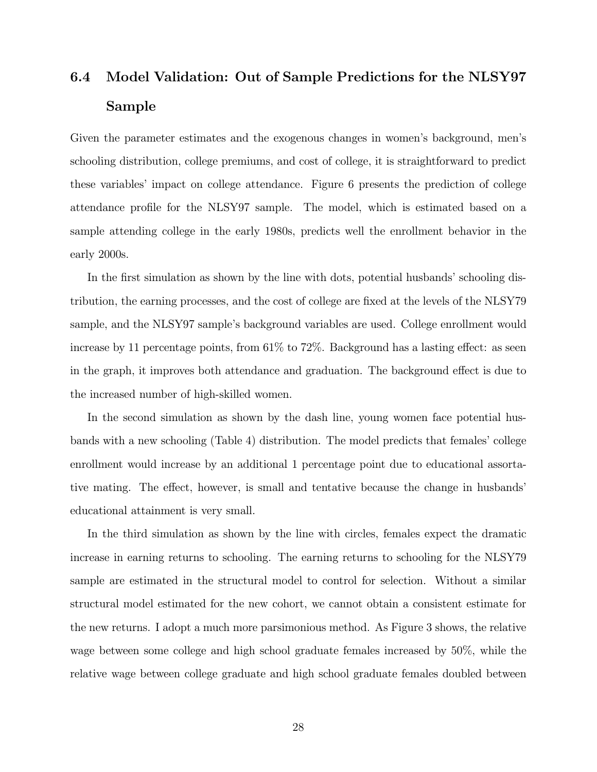### 6.4 Model Validation: Out of Sample Predictions for the NLSY97 Sample

Given the parameter estimates and the exogenous changes in women's background, men's schooling distribution, college premiums, and cost of college, it is straightforward to predict these variables' impact on college attendance. Figure 6 presents the prediction of college attendance profile for the NLSY97 sample. The model, which is estimated based on a sample attending college in the early 1980s, predicts well the enrollment behavior in the early 2000s.

In the first simulation as shown by the line with dots, potential husbands' schooling distribution, the earning processes, and the cost of college are fixed at the levels of the NLSY79 sample, and the NLSY97 sample's background variables are used. College enrollment would increase by 11 percentage points, from 61% to 72%. Background has a lasting effect: as seen in the graph, it improves both attendance and graduation. The background effect is due to the increased number of high-skilled women.

In the second simulation as shown by the dash line, young women face potential husbands with a new schooling (Table 4) distribution. The model predicts that females' college enrollment would increase by an additional 1 percentage point due to educational assortative mating. The effect, however, is small and tentative because the change in husbands' educational attainment is very small.

In the third simulation as shown by the line with circles, females expect the dramatic increase in earning returns to schooling. The earning returns to schooling for the NLSY79 sample are estimated in the structural model to control for selection. Without a similar structural model estimated for the new cohort, we cannot obtain a consistent estimate for the new returns. I adopt a much more parsimonious method. As Figure 3 shows, the relative wage between some college and high school graduate females increased by 50%, while the relative wage between college graduate and high school graduate females doubled between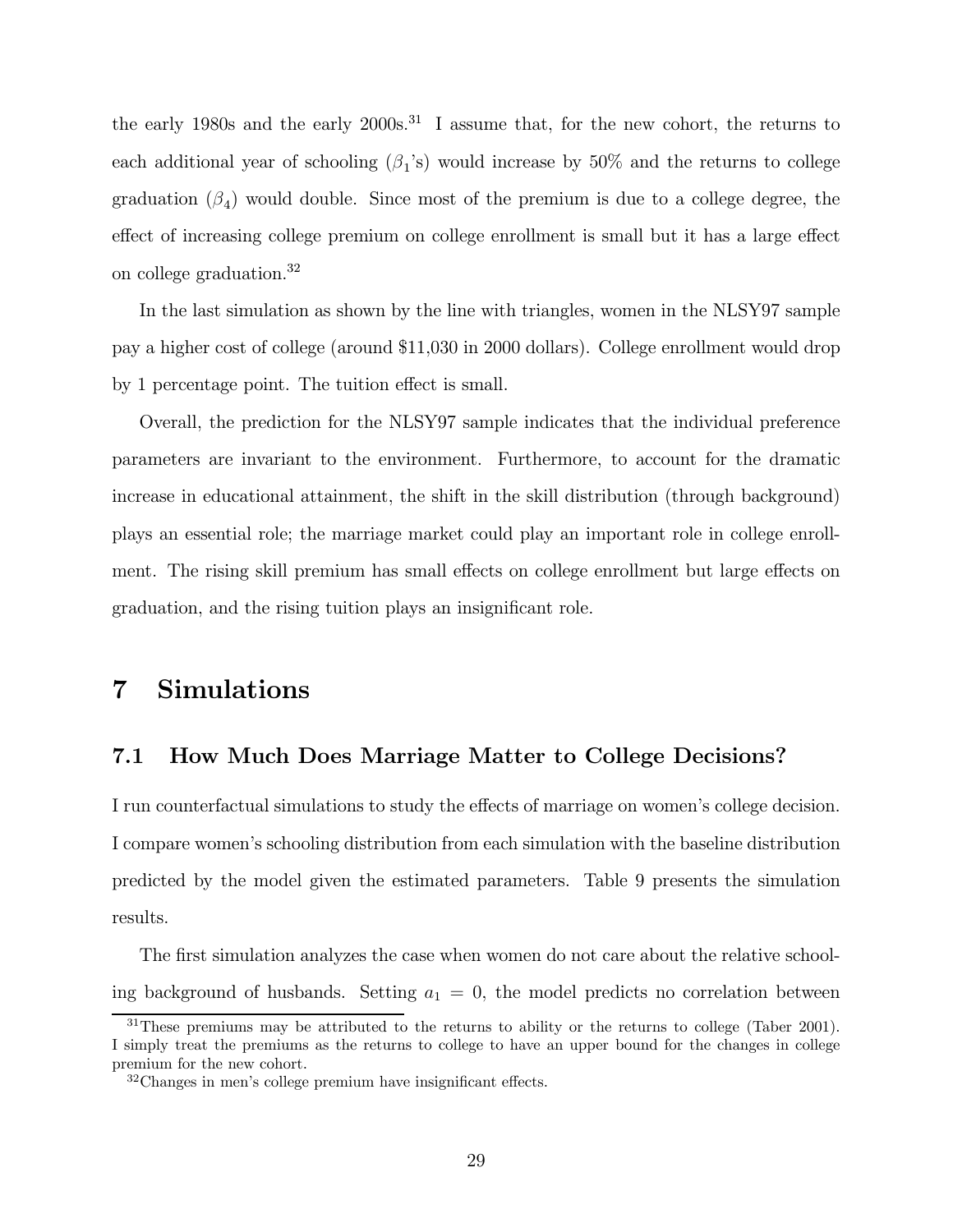the early 1980s and the early 2000s.[31] I assume that, for the new cohort, the returns to each additional year of schooling ($\beta_1$'s) would increase by 50% and the returns to college graduation ($\beta_4$) would double. Since most of the premium is due to a college degree, the effect of increasing college premium on college enrollment is small but it has a large effect on college graduation.[32]

In the last simulation as shown by the line with triangles, women in the NLSY97 sample pay a higher cost of college (around $11,030 in 2000 dollars). College enrollment would drop by 1 percentage point. The tuition effect is small.

Overall, the prediction for the NLSY97 sample indicates that the individual preference parameters are invariant to the environment. Furthermore, to account for the dramatic increase in educational attainment, the shift in the skill distribution (through background) plays an essential role; the marriage market could play an important role in college enrollment. The rising skill premium has small effects on college enrollment but large effects on graduation, and the rising tuition plays an insignificant role.

# 7 Simulations

## 7.1 How Much Does Marriage Matter to College Decisions?

I run counterfactual simulations to study the effects of marriage on women's college decision. I compare women's schooling distribution from each simulation with the baseline distribution predicted by the model given the estimated parameters. Table 9 presents the simulation results.

The first simulation analyzes the case when women do not care about the relative schooling background of husbands. Setting $a_1 = 0$, the model predicts no correlation between

[31] These premiums may be attributed to the returns to ability or the returns to college (Taber 2001). I simply treat the premiums as the returns to college to have an upper bound for the changes in college premium for the new cohort.

[32] Changes in men's college premium have insignificant effects.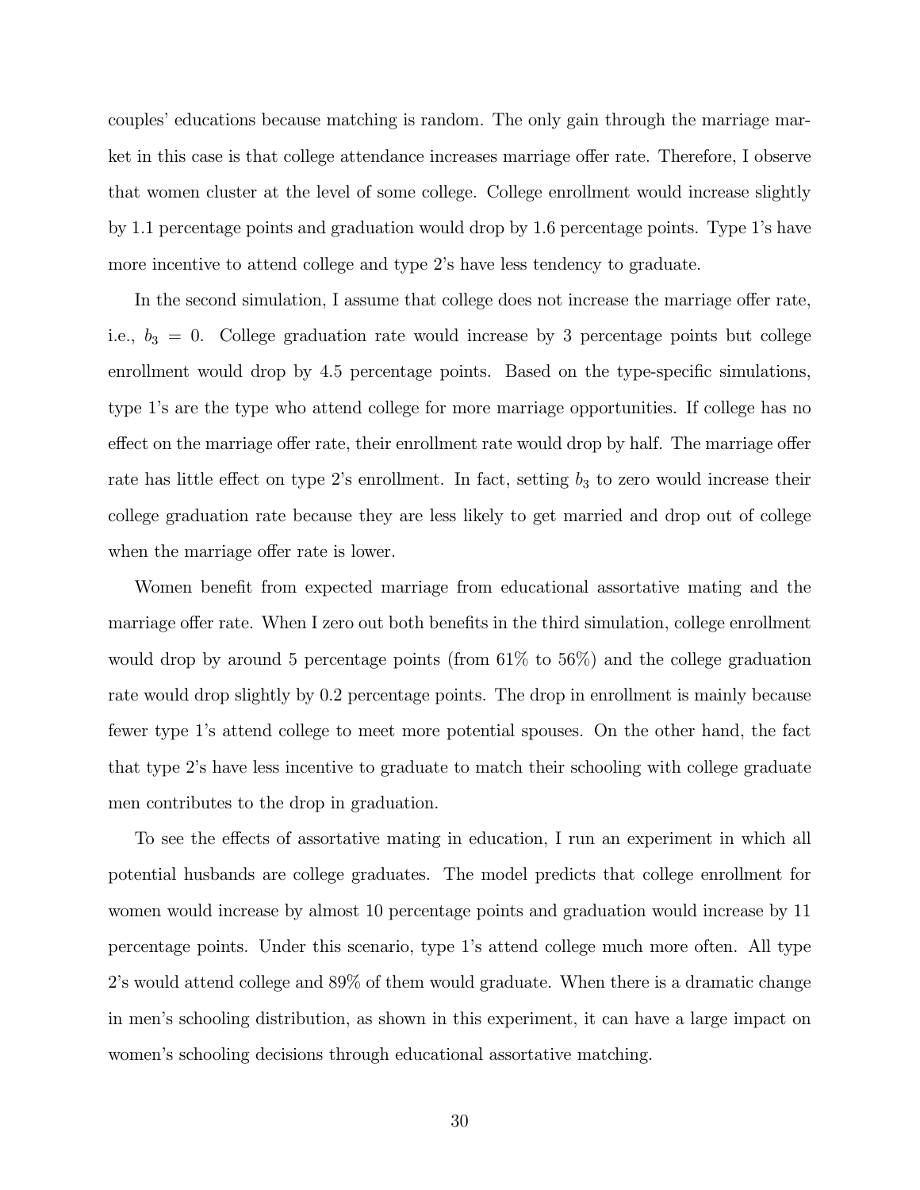couples' educations because matching is random. The only gain through the marriage market in this case is that college attendance increases marriage offer rate. Therefore, I observe that women cluster at the level of some college. College enrollment would increase slightly by 1.1 percentage points and graduation would drop by 1.6 percentage points. Type 1's have more incentive to attend college and type 2's have less tendency to graduate.

In the second simulation, I assume that college does not increase the marriage offer rate, i.e., $b_3 = 0$. College graduation rate would increase by 3 percentage points but college enrollment would drop by 4.5 percentage points. Based on the type-specific simulations, type 1's are the type who attend college for more marriage opportunities. If college has no effect on the marriage offer rate, their enrollment rate would drop by half. The marriage offer rate has little effect on type 2's enrollment. In fact, setting $b_3$ to zero would increase their college graduation rate because they are less likely to get married and drop out of college when the marriage offer rate is lower.

Women benefit from expected marriage from educational assortative mating and the marriage offer rate. When I zero out both benefits in the third simulation, college enrollment would drop by around 5 percentage points (from 61% to 56%) and the college graduation rate would drop slightly by 0.2 percentage points. The drop in enrollment is mainly because fewer type 1's attend college to meet more potential spouses. On the other hand, the fact that type 2's have less incentive to graduate to match their schooling with college graduate men contributes to the drop in graduation.

To see the effects of assortative mating in education, I run an experiment in which all potential husbands are college graduates. The model predicts that college enrollment for women would increase by almost 10 percentage points and graduation would increase by 11 percentage points. Under this scenario, type 1's attend college much more often. All type 2's would attend college and 89% of them would graduate. When there is a dramatic change in men's schooling distribution, as shown in this experiment, it can have a large impact on women's schooling decisions through educational assortative matching.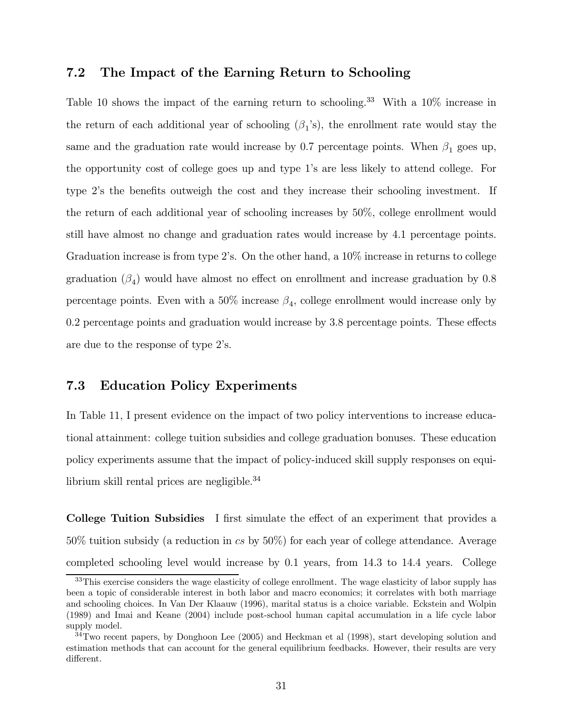## 7.2 The Impact of the Earning Return to Schooling

Table 10 shows the impact of the earning return to schooling.[33] With a 10% increase in the return of each additional year of schooling ($\beta_1$'s), the enrollment rate would stay the same and the graduation rate would increase by 0.7 percentage points. When $\beta_1$ goes up, the opportunity cost of college goes up and type 1's are less likely to attend college. For type 2's the benefits outweigh the cost and they increase their schooling investment. If the return of each additional year of schooling increases by 50%, college enrollment would still have almost no change and graduation rates would increase by 4.1 percentage points. Graduation increase is from type 2's. On the other hand, a 10% increase in returns to college graduation ($\beta_4$) would have almost no effect on enrollment and increase graduation by 0.8 percentage points. Even with a 50% increase $\beta_4$, college enrollment would increase only by 0.2 percentage points and graduation would increase by 3.8 percentage points. These effects are due to the response of type 2's.

## 7.3 Education Policy Experiments

In Table 11, I present evidence on the impact of two policy interventions to increase educational attainment: college tuition subsidies and college graduation bonuses. These education policy experiments assume that the impact of policy-induced skill supply responses on equilibrium skill rental prices are negligible.[34]

**College Tuition Subsidies** I first simulate the effect of an experiment that provides a 50% tuition subsidy (a reduction in *cs* by 50%) for each year of college attendance. Average completed schooling level would increase by 0.1 years, from 14.3 to 14.4 years. College

[33] This exercise considers the wage elasticity of college enrollment. The wage elasticity of labor supply has been a topic of considerable interest in both labor and macro economics; it correlates with both marriage and schooling choices. In Van Der Klaauw (1996), marital status is a choice variable. Eckstein and Wolpin (1989) and Imai and Keane (2004) include post-school human capital accumulation in a life cycle labor supply model.

[34] Two recent papers, by Donghoon Lee (2005) and Heckman et al (1998), start developing solution and estimation methods that can account for the general equilibrium feedbacks. However, their results are very different.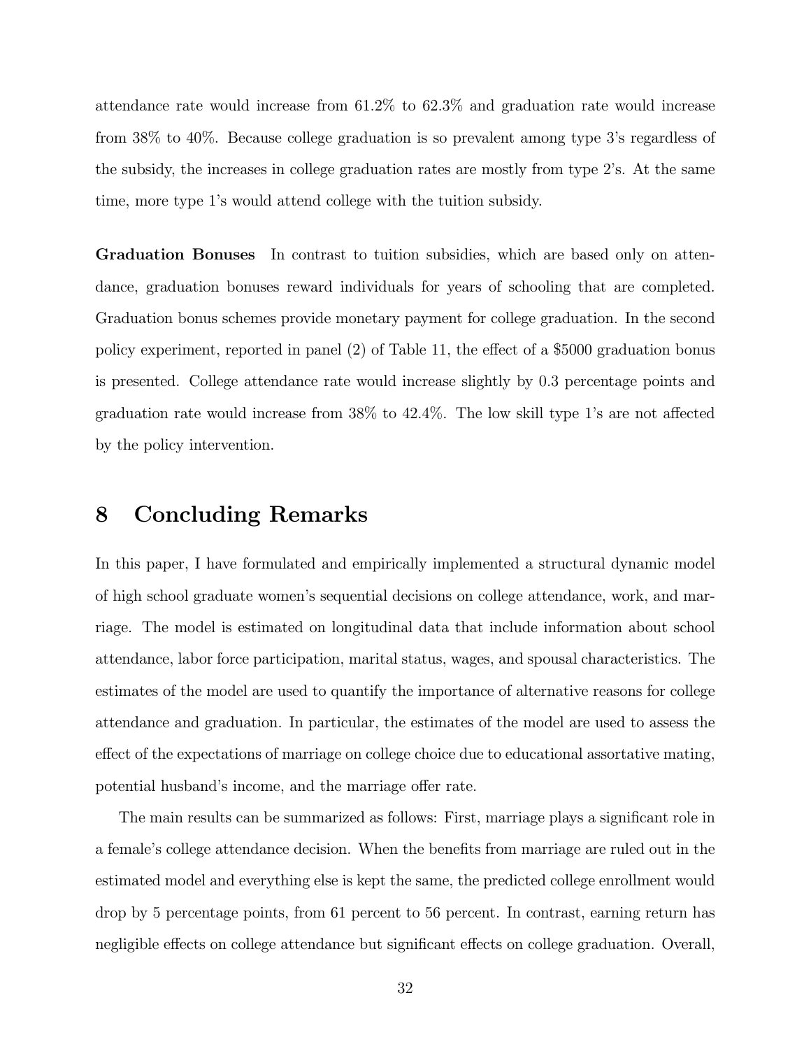attendance rate would increase from 61.2% to 62.3% and graduation rate would increase from 38% to 40%. Because college graduation is so prevalent among type 3's regardless of the subsidy, the increases in college graduation rates are mostly from type 2's. At the same time, more type 1's would attend college with the tuition subsidy.

**Graduation Bonuses** In contrast to tuition subsidies, which are based only on attendance, graduation bonuses reward individuals for years of schooling that are completed. Graduation bonus schemes provide monetary payment for college graduation. In the second policy experiment, reported in panel (2) of Table 11, the effect of a $5000 graduation bonus is presented. College attendance rate would increase slightly by 0.3 percentage points and graduation rate would increase from 38% to 42.4%. The low skill type 1's are not affected by the policy intervention.

## 8 Concluding Remarks

In this paper, I have formulated and empirically implemented a structural dynamic model of high school graduate women's sequential decisions on college attendance, work, and marriage. The model is estimated on longitudinal data that include information about school attendance, labor force participation, marital status, wages, and spousal characteristics. The estimates of the model are used to quantify the importance of alternative reasons for college attendance and graduation. In particular, the estimates of the model are used to assess the effect of the expectations of marriage on college choice due to educational assortative mating, potential husband's income, and the marriage offer rate.

The main results can be summarized as follows: First, marriage plays a significant role in a female's college attendance decision. When the benefits from marriage are ruled out in the estimated model and everything else is kept the same, the predicted college enrollment would drop by 5 percentage points, from 61 percent to 56 percent. In contrast, earning return has negligible effects on college attendance but significant effects on college graduation. Overall,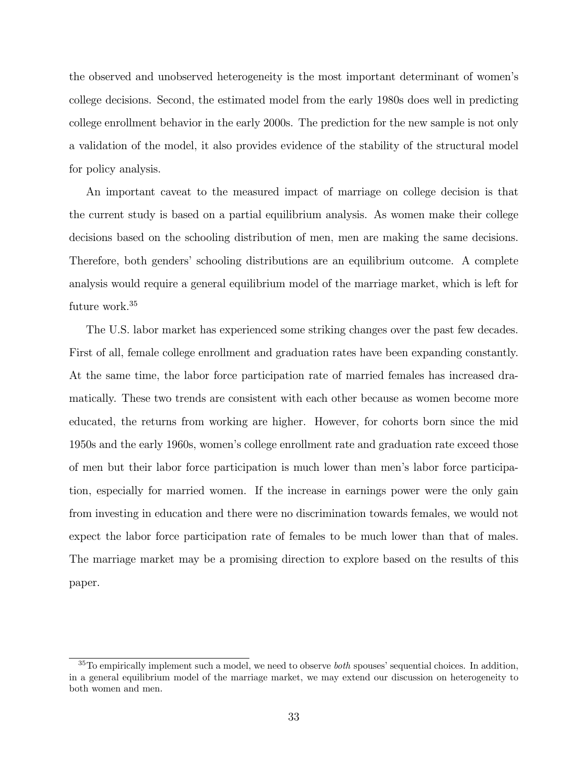the observed and unobserved heterogeneity is the most important determinant of women's college decisions. Second, the estimated model from the early 1980s does well in predicting college enrollment behavior in the early 2000s. The prediction for the new sample is not only a validation of the model, it also provides evidence of the stability of the structural model for policy analysis.

An important caveat to the measured impact of marriage on college decision is that the current study is based on a partial equilibrium analysis. As women make their college decisions based on the schooling distribution of men, men are making the same decisions. Therefore, both genders' schooling distributions are an equilibrium outcome. A complete analysis would require a general equilibrium model of the marriage market, which is left for future work.[35]

The U.S. labor market has experienced some striking changes over the past few decades. First of all, female college enrollment and graduation rates have been expanding constantly. At the same time, the labor force participation rate of married females has increased dramatically. These two trends are consistent with each other because as women become more educated, the returns from working are higher. However, for cohorts born since the mid 1950s and the early 1960s, women's college enrollment rate and graduation rate exceed those of men but their labor force participation is much lower than men's labor force participation, especially for married women. If the increase in earnings power were the only gain from investing in education and there were no discrimination towards females, we would not expect the labor force participation rate of females to be much lower than that of males. The marriage market may be a promising direction to explore based on the results of this paper.

[35] To empirically implement such a model, we need to observe *both* spouses' sequential choices. In addition, in a general equilibrium model of the marriage market, we may extend our discussion on heterogeneity to both women and men.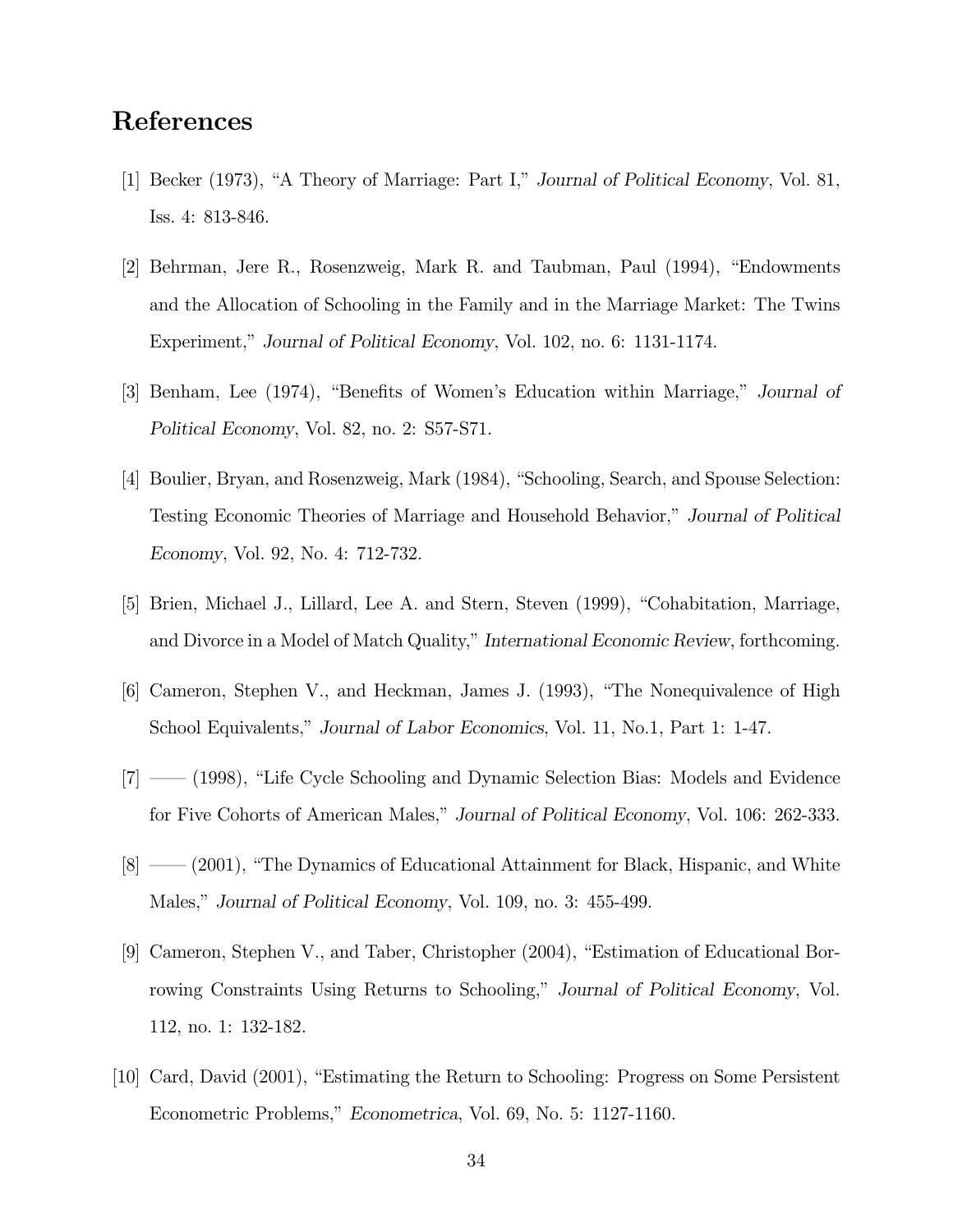# References

[1] Becker (1973), "A Theory of Marriage: Part I," *Journal of Political Economy*, Vol. 81, Iss. 4: 813-846.

[2] Behrman, Jere R., Rosenzweig, Mark R. and Taubman, Paul (1994), "Endowments and the Allocation of Schooling in the Family and in the Marriage Market: The Twins Experiment," *Journal of Political Economy*, Vol. 102, no. 6: 1131-1174.

[3] Benham, Lee (1974), "Benefits of Women's Education within Marriage," *Journal of Political Economy*, Vol. 82, no. 2: S57-S71.

[4] Boulier, Bryan, and Rosenzweig, Mark (1984), "Schooling, Search, and Spouse Selection: Testing Economic Theories of Marriage and Household Behavior," *Journal of Political Economy*, Vol. 92, No. 4: 712-732.

[5] Brien, Michael J., Lillard, Lee A. and Stern, Steven (1999), "Cohabitation, Marriage, and Divorce in a Model of Match Quality," *International Economic Review*, forthcoming.

[6] Cameron, Stephen V., and Heckman, James J. (1993), "The Nonequivalence of High School Equivalents," *Journal of Labor Economics*, Vol. 11, No.1, Part 1: 1-47.

[7] —— (1998), "Life Cycle Schooling and Dynamic Selection Bias: Models and Evidence for Five Cohorts of American Males," *Journal of Political Economy*, Vol. 106: 262-333.

[8] —— (2001), "The Dynamics of Educational Attainment for Black, Hispanic, and White Males," *Journal of Political Economy*, Vol. 109, no. 3: 455-499.

[9] Cameron, Stephen V., and Taber, Christopher (2004), "Estimation of Educational Borrowing Constraints Using Returns to Schooling," *Journal of Political Economy*, Vol. 112, no. 1: 132-182.

[10] Card, David (2001), "Estimating the Return to Schooling: Progress on Some Persistent Econometric Problems," *Econometrica*, Vol. 69, No. 5: 1127-1160.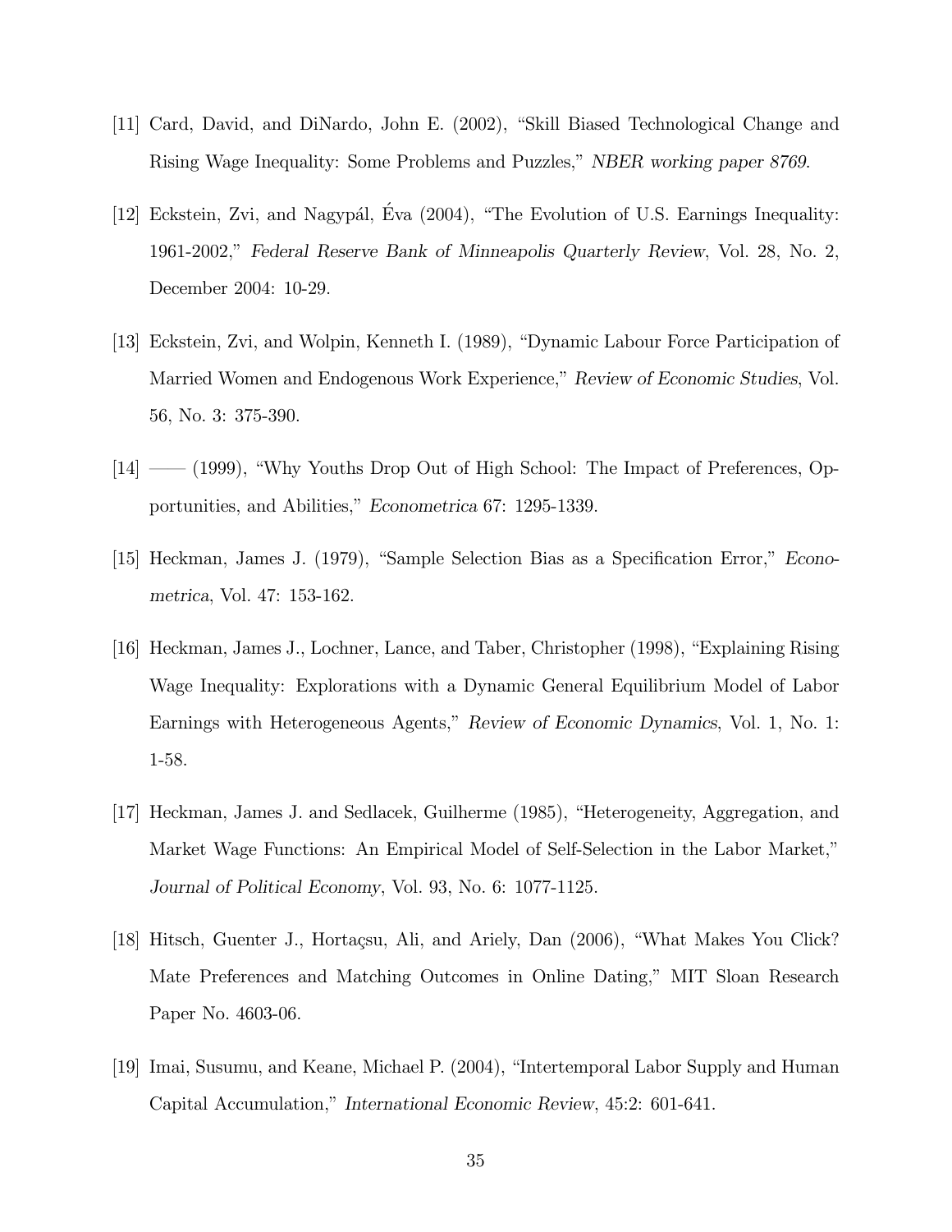[11] Card, David, and DiNardo, John E. (2002), "Skill Biased Technological Change and Rising Wage Inequality: Some Problems and Puzzles," *NBER working paper 8769*.

[12] Eckstein, Zvi, and Nagypál, Éva (2004), "The Evolution of U.S. Earnings Inequality: 1961-2002," *Federal Reserve Bank of Minneapolis Quarterly Review*, Vol. 28, No. 2, December 2004: 10-29.

[13] Eckstein, Zvi, and Wolpin, Kenneth I. (1989), "Dynamic Labour Force Participation of Married Women and Endogenous Work Experience," *Review of Economic Studies*, Vol. 56, No. 3: 375-390.

[14] —— (1999), "Why Youths Drop Out of High School: The Impact of Preferences, Opportunities, and Abilities," *Econometrica* 67: 1295-1339.

[15] Heckman, James J. (1979), "Sample Selection Bias as a Specification Error," *Econometrica*, Vol. 47: 153-162.

[16] Heckman, James J., Lochner, Lance, and Taber, Christopher (1998), "Explaining Rising Wage Inequality: Explorations with a Dynamic General Equilibrium Model of Labor Earnings with Heterogeneous Agents," *Review of Economic Dynamics*, Vol. 1, No. 1: 1-58.

[17] Heckman, James J. and Sedlacek, Guilherme (1985), "Heterogeneity, Aggregation, and Market Wage Functions: An Empirical Model of Self-Selection in the Labor Market," *Journal of Political Economy*, Vol. 93, No. 6: 1077-1125.

[18] Hitsch, Guenter J., Hortaçsu, Ali, and Ariely, Dan (2006), "What Makes You Click? Mate Preferences and Matching Outcomes in Online Dating," MIT Sloan Research Paper No. 4603-06.

[19] Imai, Susumu, and Keane, Michael P. (2004), "Intertemporal Labor Supply and Human Capital Accumulation," *International Economic Review*, 45:2: 601-641.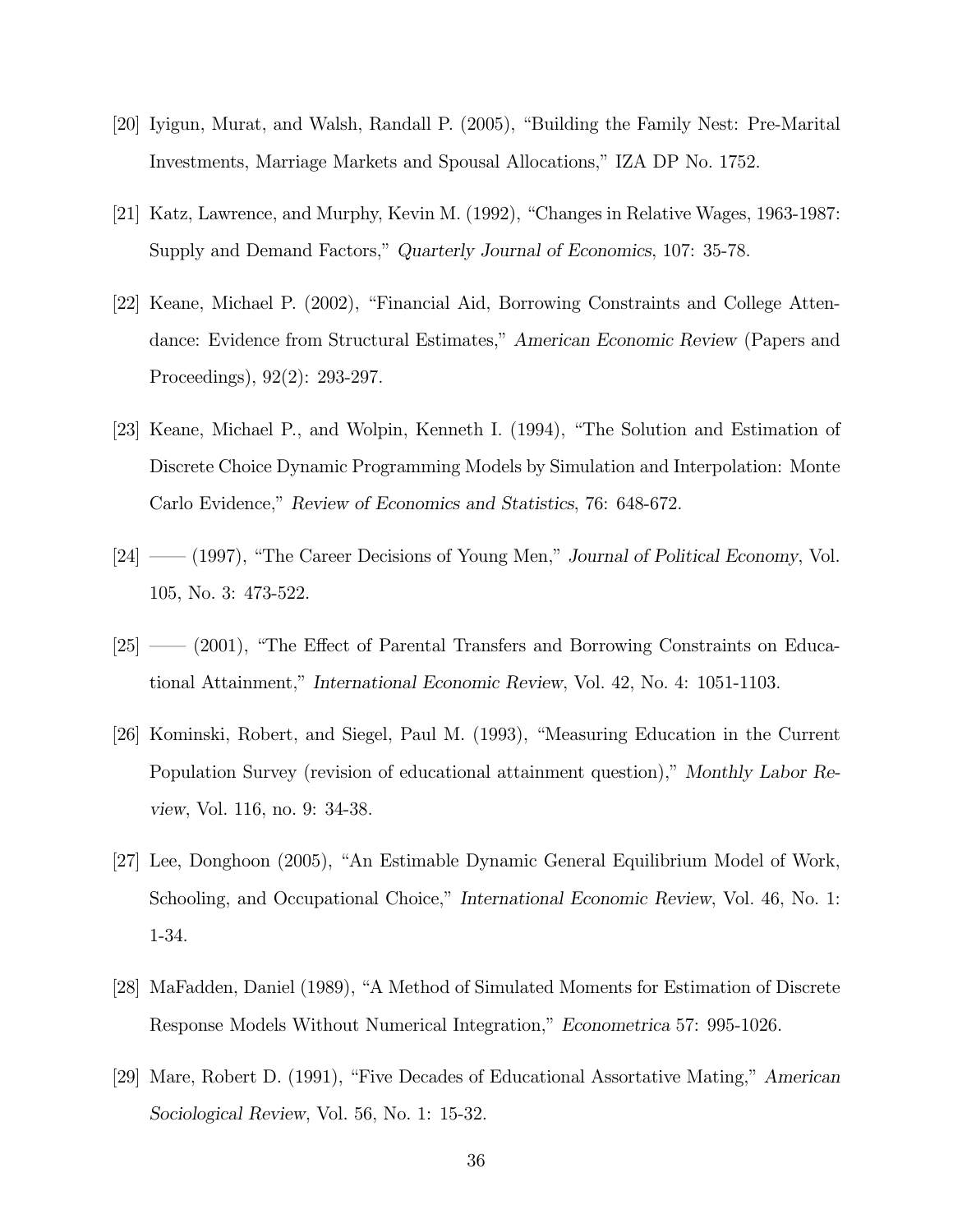[20] Iyigun, Murat, and Walsh, Randall P. (2005), "Building the Family Nest: Pre-Marital Investments, Marriage Markets and Spousal Allocations," IZA DP No. 1752.

[21] Katz, Lawrence, and Murphy, Kevin M. (1992), "Changes in Relative Wages, 1963-1987: Supply and Demand Factors," *Quarterly Journal of Economics*, 107: 35-78.

[22] Keane, Michael P. (2002), "Financial Aid, Borrowing Constraints and College Attendance: Evidence from Structural Estimates," *American Economic Review* (Papers and Proceedings), 92(2): 293-297.

[23] Keane, Michael P., and Wolpin, Kenneth I. (1994), "The Solution and Estimation of Discrete Choice Dynamic Programming Models by Simulation and Interpolation: Monte Carlo Evidence," *Review of Economics and Statistics*, 76: 648-672.

[24] —— (1997), "The Career Decisions of Young Men," *Journal of Political Economy*, Vol. 105, No. 3: 473-522.

[25] —— (2001), "The Effect of Parental Transfers and Borrowing Constraints on Educational Attainment," *International Economic Review*, Vol. 42, No. 4: 1051-1103.

[26] Kominski, Robert, and Siegel, Paul M. (1993), "Measuring Education in the Current Population Survey (revision of educational attainment question)," *Monthly Labor Review*, Vol. 116, no. 9: 34-38.

[27] Lee, Donghoon (2005), "An Estimable Dynamic General Equilibrium Model of Work, Schooling, and Occupational Choice," *International Economic Review*, Vol. 46, No. 1: 1-34.

[28] MaFadden, Daniel (1989), "A Method of Simulated Moments for Estimation of Discrete Response Models Without Numerical Integration," *Econometrica* 57: 995-1026.

[29] Mare, Robert D. (1991), "Five Decades of Educational Assortative Mating," *American Sociological Review*, Vol. 56, No. 1: 15-32.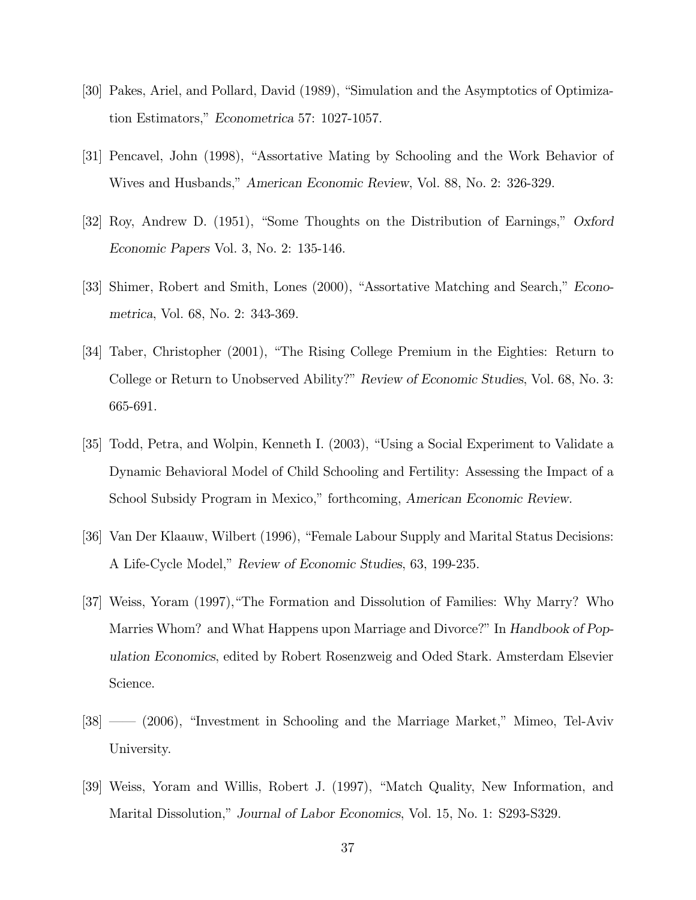[30] Pakes, Ariel, and Pollard, David (1989), "Simulation and the Asymptotics of Optimization Estimators," *Econometrica* 57: 1027-1057.

[31] Pencavel, John (1998), "Assortative Mating by Schooling and the Work Behavior of Wives and Husbands," *American Economic Review*, Vol. 88, No. 2: 326-329.

[32] Roy, Andrew D. (1951), "Some Thoughts on the Distribution of Earnings," *Oxford Economic Papers* Vol. 3, No. 2: 135-146.

[33] Shimer, Robert and Smith, Lones (2000), "Assortative Matching and Search," *Econometrica*, Vol. 68, No. 2: 343-369.

[34] Taber, Christopher (2001), "The Rising College Premium in the Eighties: Return to College or Return to Unobserved Ability?" *Review of Economic Studies*, Vol. 68, No. 3: 665-691.

[35] Todd, Petra, and Wolpin, Kenneth I. (2003), "Using a Social Experiment to Validate a Dynamic Behavioral Model of Child Schooling and Fertility: Assessing the Impact of a School Subsidy Program in Mexico," forthcoming, *American Economic Review*.

[36] Van Der Klaauw, Wilbert (1996), "Female Labour Supply and Marital Status Decisions: A Life-Cycle Model," *Review of Economic Studies*, 63, 199-235.

[37] Weiss, Yoram (1997),"The Formation and Dissolution of Families: Why Marry? Who Marries Whom? and What Happens upon Marriage and Divorce?" In *Handbook of Population Economics*, edited by Robert Rosenzweig and Oded Stark. Amsterdam Elsevier Science.

[38] —— (2006), "Investment in Schooling and the Marriage Market," Mimeo, Tel-Aviv University.

[39] Weiss, Yoram and Willis, Robert J. (1997), "Match Quality, New Information, and Marital Dissolution," *Journal of Labor Economics*, Vol. 15, No. 1: S293-S329.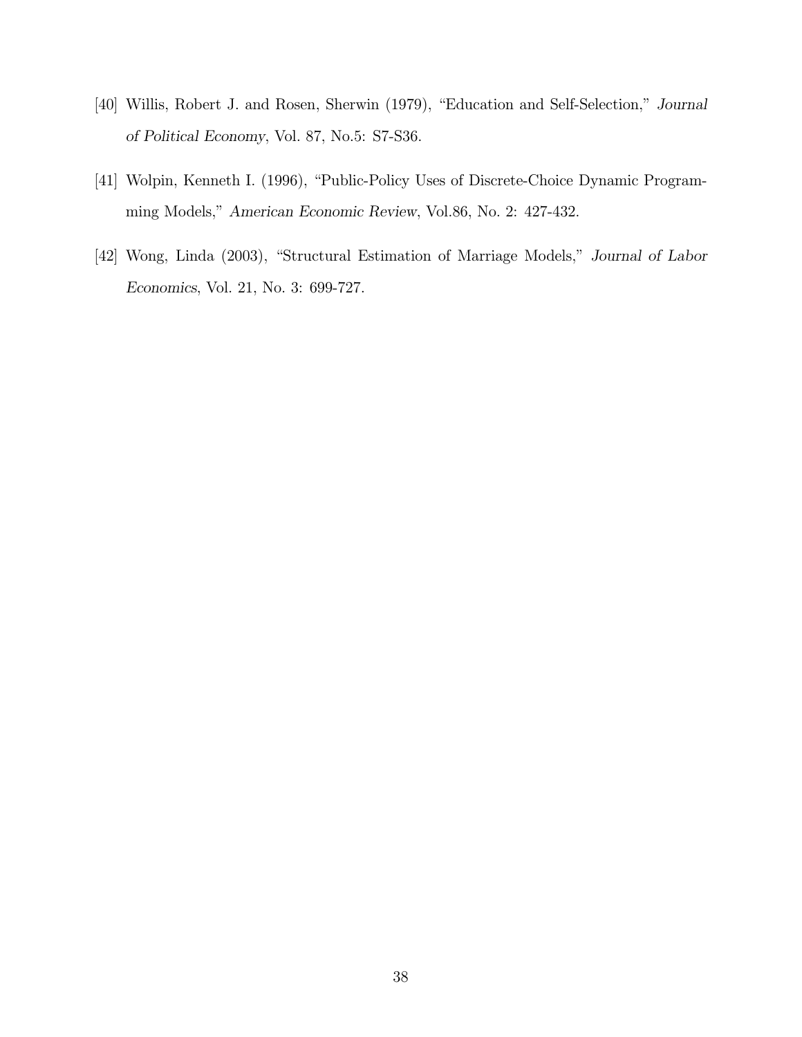[40] Willis, Robert J. and Rosen, Sherwin (1979), "Education and Self-Selection," *Journal of Political Economy*, Vol. 87, No.5: S7-S36.

[41] Wolpin, Kenneth I. (1996), "Public-Policy Uses of Discrete-Choice Dynamic Programming Models," *American Economic Review*, Vol.86, No. 2: 427-432.

[42] Wong, Linda (2003), "Structural Estimation of Marriage Models," *Journal of Labor Economics*, Vol. 21, No. 3: 699-727.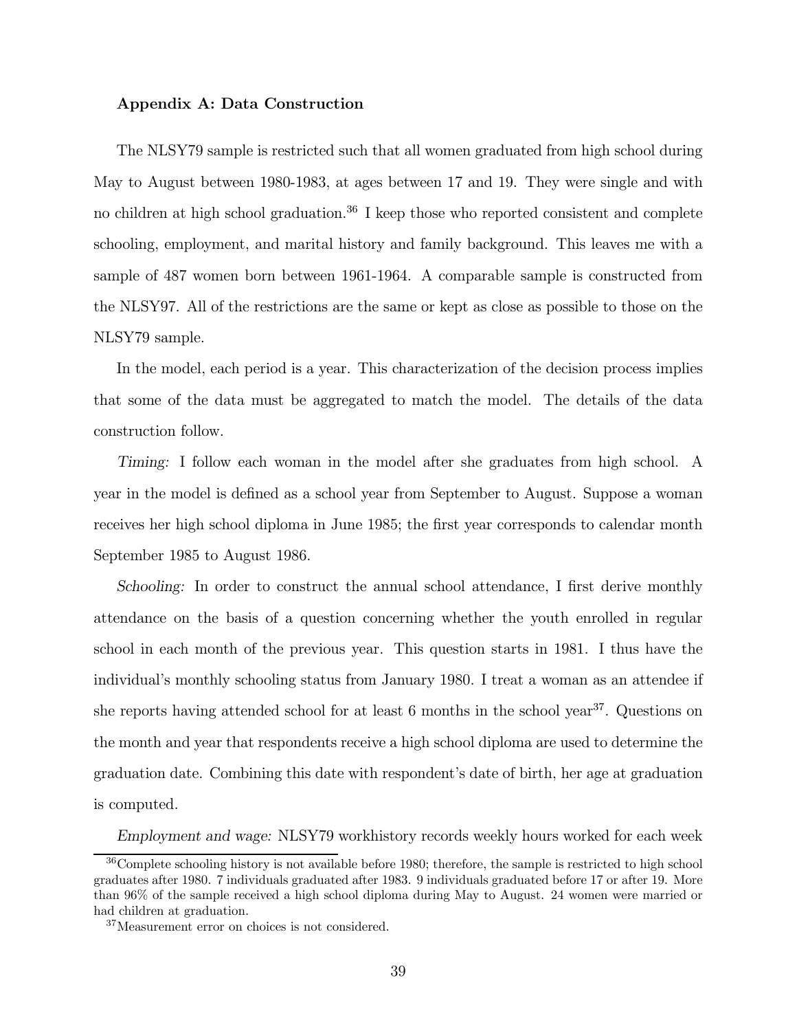### Appendix A: Data Construction

The NLSY79 sample is restricted such that all women graduated from high school during May to August between 1980-1983, at ages between 17 and 19. They were single and with no children at high school graduation.[36] I keep those who reported consistent and complete schooling, employment, and marital history and family background. This leaves me with a sample of 487 women born between 1961-1964. A comparable sample is constructed from the NLSY97. All of the restrictions are the same or kept as close as possible to those on the NLSY79 sample.

In the model, each period is a year. This characterization of the decision process implies that some of the data must be aggregated to match the model. The details of the data construction follow.

*Timing:* I follow each woman in the model after she graduates from high school. A year in the model is defined as a school year from September to August. Suppose a woman receives her high school diploma in June 1985; the first year corresponds to calendar month September 1985 to August 1986.

*Schooling:* In order to construct the annual school attendance, I first derive monthly attendance on the basis of a question concerning whether the youth enrolled in regular school in each month of the previous year. This question starts in 1981. I thus have the individual's monthly schooling status from January 1980. I treat a woman as an attendee if she reports having attended school for at least 6 months in the school year[37]. Questions on the month and year that respondents receive a high school diploma are used to determine the graduation date. Combining this date with respondent's date of birth, her age at graduation is computed.

*Employment and wage:* NLSY79 workhistory records weekly hours worked for each week

[36] Complete schooling history is not available before 1980; therefore, the sample is restricted to high school graduates after 1980. 7 individuals graduated after 1983. 9 individuals graduated before 17 or after 19. More than 96% of the sample received a high school diploma during May to August. 24 women were married or had children at graduation.

[37] Measurement error on choices is not considered.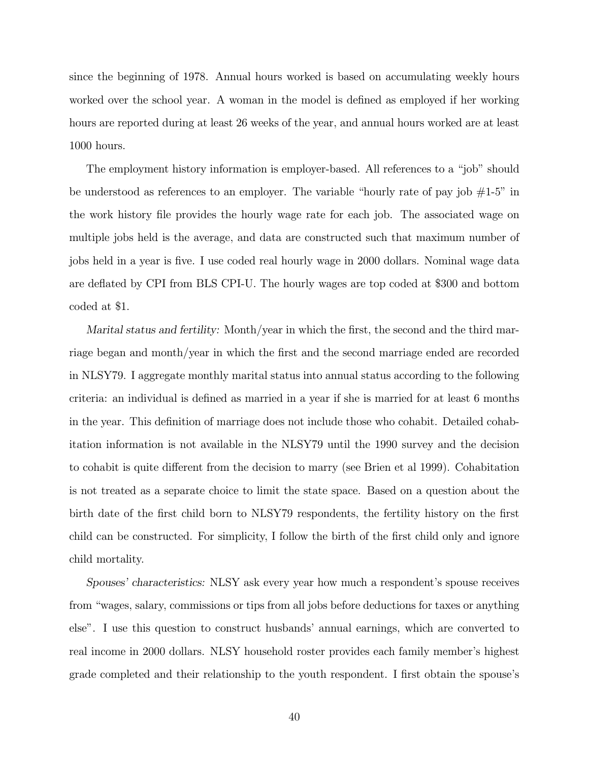since the beginning of 1978. Annual hours worked is based on accumulating weekly hours worked over the school year. A woman in the model is defined as employed if her working hours are reported during at least 26 weeks of the year, and annual hours worked are at least 1000 hours.

The employment history information is employer-based. All references to a "job" should be understood as references to an employer. The variable "hourly rate of pay job #1-5" in the work history file provides the hourly wage rate for each job. The associated wage on multiple jobs held is the average, and data are constructed such that maximum number of jobs held in a year is five. I use coded real hourly wage in 2000 dollars. Nominal wage data are deflated by CPI from BLS CPI-U. The hourly wages are top coded at $300 and bottom coded at $1.

*Marital status and fertility:* Month/year in which the first, the second and the third marriage began and month/year in which the first and the second marriage ended are recorded in NLSY79. I aggregate monthly marital status into annual status according to the following criteria: an individual is defined as married in a year if she is married for at least 6 months in the year. This definition of marriage does not include those who cohabit. Detailed cohabitation information is not available in the NLSY79 until the 1990 survey and the decision to cohabit is quite different from the decision to marry (see Brien et al 1999). Cohabitation is not treated as a separate choice to limit the state space. Based on a question about the birth date of the first child born to NLSY79 respondents, the fertility history on the first child can be constructed. For simplicity, I follow the birth of the first child only and ignore child mortality.

*Spouses' characteristics:* NLSY ask every year how much a respondent's spouse receives from "wages, salary, commissions or tips from all jobs before deductions for taxes or anything else". I use this question to construct husbands' annual earnings, which are converted to real income in 2000 dollars. NLSY household roster provides each family member's highest grade completed and their relationship to the youth respondent. I first obtain the spouse's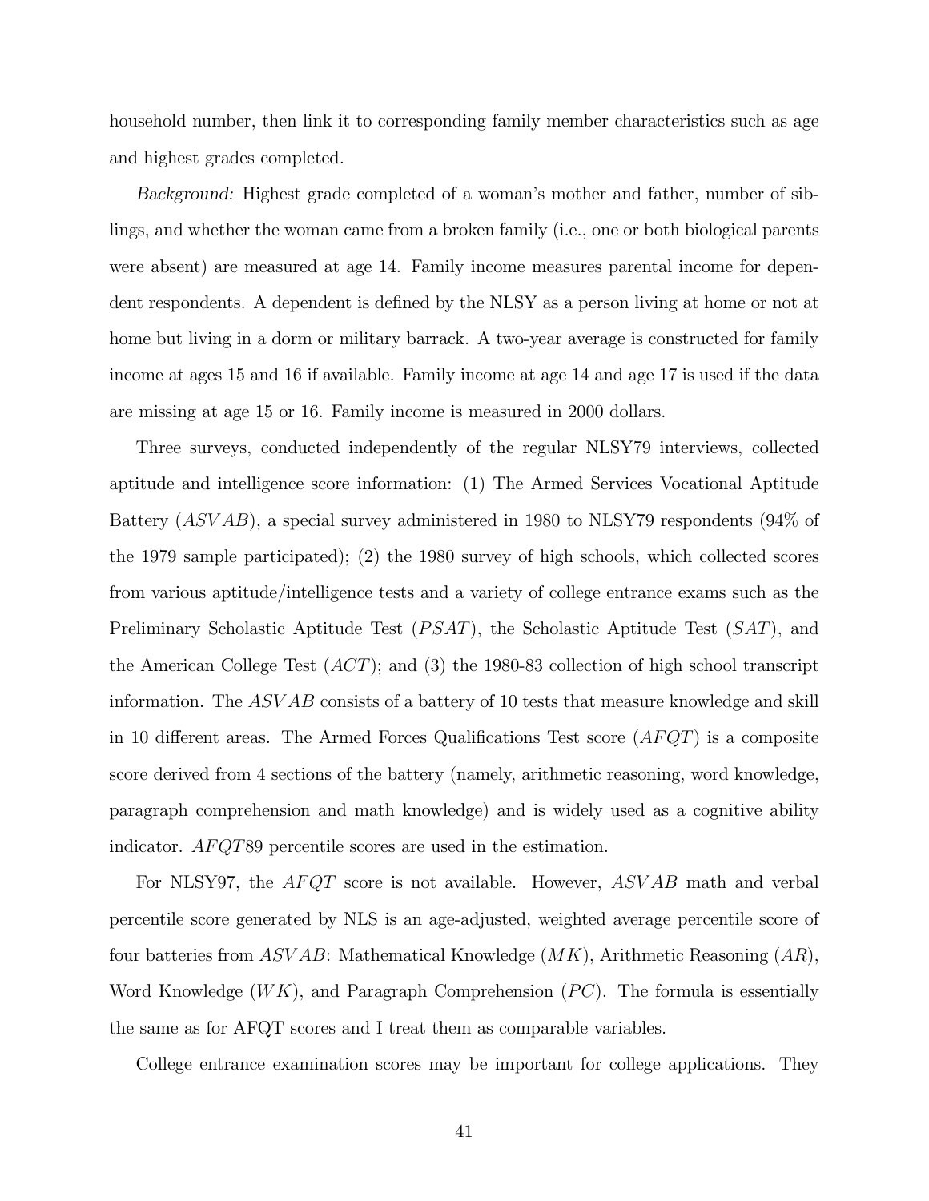household number, then link it to corresponding family member characteristics such as age and highest grades completed.

*Background:* Highest grade completed of a woman's mother and father, number of siblings, and whether the woman came from a broken family (i.e., one or both biological parents were absent) are measured at age 14. Family income measures parental income for dependent respondents. A dependent is defined by the NLSY as a person living at home or not at home but living in a dorm or military barrack. A two-year average is constructed for family income at ages 15 and 16 if available. Family income at age 14 and age 17 is used if the data are missing at age 15 or 16. Family income is measured in 2000 dollars.

Three surveys, conducted independently of the regular NLSY79 interviews, collected aptitude and intelligence score information: (1) The Armed Services Vocational Aptitude Battery ($ASVAB$), a special survey administered in 1980 to NLSY79 respondents (94% of the 1979 sample participated); (2) the 1980 survey of high schools, which collected scores from various aptitude/intelligence tests and a variety of college entrance exams such as the Preliminary Scholastic Aptitude Test ($PSAT$), the Scholastic Aptitude Test ($SAT$), and the American College Test ($ACT$); and (3) the 1980-83 collection of high school transcript information. The $ASVAB$ consists of a battery of 10 tests that measure knowledge and skill in 10 different areas. The Armed Forces Qualifications Test score ($AFQT$) is a composite score derived from 4 sections of the battery (namely, arithmetic reasoning, word knowledge, paragraph comprehension and math knowledge) and is widely used as a cognitive ability indicator. $AFQT89$ percentile scores are used in the estimation.

For NLSY97, the $AFQT$ score is not available. However, $ASVAB$ math and verbal percentile score generated by NLS is an age-adjusted, weighted average percentile score of four batteries from $ASVAB$: Mathematical Knowledge ($MK$), Arithmetic Reasoning ($AR$), Word Knowledge ($WK$), and Paragraph Comprehension ($PC$). The formula is essentially the same as for AFQT scores and I treat them as comparable variables.

College entrance examination scores may be important for college applications. They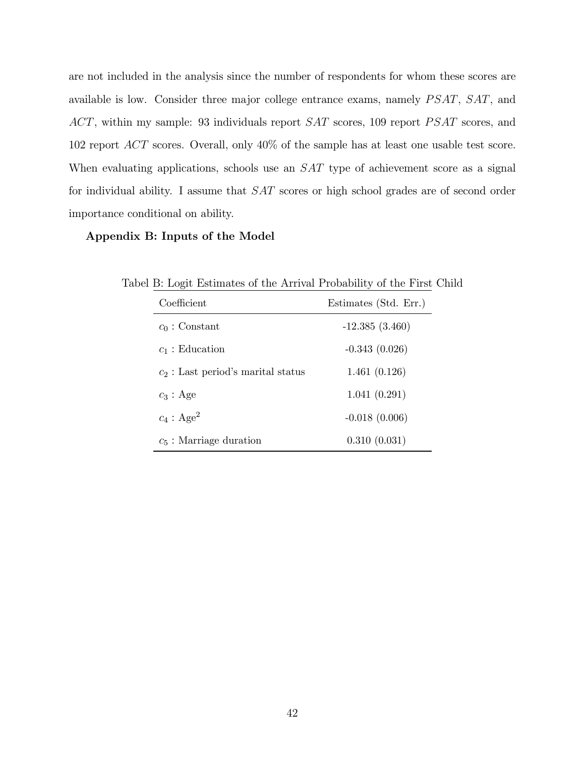are not included in the analysis since the number of respondents for whom these scores are available is low. Consider three major college entrance exams, namely $PSAT$, $SAT$, and $ACT$, within my sample: 93 individuals report $SAT$ scores, 109 report $PSAT$ scores, and 102 report $ACT$ scores. Overall, only 40% of the sample has at least one usable test score. When evaluating applications, schools use an $SAT$ type of achievement score as a signal for individual ability. I assume that $SAT$ scores or high school grades are of second order importance conditional on ability.

**Appendix B: Inputs of the Model**

Tabel B: Logit Estimates of the Arrival Probability of the First Child

| Coefficient | Estimates (Std. Err.) |
|---|---|
| $c_0$ : Constant | -12.385 (3.460) |
| $c_1$ : Education | -0.343 (0.026) |
| $c_2$ : Last period's marital status | 1.461 (0.126) |
| $c_3$ : Age | 1.041 (0.291) |
| $c_4$ : Age$^2$ | -0.018 (0.006) |
| $c_5$ : Marriage duration | 0.310 (0.031) |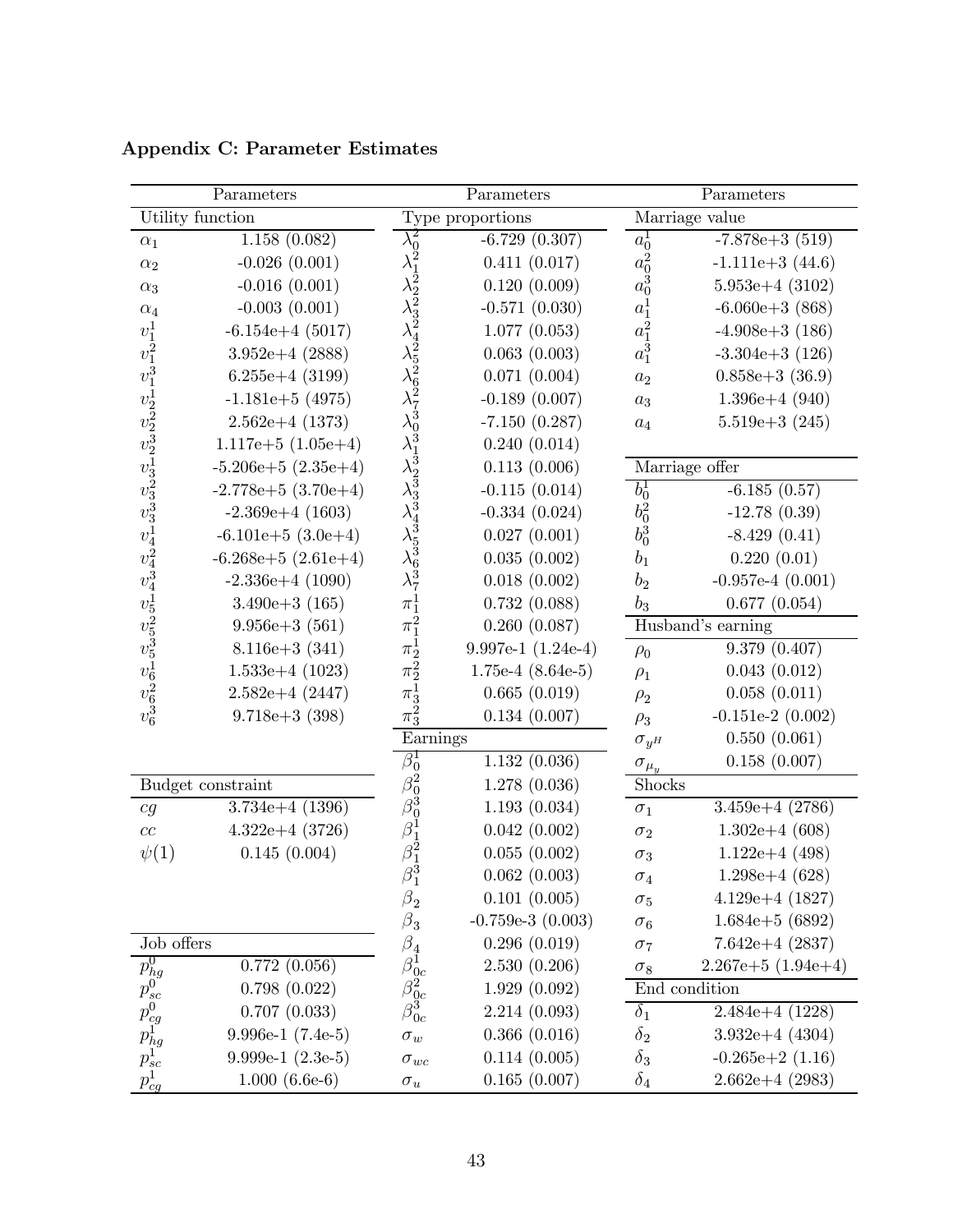## Appendix C: Parameter Estimates

| Parameters | | Parameters | | Parameters | |
|---|---|---|---|---|---|
| Utility function | | Type proportions | | Marriage value | |
| $\alpha_1$ | 1.158 (0.082) | $\lambda_0^2$ | -6.729 (0.307) | $a_0^1$ | -7.878e+3 (519) |
| $\alpha_2$ | -0.026 (0.001) | $\lambda_1^2$ | 0.411 (0.017) | $a_0^2$ | -1.111e+3 (44.6) |
| $\alpha_3$ | -0.016 (0.001) | $\lambda_2^2$ | 0.120 (0.009) | $a_0^3$ | 5.953e+4 (3102) |
| $\alpha_4$ | -0.003 (0.001) | $\lambda_3^2$ | -0.571 (0.030) | $a_1^1$ | -6.060e+3 (868) |
| $v_1^1$ | -6.154e+4 (5017) | $\lambda_4^2$ | 1.077 (0.053) | $a_1^2$ | -4.908e+3 (186) |
| $v_1^2$ | 3.952e+4 (2888) | $\lambda_5^2$ | 0.063 (0.003) | $a_1^3$ | -3.304e+3 (126) |
| $v_1^3$ | 6.255e+4 (3199) | $\lambda_6^2$ | 0.071 (0.004) | $a_2$ | 0.858e+3 (36.9) |
| $v_2^1$ | -1.181e+5 (4975) | $\lambda_7^2$ | -0.189 (0.007) | $a_3$ | 1.396e+4 (940) |
| $v_2^2$ | 2.562e+4 (1373) | $\lambda_0^3$ | -7.150 (0.287) | $a_4$ | 5.519e+3 (245) |
| $v_2^3$ | 1.117e+5 (1.05e+4) | $\lambda_1^3$ | 0.240 (0.014) | | |
| $v_3^1$ | -5.206e+5 (2.35e+4) | $\lambda_2^3$ | 0.113 (0.006) | Marriage offer | |
| $v_3^2$ | -2.778e+5 (3.70e+4) | $\lambda_3^3$ | -0.115 (0.014) | $b_0^1$ | -6.185 (0.57) |
| $v_3^3$ | -2.369e+4 (1603) | $\lambda_4^3$ | -0.334 (0.024) | $b_0^2$ | -12.78 (0.39) |
| $v_4^1$ | -6.101e+5 (3.0e+4) | $\lambda_5^3$ | 0.027 (0.001) | $b_0^3$ | -8.429 (0.41) |
| $v_4^2$ | -6.268e+5 (2.61e+4) | $\lambda_6^3$ | 0.035 (0.002) | $b_1$ | 0.220 (0.01) |
| $v_4^3$ | -2.336e+4 (1090) | $\lambda_7^3$ | 0.018 (0.002) | $b_2$ | -0.957e-4 (0.001) |
| $v_5^1$ | 3.490e+3 (165) | $\pi_1^1$ | 0.732 (0.088) | $b_3$ | 0.677 (0.054) |
| $v_5^2$ | 9.956e+3 (561) | $\pi_1^2$ | 0.260 (0.087) | Husband's earning | |
| $v_5^3$ | 8.116e+3 (341) | $\pi_2^1$ | 9.997e-1 (1.24e-4) | $\rho_0$ | 9.379 (0.407) |
| $v_6^1$ | 1.533e+4 (1023) | $\pi_2^2$ | 1.75e-4 (8.64e-5) | $\rho_1$ | 0.043 (0.012) |
| $v_6^2$ | 2.582e+4 (2447) | $\pi_3^1$ | 0.665 (0.019) | $\rho_2$ | 0.058 (0.011) |
| $v_6^3$ | 9.718e+3 (398) | $\pi_3^2$ | 0.134 (0.007) | $\rho_3$ | -0.151e-2 (0.002) |
| | | Earnings | | $\sigma_{y^H}$ | 0.550 (0.061) |
| | | $\beta_0^1$ | 1.132 (0.036) | $\sigma_{\mu_y}$ | 0.158 (0.007) |
| Budget constraint | | $\beta_0^2$ | 1.278 (0.036) | Shocks | |
| $cg$ | 3.734e+4 (1396) | $\beta_0^3$ | 1.193 (0.034) | $\sigma_1$ | 3.459e+4 (2786) |
| $cc$ | 4.322e+4 (3726) | $\beta_1^1$ | 0.042 (0.002) | $\sigma_2$ | 1.302e+4 (608) |
| $\psi(1)$ | 0.145 (0.004) | $\beta_1^2$ | 0.055 (0.002) | $\sigma_3$ | 1.122e+4 (498) |
| | | $\beta_1^3$ | 0.062 (0.003) | $\sigma_4$ | 1.298e+4 (628) |
| | | $\beta_2$ | 0.101 (0.005) | $\sigma_5$ | 4.129e+4 (1827) |
| | | $\beta_3$ | -0.759e-3 (0.003) | $\sigma_6$ | 1.684e+5 (6892) |
| Job offers | | $\beta_4$ | 0.296 (0.019) | $\sigma_7$ | 7.642e+4 (2837) |
| $p_{hg}^0$ | 0.772 (0.056) | $\beta_{0c}^1$ | 2.530 (0.206) | $\sigma_8$ | 2.267e+5 (1.94e+4) |
| $p_{sc}^0$ | 0.798 (0.022) | $\beta_{0c}^2$ | 1.929 (0.092) | End condition | |
| $p_{cg}^0$ | 0.707 (0.033) | $\beta_{0c}^3$ | 2.214 (0.093) | $\delta_1$ | 2.484e+4 (1228) |
| $p_{hg}^1$ | 9.996e-1 (7.4e-5) | $\sigma_w$ | 0.366 (0.016) | $\delta_2$ | 3.932e+4 (4304) |
| $p_{sc}^1$ | 9.999e-1 (2.3e-5) | $\sigma_{wc}$ | 0.114 (0.005) | $\delta_3$ | -0.265e+2 (1.16) |
| $p_{cg}^1$ | 1.000 (6.6e-6) | $\sigma_u$ | 0.165 (0.007) | $\delta_4$ | 2.662e+4 (2983) |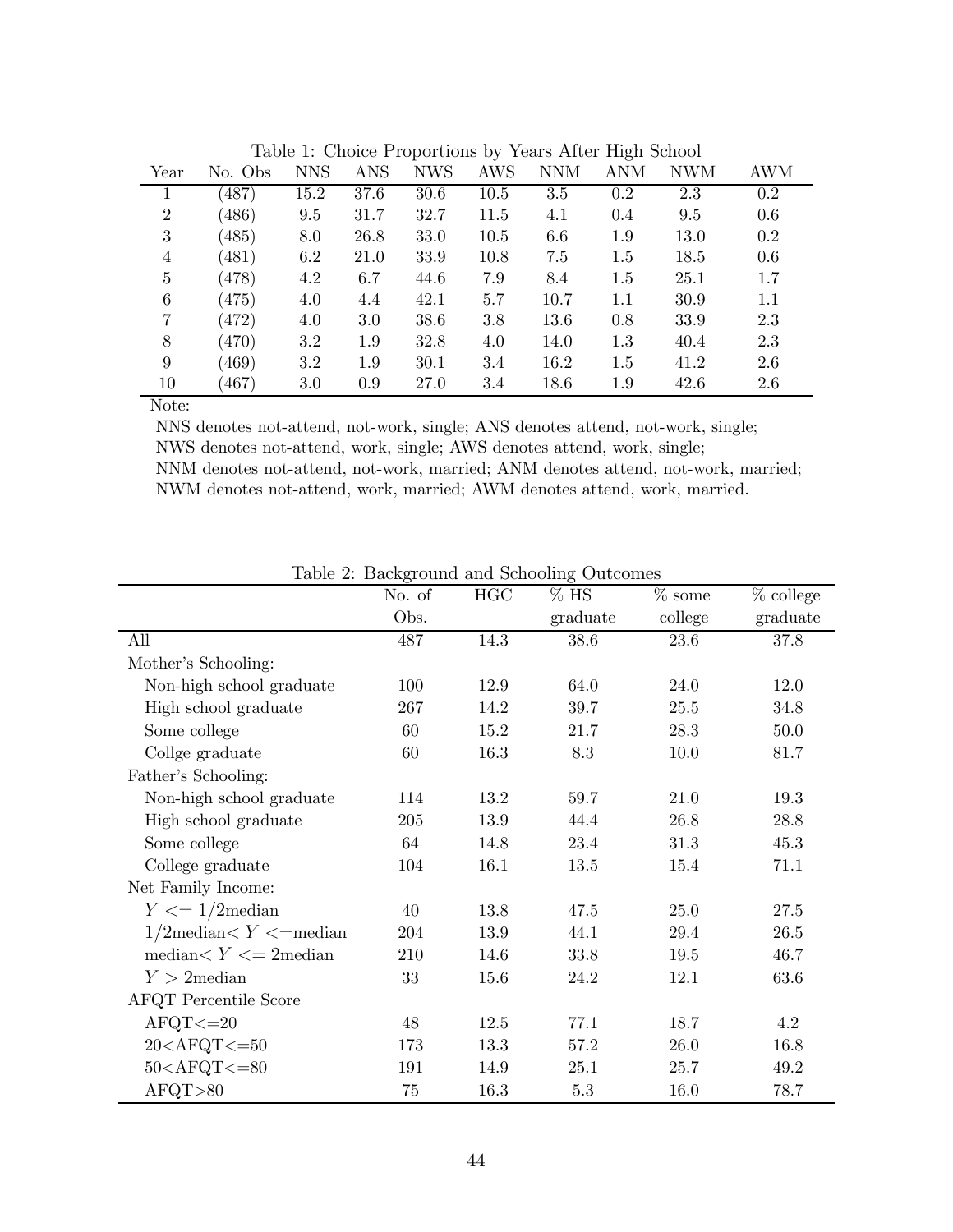Table 1: Choice Proportions by Years After High School

| Year | No. Obs | NNS | ANS | NWS | AWS | NNM | ANM | NWM | AWM |
|---|---|---|---|---|---|---|---|---|---|
| 1 | (487) | 15.2 | 37.6 | 30.6 | 10.5 | 3.5 | 0.2 | 2.3 | 0.2 |
| 2 | (486) | 9.5 | 31.7 | 32.7 | 11.5 | 4.1 | 0.4 | 9.5 | 0.6 |
| 3 | (485) | 8.0 | 26.8 | 33.0 | 10.5 | 6.6 | 1.9 | 13.0 | 0.2 |
| 4 | (481) | 6.2 | 21.0 | 33.9 | 10.8 | 7.5 | 1.5 | 18.5 | 0.6 |
| 5 | (478) | 4.2 | 6.7 | 44.6 | 7.9 | 8.4 | 1.5 | 25.1 | 1.7 |
| 6 | (475) | 4.0 | 4.4 | 42.1 | 5.7 | 10.7 | 1.1 | 30.9 | 1.1 |
| 7 | (472) | 4.0 | 3.0 | 38.6 | 3.8 | 13.6 | 0.8 | 33.9 | 2.3 |
| 8 | (470) | 3.2 | 1.9 | 32.8 | 4.0 | 14.0 | 1.3 | 40.4 | 2.3 |
| 9 | (469) | 3.2 | 1.9 | 30.1 | 3.4 | 16.2 | 1.5 | 41.2 | 2.6 |
| 10 | (467) | 3.0 | 0.9 | 27.0 | 3.4 | 18.6 | 1.9 | 42.6 | 2.6 |

Note:

NNS denotes not-attend, not-work, single; ANS denotes attend, not-work, single;
NWS denotes not-attend, work, single; AWS denotes attend, work, single;
NNM denotes not-attend, not-work, married; ANM denotes attend, not-work, married;
NWM denotes not-attend, work, married; AWM denotes attend, work, married.

Table 2: Background and Schooling Outcomes

| | No. of Obs. | HGC | % HS graduate | % some college | % college graduate |
|---|---|---|---|---|---|
| All | 487 | 14.3 | 38.6 | 23.6 | 37.8 |
| Mother's Schooling: | | | | | |
| Non-high school graduate | 100 | 12.9 | 64.0 | 24.0 | 12.0 |
| High school graduate | 267 | 14.2 | 39.7 | 25.5 | 34.8 |
| Some college | 60 | 15.2 | 21.7 | 28.3 | 50.0 |
| Collge graduate | 60 | 16.3 | 8.3 | 10.0 | 81.7 |
| Father's Schooling: | | | | | |
| Non-high school graduate | 114 | 13.2 | 59.7 | 21.0 | 19.3 |
| High school graduate | 205 | 13.9 | 44.4 | 26.8 | 28.8 |
| Some college | 64 | 14.8 | 23.4 | 31.3 | 45.3 |
| College graduate | 104 | 16.1 | 13.5 | 15.4 | 71.1 |
| Net Family Income: | | | | | |
| $Y <= 1/2$median | 40 | 13.8 | 47.5 | 25.0 | 27.5 |
| $1/2$median$< Y <=$median | 204 | 13.9 | 44.1 | 29.4 | 26.5 |
| median$< Y <= 2$median | 210 | 14.6 | 33.8 | 19.5 | 46.7 |
| $Y > 2$median | 33 | 15.6 | 24.2 | 12.1 | 63.6 |
| AFQT Percentile Score | | | | | |
| AFQT<=20 | 48 | 12.5 | 77.1 | 18.7 | 4.2 |
| 20<AFQT<=50 | 173 | 13.3 | 57.2 | 26.0 | 16.8 |
| 50<AFQT<=80 | 191 | 14.9 | 25.1 | 25.7 | 49.2 |
| AFQT>80 | 75 | 16.3 | 5.3 | 16.0 | 78.7 |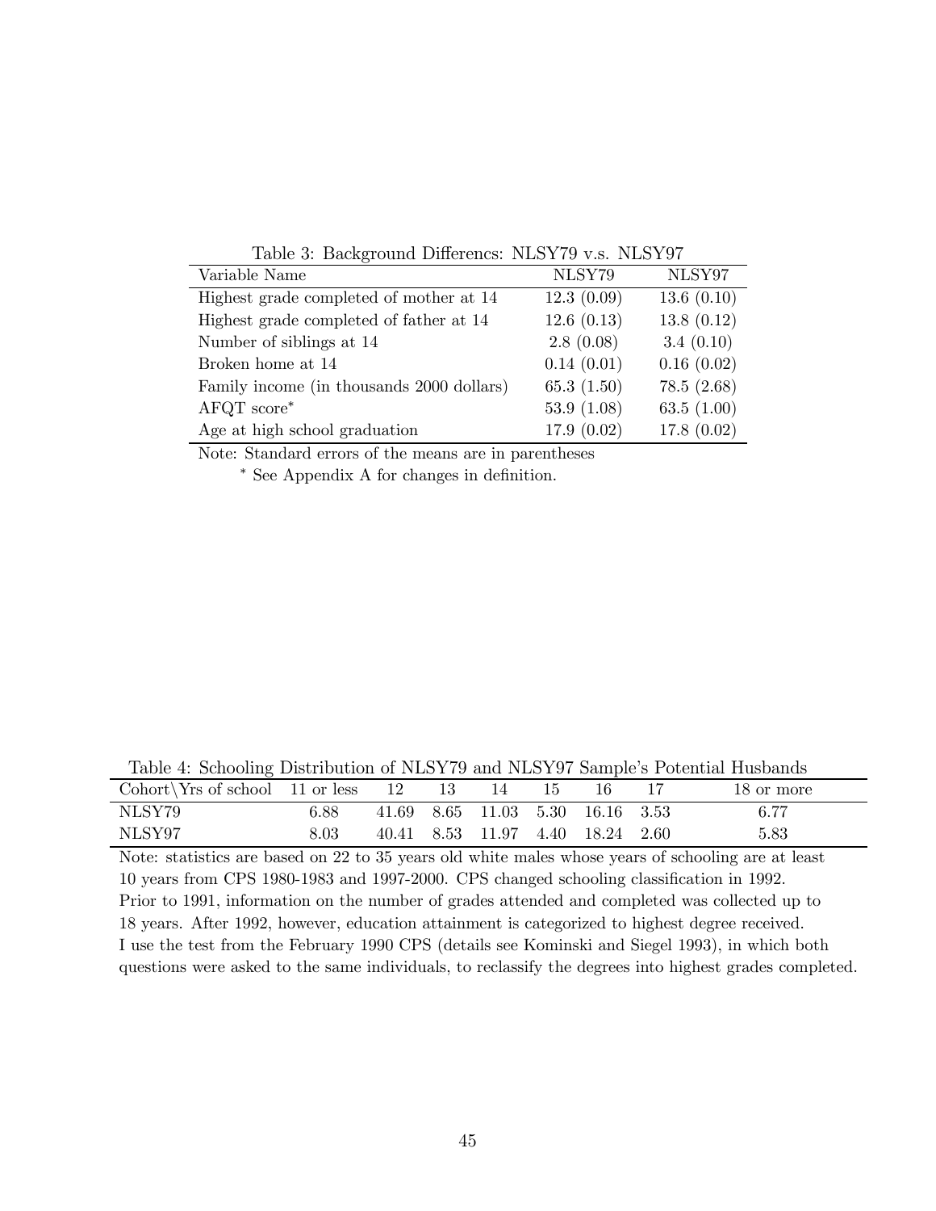Table 3: Background Differencs: NLSY79 v.s. NLSY97

| Variable Name | NLSY79 | NLSY97 |
|---|---|---|
| Highest grade completed of mother at 14 | 12.3 (0.09) | 13.6 (0.10) |
| Highest grade completed of father at 14 | 12.6 (0.13) | 13.8 (0.12) |
| Number of siblings at 14 | 2.8 (0.08) | 3.4 (0.10) |
| Broken home at 14 | 0.14 (0.01) | 0.16 (0.02) |
| Family income (in thousands 2000 dollars) | 65.3 (1.50) | 78.5 (2.68) |
| AFQT score* | 53.9 (1.08) | 63.5 (1.00) |
| Age at high school graduation | 17.9 (0.02) | 17.8 (0.02) |

Note: Standard errors of the means are in parentheses

\* See Appendix A for changes in definition.

Table 4: Schooling Distribution of NLSY79 and NLSY97 Sample's Potential Husbands

| Cohort\Yrs of school | 11 or less | 12 | 13 | 14 | 15 | 16 | 17 | 18 or more |
|---|---|---|---|---|---|---|---|---|
| NLSY79 | 6.88 | 41.69 | 8.65 | 11.03 | 5.30 | 16.16 | 3.53 | 6.77 |
| NLSY97 | 8.03 | 40.41 | 8.53 | 11.97 | 4.40 | 18.24 | 2.60 | 5.83 |

Note: statistics are based on 22 to 35 years old white males whose years of schooling are at least 10 years from CPS 1980-1983 and 1997-2000. CPS changed schooling classification in 1992. Prior to 1991, information on the number of grades attended and completed was collected up to 18 years. After 1992, however, education attainment is categorized to highest degree received. I use the test from the February 1990 CPS (details see Kominski and Siegel 1993), in which both questions were asked to the same individuals, to reclassify the degrees into highest grades completed.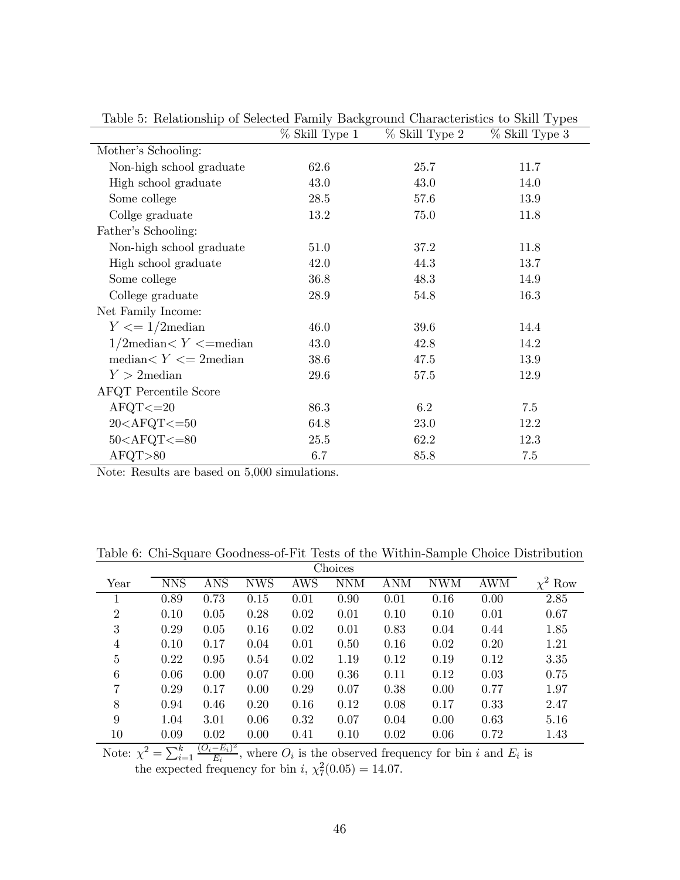Table 5: Relationship of Selected Family Background Characteristics to Skill Types

| | % Skill Type 1 | % Skill Type 2 | % Skill Type 3 |
|---|---|---|---|
| Mother's Schooling: | | | |
| Non-high school graduate | 62.6 | 25.7 | 11.7 |
| High school graduate | 43.0 | 43.0 | 14.0 |
| Some college | 28.5 | 57.6 | 13.9 |
| Collge graduate | 13.2 | 75.0 | 11.8 |
| Father's Schooling: | | | |
| Non-high school graduate | 51.0 | 37.2 | 11.8 |
| High school graduate | 42.0 | 44.3 | 13.7 |
| Some college | 36.8 | 48.3 | 14.9 |
| College graduate | 28.9 | 54.8 | 16.3 |
| Net Family Income: | | | |
| $Y <= 1/2$median | 46.0 | 39.6 | 14.4 |
| $1/2$median$< Y <=$median | 43.0 | 42.8 | 14.2 |
| median$< Y <= 2$median | 38.6 | 47.5 | 13.9 |
| $Y > 2$median | 29.6 | 57.5 | 12.9 |
| AFQT Percentile Score | | | |
| AFQT<=20 | 86.3 | 6.2 | 7.5 |
| 20<AFQT<=50 | 64.8 | 23.0 | 12.2 |
| 50<AFQT<=80 | 25.5 | 62.2 | 12.3 |
| AFQT>80 | 6.7 | 85.8 | 7.5 |

Note: Results are based on 5,000 simulations.

Table 6: Chi-Square Goodness-of-Fit Tests of the Within-Sample Choice Distribution

| | Choices | | | | | | | | |
|---|---|---|---|---|---|---|---|---|---|
| Year | NNS | ANS | NWS | AWS | NNM | ANM | NWM | AWM | $\chi^2$ Row |
| 1 | 0.89 | 0.73 | 0.15 | 0.01 | 0.90 | 0.01 | 0.16 | 0.00 | 2.85 |
| 2 | 0.10 | 0.05 | 0.28 | 0.02 | 0.01 | 0.10 | 0.10 | 0.01 | 0.67 |
| 3 | 0.29 | 0.05 | 0.16 | 0.02 | 0.01 | 0.83 | 0.04 | 0.44 | 1.85 |
| 4 | 0.10 | 0.17 | 0.04 | 0.01 | 0.50 | 0.16 | 0.02 | 0.20 | 1.21 |
| 5 | 0.22 | 0.95 | 0.54 | 0.02 | 1.19 | 0.12 | 0.19 | 0.12 | 3.35 |
| 6 | 0.06 | 0.00 | 0.07 | 0.00 | 0.36 | 0.11 | 0.12 | 0.03 | 0.75 |
| 7 | 0.29 | 0.17 | 0.00 | 0.29 | 0.07 | 0.38 | 0.00 | 0.77 | 1.97 |
| 8 | 0.94 | 0.46 | 0.20 | 0.16 | 0.12 | 0.08 | 0.17 | 0.33 | 2.47 |
| 9 | 1.04 | 3.01 | 0.06 | 0.32 | 0.07 | 0.04 | 0.00 | 0.63 | 5.16 |
| 10 | 0.09 | 0.02 | 0.00 | 0.41 | 0.10 | 0.02 | 0.06 | 0.72 | 1.43 |

Note: $\chi^2 = \sum_{i=1}^{k} \frac{(O_i - E_i)^2}{E_i}$, where $O_i$ is the observed frequency for bin $i$ and $E_i$ is the expected frequency for bin $i$, $\chi^2_7(0.05) = 14.07$.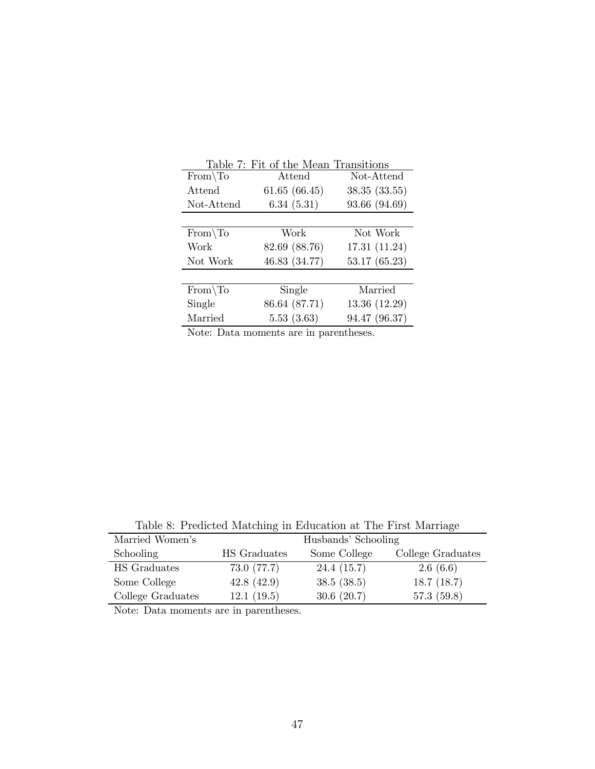Table 7: Fit of the Mean Transitions

| From\To | Attend | Not-Attend |
|---|---|---|
| Attend | 61.65 (66.45) | 38.35 (33.55) |
| Not-Attend | 6.34 (5.31) | 93.66 (94.69) |

| From\To | Work | Not Work |
|---|---|---|
| Work | 82.69 (88.76) | 17.31 (11.24) |
| Not Work | 46.83 (34.77) | 53.17 (65.23) |

| From\To | Single | Married |
|---|---|---|
| Single | 86.64 (87.71) | 13.36 (12.29) |
| Married | 5.53 (3.63) | 94.47 (96.37) |

Note: Data moments are in parentheses.

Table 8: Predicted Matching in Education at The First Marriage

| Married Women's | Husbands' Schooling | | |
|---|---|---|---|
| Schooling | HS Graduates | Some College | College Graduates |
| HS Graduates | 73.0 (77.7) | 24.4 (15.7) | 2.6 (6.6) |
| Some College | 42.8 (42.9) | 38.5 (38.5) | 18.7 (18.7) |
| College Graduates | 12.1 (19.5) | 30.6 (20.7) | 57.3 (59.8) |

Note: Data moments are in parentheses.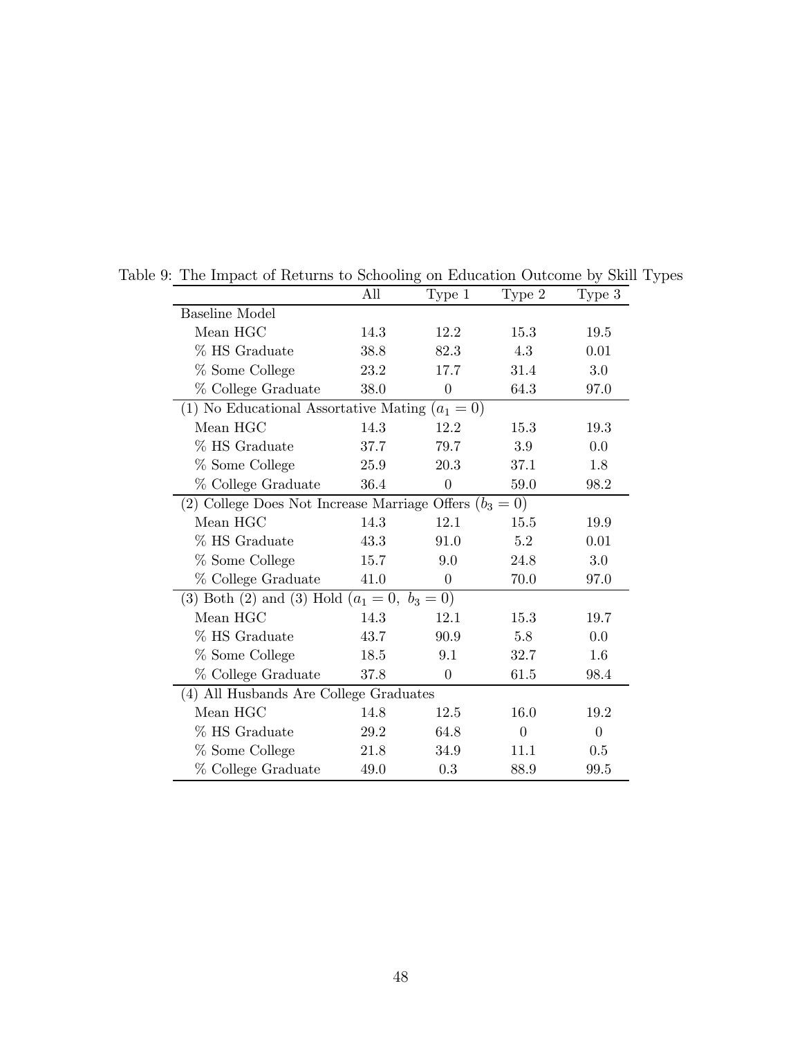Table 9: The Impact of Returns to Schooling on Education Outcome by Skill Types

| | All | Type 1 | Type 2 | Type 3 |
|---|---|---|---|---|
| Baseline Model | | | | |
| Mean HGC | 14.3 | 12.2 | 15.3 | 19.5 |
| % HS Graduate | 38.8 | 82.3 | 4.3 | 0.01 |
| % Some College | 23.2 | 17.7 | 31.4 | 3.0 |
| % College Graduate | 38.0 | 0 | 64.3 | 97.0 |
| (1) No Educational Assortative Mating ($a_1 = 0$) | | | | |
| Mean HGC | 14.3 | 12.2 | 15.3 | 19.3 |
| % HS Graduate | 37.7 | 79.7 | 3.9 | 0.0 |
| % Some College | 25.9 | 20.3 | 37.1 | 1.8 |
| % College Graduate | 36.4 | 0 | 59.0 | 98.2 |
| (2) College Does Not Increase Marriage Offers ($b_3 = 0$) | | | | |
| Mean HGC | 14.3 | 12.1 | 15.5 | 19.9 |
| % HS Graduate | 43.3 | 91.0 | 5.2 | 0.01 |
| % Some College | 15.7 | 9.0 | 24.8 | 3.0 |
| % College Graduate | 41.0 | 0 | 70.0 | 97.0 |
| (3) Both (2) and (3) Hold ($a_1 = 0,\ b_3 = 0$) | | | | |
| Mean HGC | 14.3 | 12.1 | 15.3 | 19.7 |
| % HS Graduate | 43.7 | 90.9 | 5.8 | 0.0 |
| % Some College | 18.5 | 9.1 | 32.7 | 1.6 |
| % College Graduate | 37.8 | 0 | 61.5 | 98.4 |
| (4) All Husbands Are College Graduates | | | | |
| Mean HGC | 14.8 | 12.5 | 16.0 | 19.2 |
| % HS Graduate | 29.2 | 64.8 | 0 | 0 |
| % Some College | 21.8 | 34.9 | 11.1 | 0.5 |
| % College Graduate | 49.0 | 0.3 | 88.9 | 99.5 |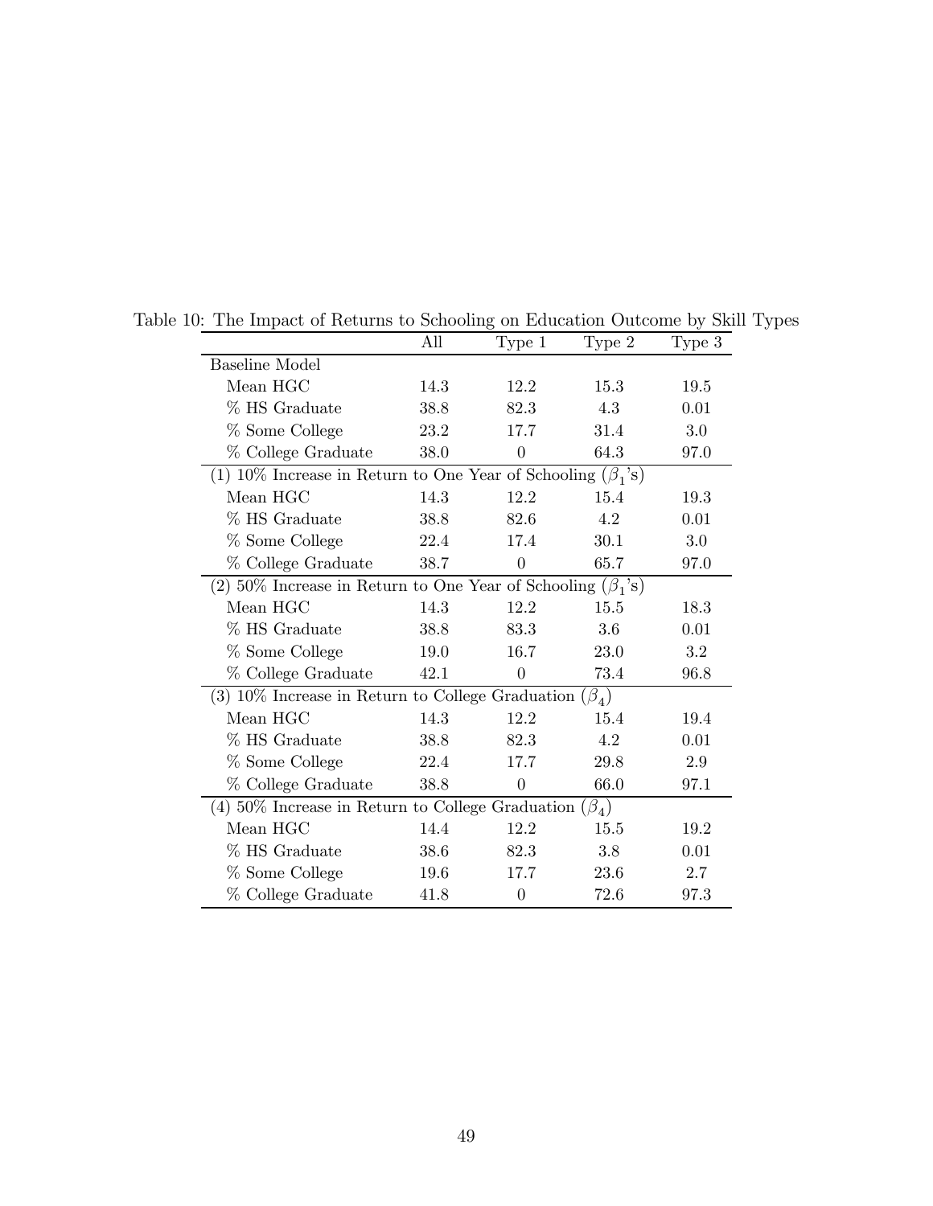Table 10: The Impact of Returns to Schooling on Education Outcome by Skill Types

| | All | Type 1 | Type 2 | Type 3 |
|---|---|---|---|---|
| Baseline Model | | | | |
| Mean HGC | 14.3 | 12.2 | 15.3 | 19.5 |
| % HS Graduate | 38.8 | 82.3 | 4.3 | 0.01 |
| % Some College | 23.2 | 17.7 | 31.4 | 3.0 |
| % College Graduate | 38.0 | 0 | 64.3 | 97.0 |
| (1) 10% Increase in Return to One Year of Schooling ($\beta_1$'s) | | | | |
| Mean HGC | 14.3 | 12.2 | 15.4 | 19.3 |
| % HS Graduate | 38.8 | 82.6 | 4.2 | 0.01 |
| % Some College | 22.4 | 17.4 | 30.1 | 3.0 |
| % College Graduate | 38.7 | 0 | 65.7 | 97.0 |
| (2) 50% Increase in Return to One Year of Schooling ($\beta_1$'s) | | | | |
| Mean HGC | 14.3 | 12.2 | 15.5 | 18.3 |
| % HS Graduate | 38.8 | 83.3 | 3.6 | 0.01 |
| % Some College | 19.0 | 16.7 | 23.0 | 3.2 |
| % College Graduate | 42.1 | 0 | 73.4 | 96.8 |
| (3) 10% Increase in Return to College Graduation ($\beta_4$) | | | | |
| Mean HGC | 14.3 | 12.2 | 15.4 | 19.4 |
| % HS Graduate | 38.8 | 82.3 | 4.2 | 0.01 |
| % Some College | 22.4 | 17.7 | 29.8 | 2.9 |
| % College Graduate | 38.8 | 0 | 66.0 | 97.1 |
| (4) 50% Increase in Return to College Graduation ($\beta_4$) | | | | |
| Mean HGC | 14.4 | 12.2 | 15.5 | 19.2 |
| % HS Graduate | 38.6 | 82.3 | 3.8 | 0.01 |
| % Some College | 19.6 | 17.7 | 23.6 | 2.7 |
| % College Graduate | 41.8 | 0 | 72.6 | 97.3 |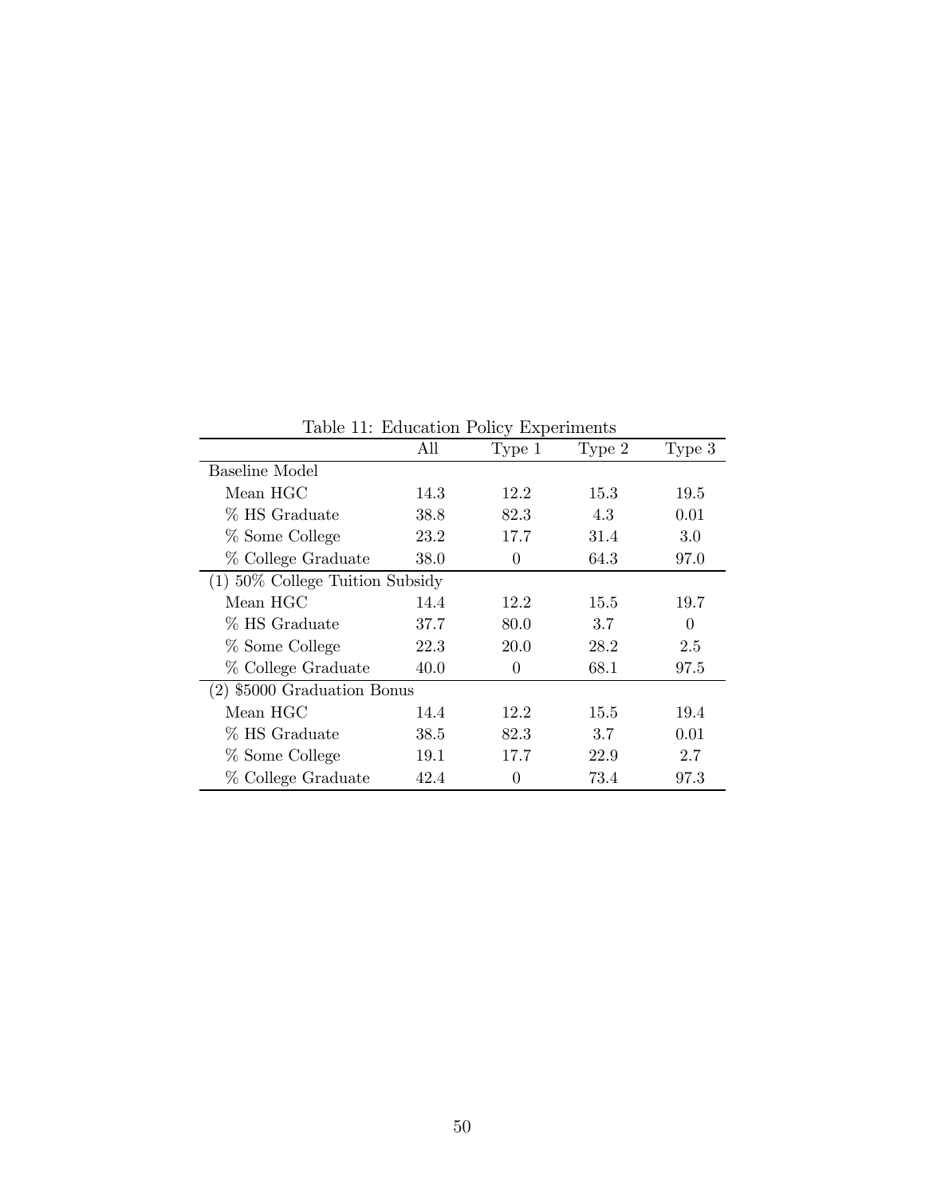Table 11: Education Policy Experiments

| | All | Type 1 | Type 2 | Type 3 |
|---|---|---|---|---|
| Baseline Model | | | | |
| Mean HGC | 14.3 | 12.2 | 15.3 | 19.5 |
| % HS Graduate | 38.8 | 82.3 | 4.3 | 0.01 |
| % Some College | 23.2 | 17.7 | 31.4 | 3.0 |
| % College Graduate | 38.0 | 0 | 64.3 | 97.0 |
| (1) 50% College Tuition Subsidy | | | | |
| Mean HGC | 14.4 | 12.2 | 15.5 | 19.7 |
| % HS Graduate | 37.7 | 80.0 | 3.7 | 0 |
| % Some College | 22.3 | 20.0 | 28.2 | 2.5 |
| % College Graduate | 40.0 | 0 | 68.1 | 97.5 |
| (2) $5000 Graduation Bonus | | | | |
| Mean HGC | 14.4 | 12.2 | 15.5 | 19.4 |
| % HS Graduate | 38.5 | 82.3 | 3.7 | 0.01 |
| % Some College | 19.1 | 17.7 | 22.9 | 2.7 |
| % College Graduate | 42.4 | 0 | 73.4 | 97.3 |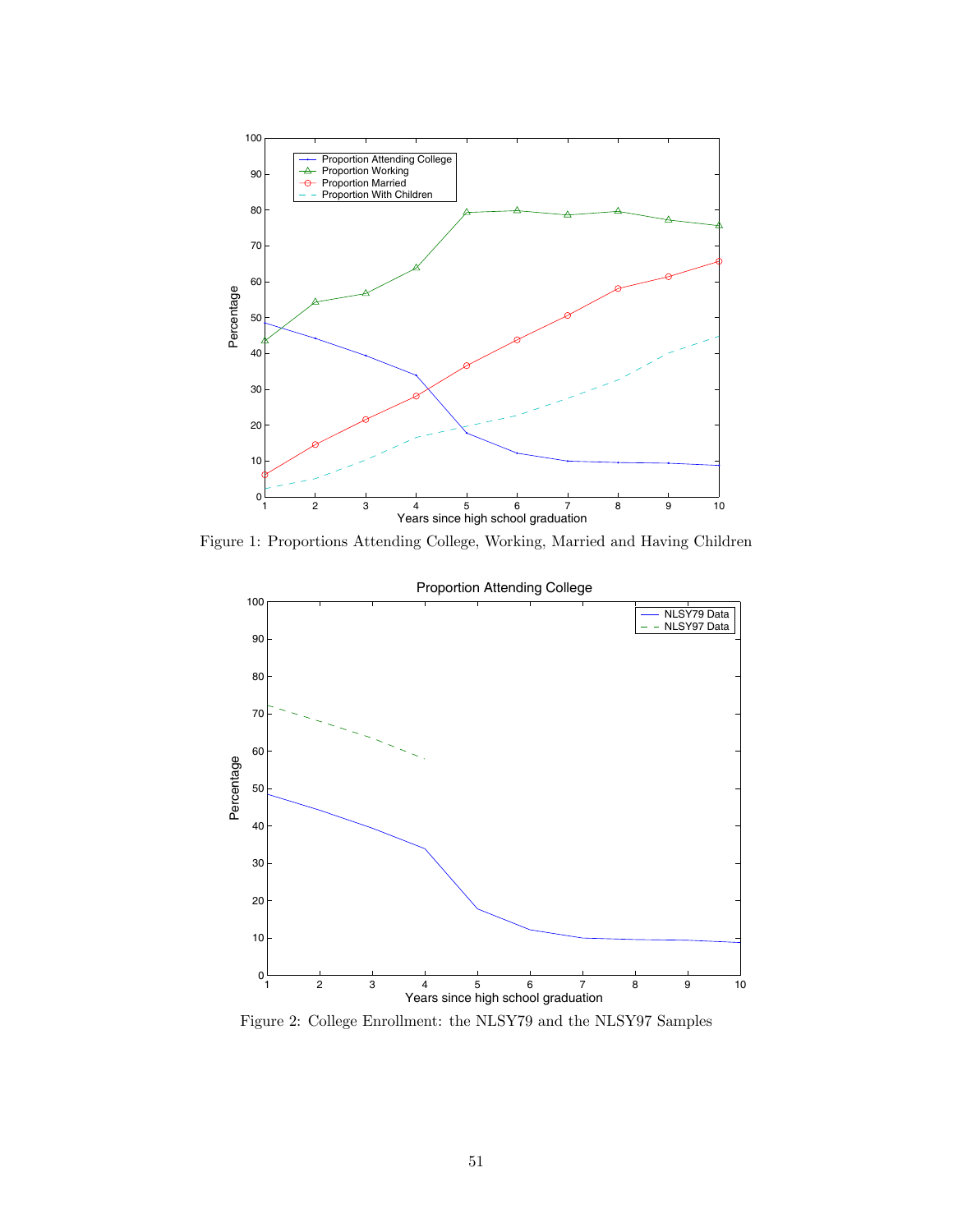Figure 1: Proportions Attending College, Working, Married and Having Children

Figure 2: College Enrollment: the NLSY79 and the NLSY97 Samples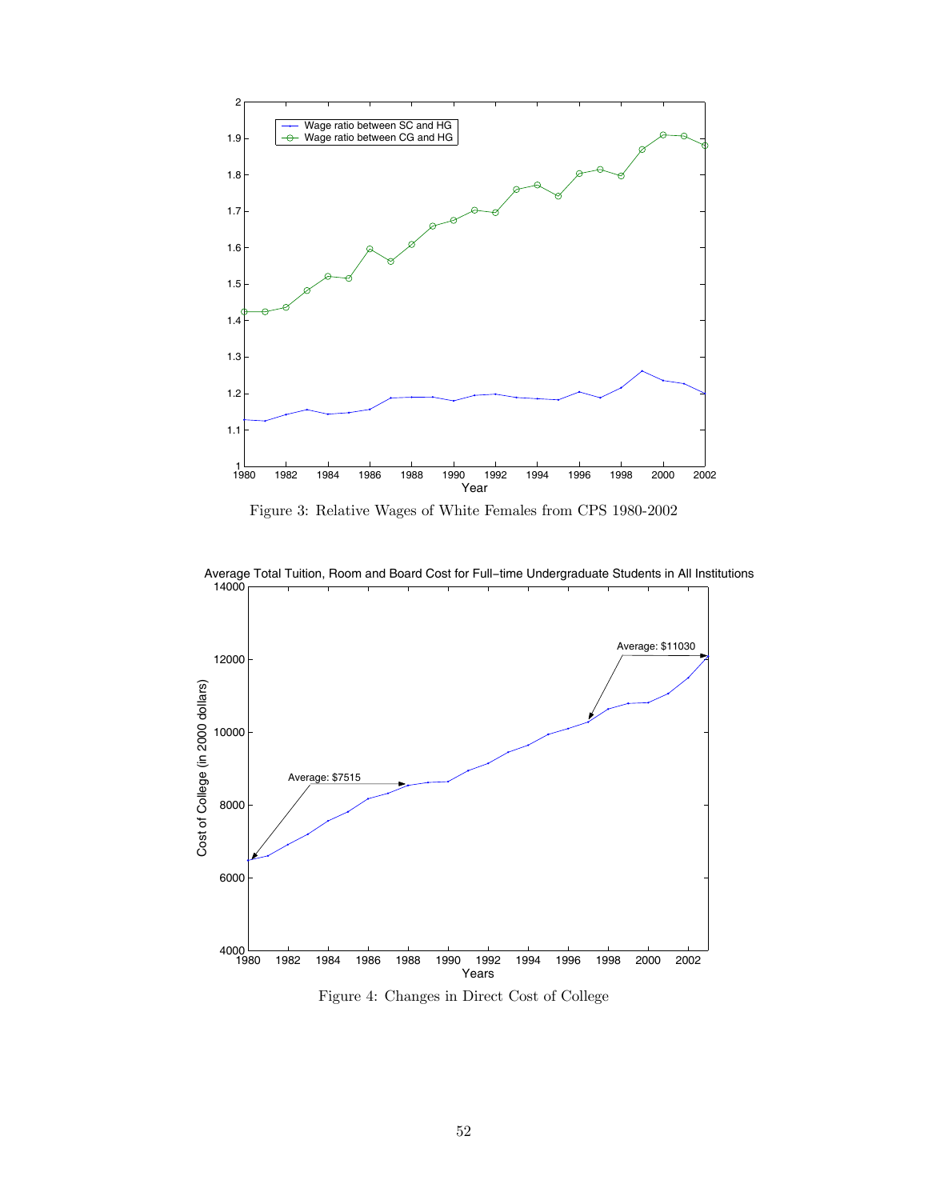Figure 3: Relative Wages of White Females from CPS 1980-2002

Figure 4: Changes in Direct Cost of College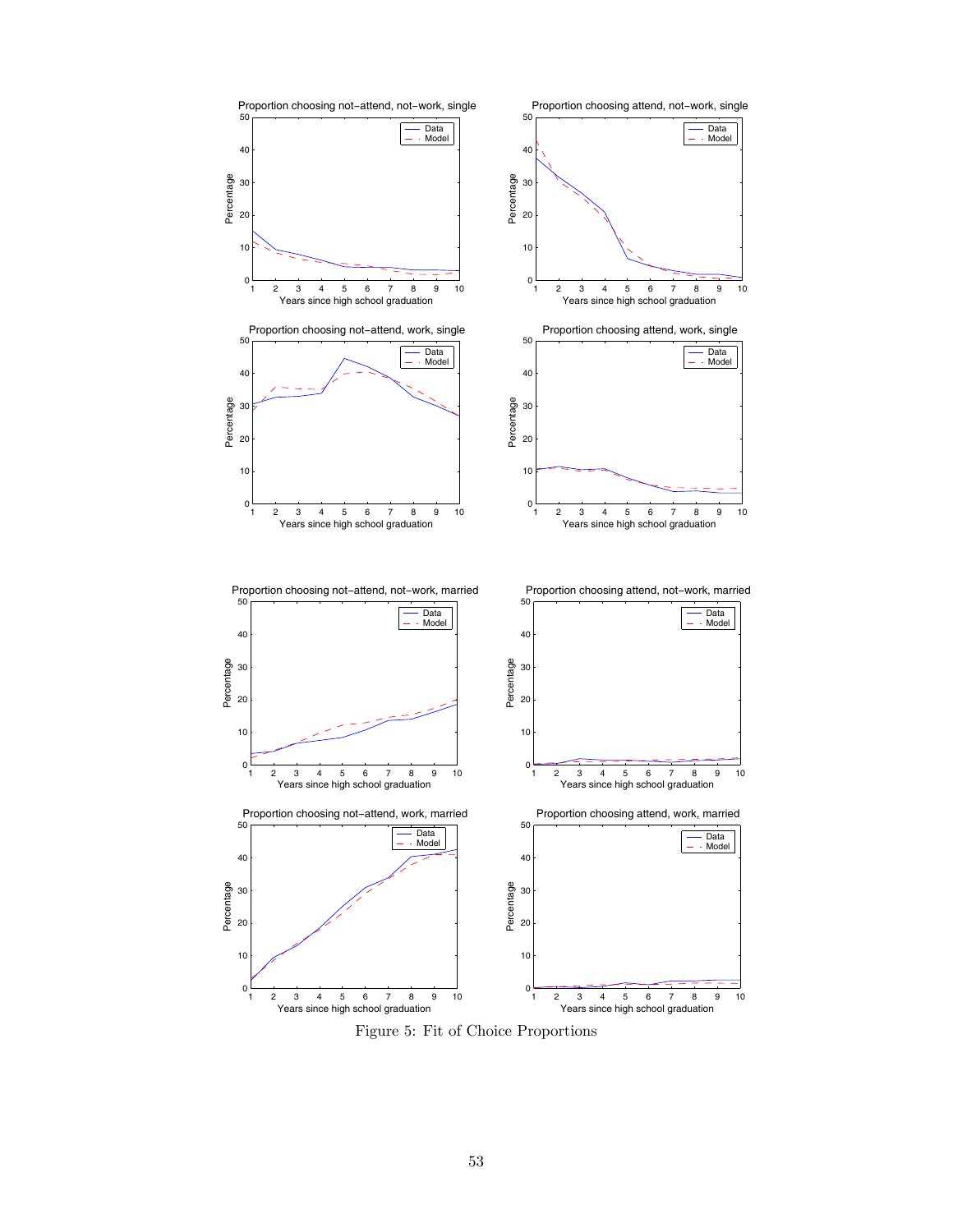Figure 5: Fit of Choice Proportions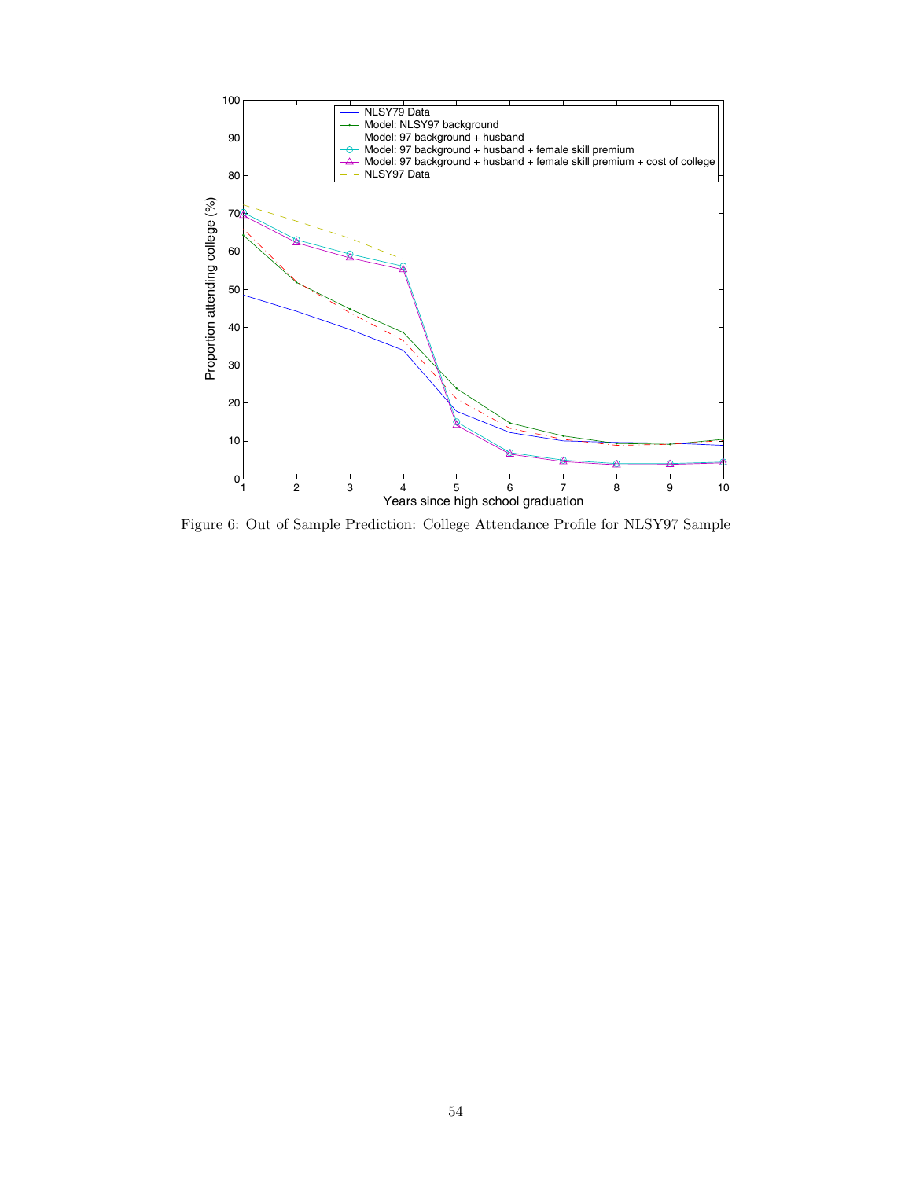100
90
80
70
60
50
40
30
20
10
0

Proportion attending college (%)

1 2 3 4 5 6 7 8 9 10

Years since high school graduation

NLSY79 Data
Model: NLSY97 background
Model: 97 background + husband
Model: 97 background + husband + female skill premium
Model: 97 background + husband + female skill premium + cost of college
NLSY97 Data

Figure 6: Out of Sample Prediction: College Attendance Profile for NLSY97 Sample